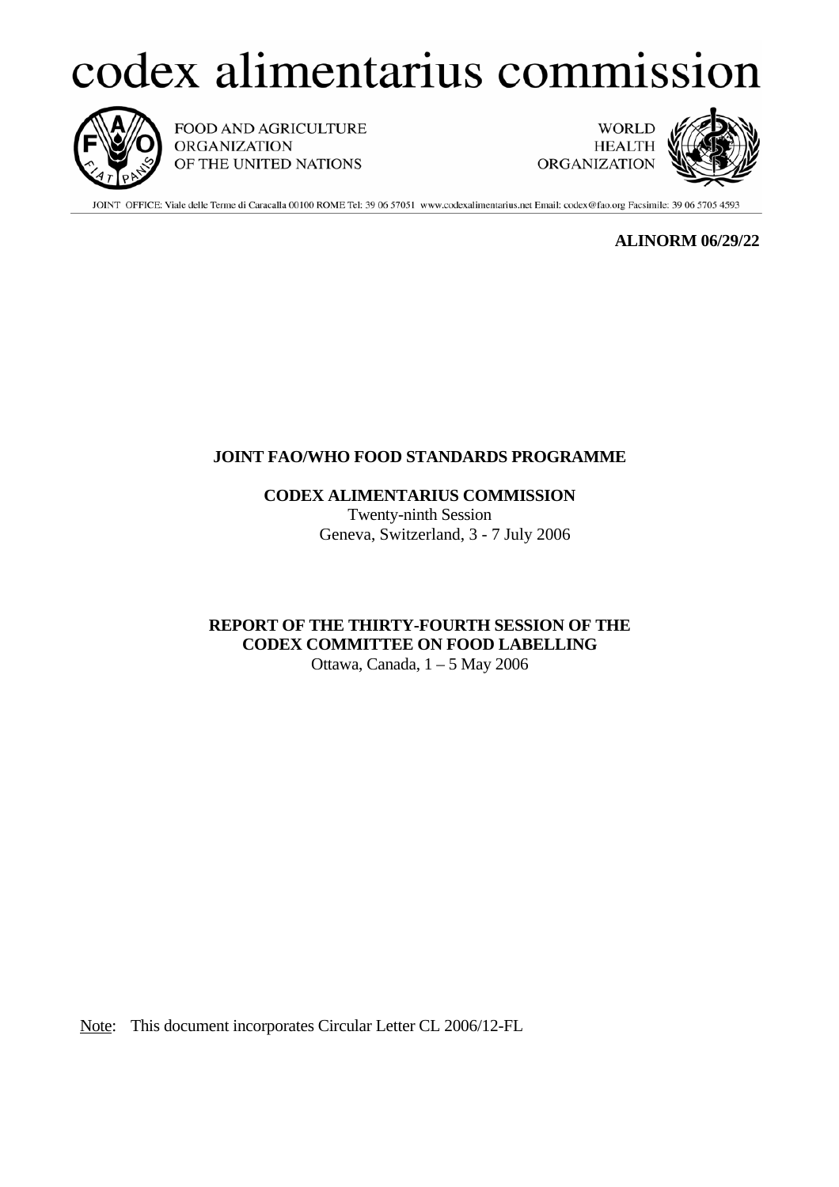# codex alimentarius commission

FOOD AND AGRICULTURE ORGANIZATION OF THE UNITED NATIONS

WORLD HEALTH ORGANIZATION

JOINT OFFICE: Viale delle Terme di Caracalla 00100 ROME Tel: 39 06 57051 www.codexalimentarius.net Email: codex@fao.org Facsimile: 39 06 5705 4593

**ALINORM 06/29/22**

**JOINT FAO/WHO FOOD STANDARDS PROGRAMME**

**CODEX ALIMENTARIUS COMMISSION**
Twenty-ninth Session
Geneva, Switzerland, 3 - 7 July 2006

**REPORT OF THE THIRTY-FOURTH SESSION OF THE CODEX COMMITTEE ON FOOD LABELLING**
Ottawa, Canada, 1 – 5 May 2006

Note: This document incorporates Circular Letter CL 2006/12-FL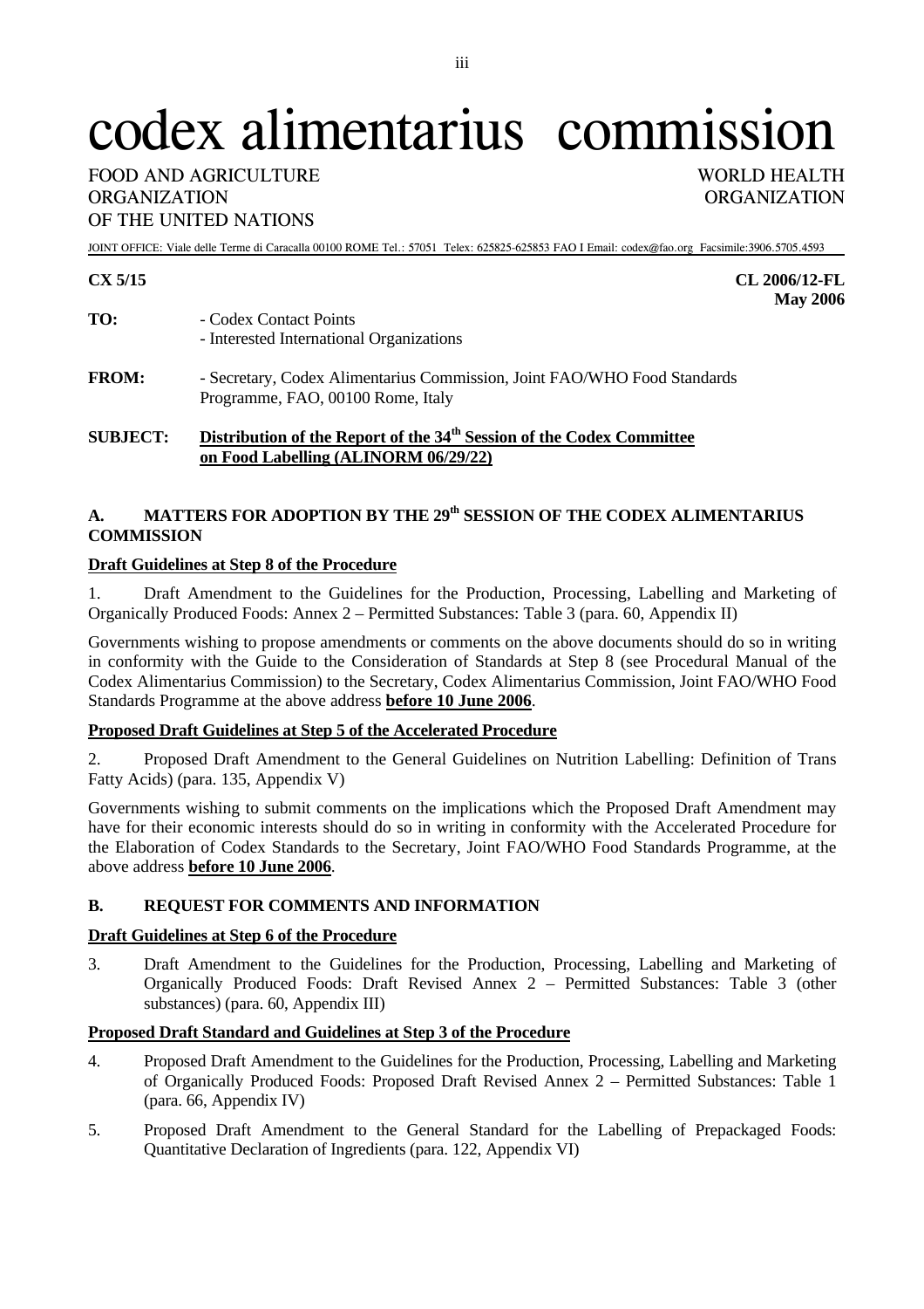# codex alimentarius commission

FOOD AND AGRICULTURE ORGANIZATION OF THE UNITED NATIONS

WORLD HEALTH ORGANIZATION

JOINT OFFICE: Viale delle Terme di Caracalla 00100 ROME Tel.: 57051 Telex: 625825-625853 FAO I Email: codex@fao.org Facsimile:3906.5705.4593

**CX 5/15** **CL 2006/12-FL**
**May 2006**

**TO:** - Codex Contact Points
- Interested International Organizations

**FROM:** - Secretary, Codex Alimentarius Commission, Joint FAO/WHO Food Standards Programme, FAO, 00100 Rome, Italy

**SUBJECT:** **Distribution of the Report of the 34th Session of the Codex Committee on Food Labelling (ALINORM 06/29/22)**

## A. MATTERS FOR ADOPTION BY THE 29th SESSION OF THE CODEX ALIMENTARIUS COMMISSION

**Draft Guidelines at Step 8 of the Procedure**

1. Draft Amendment to the Guidelines for the Production, Processing, Labelling and Marketing of Organically Produced Foods: Annex 2 – Permitted Substances: Table 3 (para. 60, Appendix II)

Governments wishing to propose amendments or comments on the above documents should do so in writing in conformity with the Guide to the Consideration of Standards at Step 8 (see Procedural Manual of the Codex Alimentarius Commission) to the Secretary, Codex Alimentarius Commission, Joint FAO/WHO Food Standards Programme at the above address **before 10 June 2006**.

**Proposed Draft Guidelines at Step 5 of the Accelerated Procedure**

2. Proposed Draft Amendment to the General Guidelines on Nutrition Labelling: Definition of Trans Fatty Acids) (para. 135, Appendix V)

Governments wishing to submit comments on the implications which the Proposed Draft Amendment may have for their economic interests should do so in writing in conformity with the Accelerated Procedure for the Elaboration of Codex Standards to the Secretary, Joint FAO/WHO Food Standards Programme, at the above address **before 10 June 2006**.

## B. REQUEST FOR COMMENTS AND INFORMATION

**Draft Guidelines at Step 6 of the Procedure**

3. Draft Amendment to the Guidelines for the Production, Processing, Labelling and Marketing of Organically Produced Foods: Draft Revised Annex 2 – Permitted Substances: Table 3 (other substances) (para. 60, Appendix III)

**Proposed Draft Standard and Guidelines at Step 3 of the Procedure**

4. Proposed Draft Amendment to the Guidelines for the Production, Processing, Labelling and Marketing of Organically Produced Foods: Proposed Draft Revised Annex 2 – Permitted Substances: Table 1 (para. 66, Appendix IV)

5. Proposed Draft Amendment to the General Standard for the Labelling of Prepackaged Foods: Quantitative Declaration of Ingredients (para. 122, Appendix VI)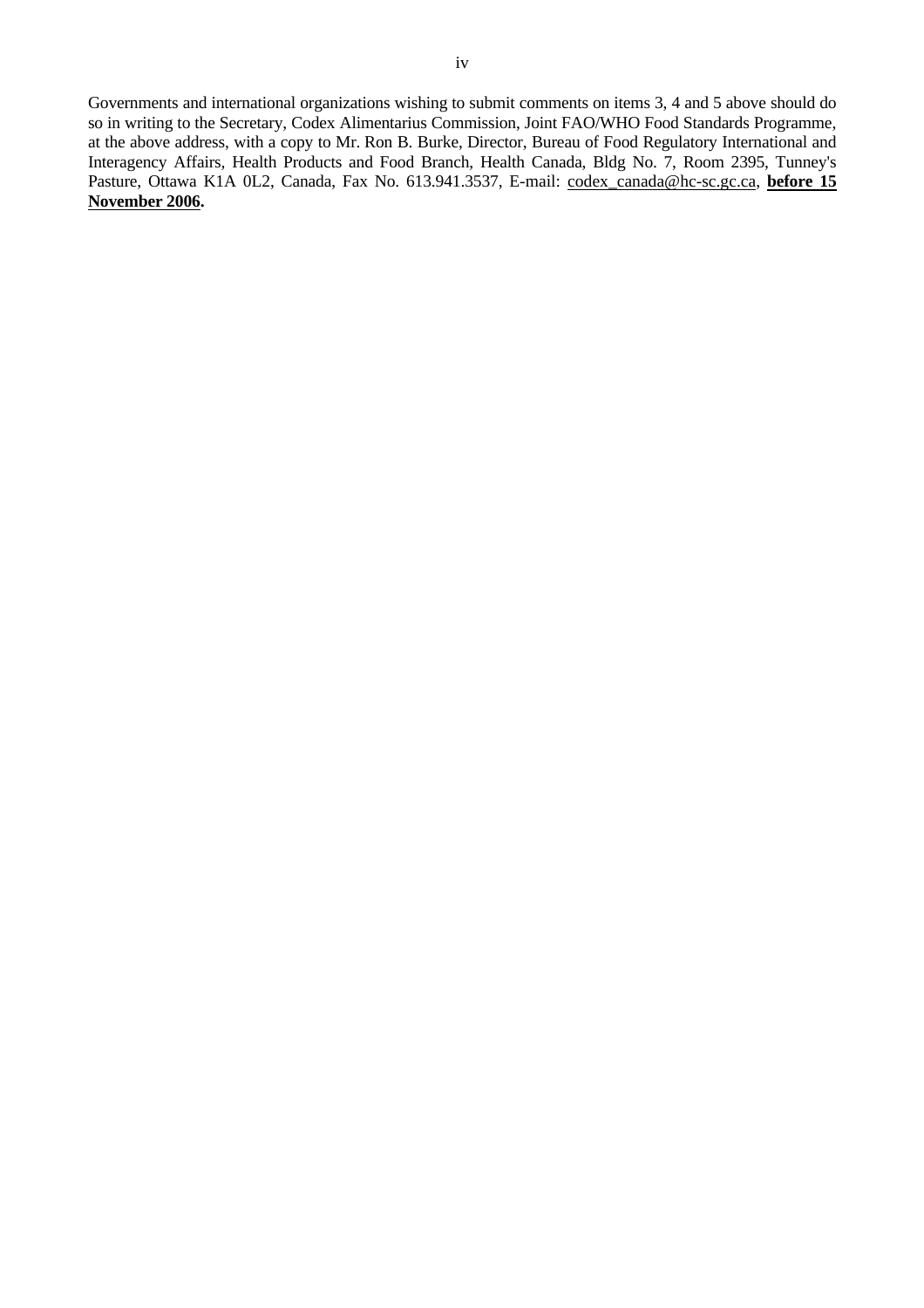Governments and international organizations wishing to submit comments on items 3, 4 and 5 above should do so in writing to the Secretary, Codex Alimentarius Commission, Joint FAO/WHO Food Standards Programme, at the above address, with a copy to Mr. Ron B. Burke, Director, Bureau of Food Regulatory International and Interagency Affairs, Health Products and Food Branch, Health Canada, Bldg No. 7, Room 2395, Tunney's Pasture, Ottawa K1A 0L2, Canada, Fax No. 613.941.3537, E-mail: codex_canada@hc-sc.gc.ca, **before 15 November 2006.**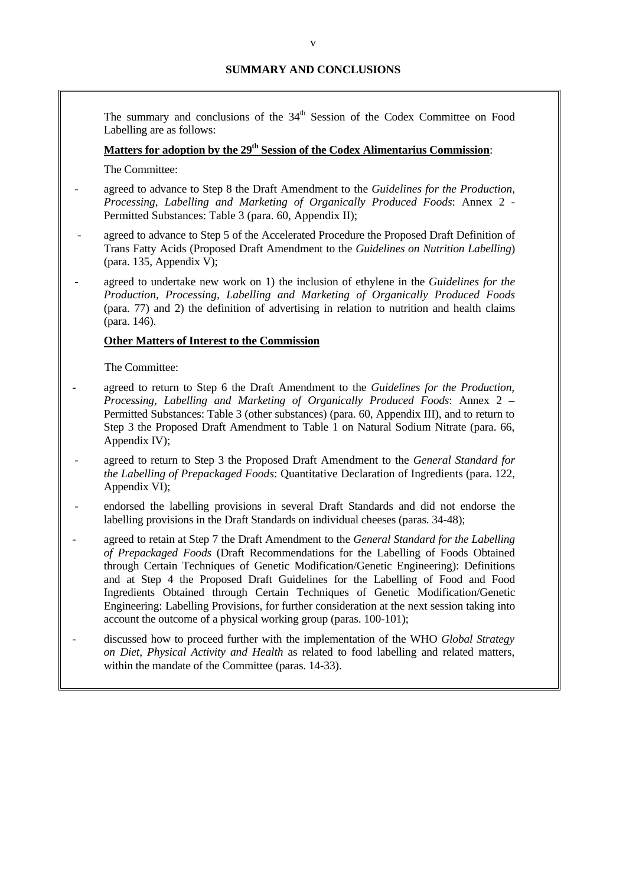## SUMMARY AND CONCLUSIONS

The summary and conclusions of the 34th Session of the Codex Committee on Food Labelling are as follows:

**Matters for adoption by the 29th Session of the Codex Alimentarius Commission**:

The Committee:

- agreed to advance to Step 8 the Draft Amendment to the *Guidelines for the Production, Processing, Labelling and Marketing of Organically Produced Foods*: Annex 2 - Permitted Substances: Table 3 (para. 60, Appendix II);
- agreed to advance to Step 5 of the Accelerated Procedure the Proposed Draft Definition of Trans Fatty Acids (Proposed Draft Amendment to the *Guidelines on Nutrition Labelling*) (para. 135, Appendix V);
- agreed to undertake new work on 1) the inclusion of ethylene in the *Guidelines for the Production, Processing, Labelling and Marketing of Organically Produced Foods* (para. 77) and 2) the definition of advertising in relation to nutrition and health claims (para. 146).

**Other Matters of Interest to the Commission**

The Committee:

- agreed to return to Step 6 the Draft Amendment to the *Guidelines for the Production, Processing, Labelling and Marketing of Organically Produced Foods*: Annex 2 – Permitted Substances: Table 3 (other substances) (para. 60, Appendix III), and to return to Step 3 the Proposed Draft Amendment to Table 1 on Natural Sodium Nitrate (para. 66, Appendix IV);
- agreed to return to Step 3 the Proposed Draft Amendment to the *General Standard for the Labelling of Prepackaged Foods*: Quantitative Declaration of Ingredients (para. 122, Appendix VI);
- endorsed the labelling provisions in several Draft Standards and did not endorse the labelling provisions in the Draft Standards on individual cheeses (paras. 34-48);
- agreed to retain at Step 7 the Draft Amendment to the *General Standard for the Labelling of Prepackaged Foods* (Draft Recommendations for the Labelling of Foods Obtained through Certain Techniques of Genetic Modification/Genetic Engineering): Definitions and at Step 4 the Proposed Draft Guidelines for the Labelling of Food and Food Ingredients Obtained through Certain Techniques of Genetic Modification/Genetic Engineering: Labelling Provisions, for further consideration at the next session taking into account the outcome of a physical working group (paras. 100-101);
- discussed how to proceed further with the implementation of the WHO *Global Strategy on Diet, Physical Activity and Health* as related to food labelling and related matters, within the mandate of the Committee (paras. 14-33).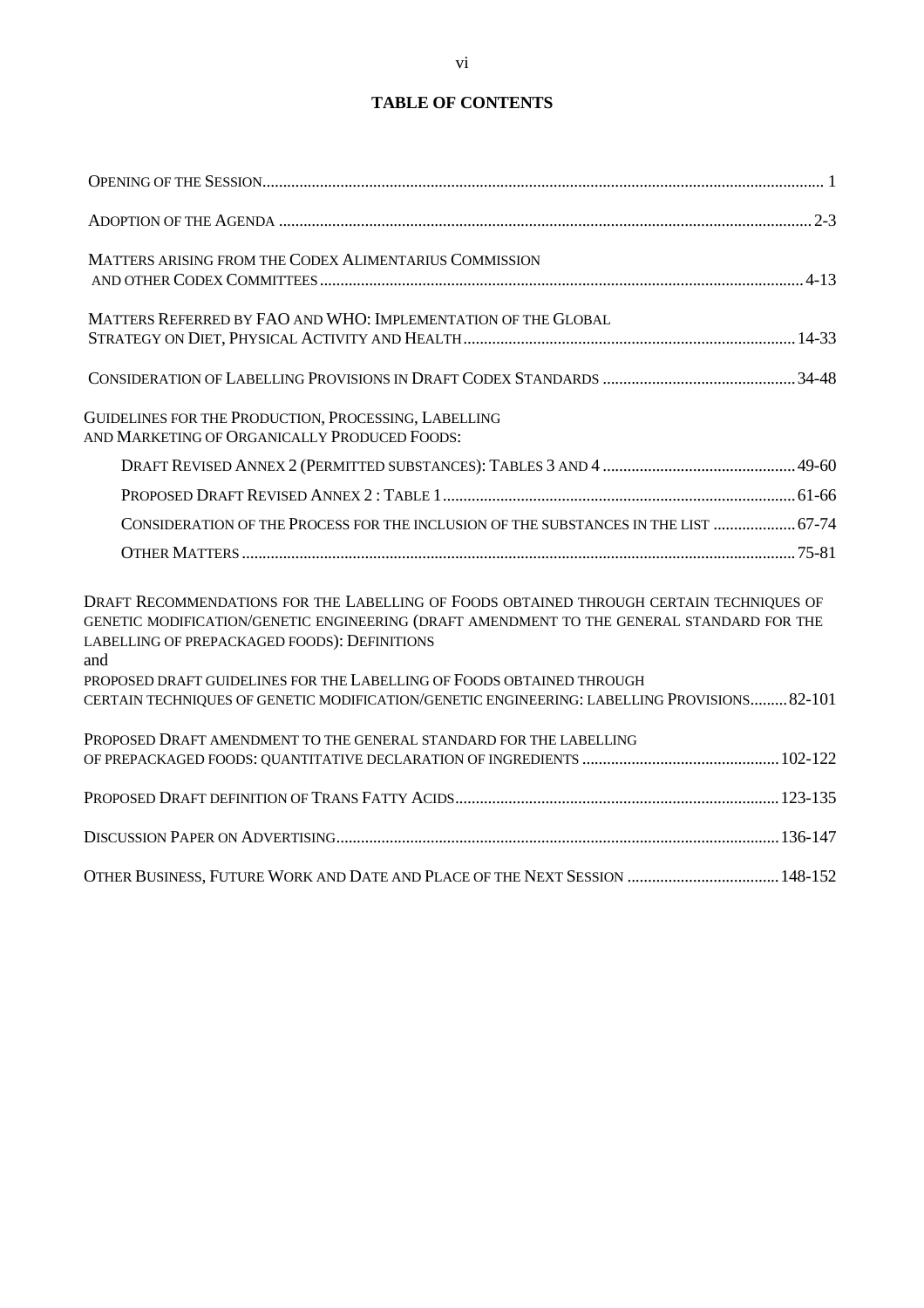# TABLE OF CONTENTS

| | |
|---|---|
| OPENING OF THE SESSION | 1 |
| ADOPTION OF THE AGENDA | 2-3 |
| MATTERS ARISING FROM THE CODEX ALIMENTARIUS COMMISSION AND OTHER CODEX COMMITTEES | 4-13 |
| MATTERS REFERRED BY FAO AND WHO: IMPLEMENTATION OF THE GLOBAL STRATEGY ON DIET, PHYSICAL ACTIVITY AND HEALTH | 14-33 |
| CONSIDERATION OF LABELLING PROVISIONS IN DRAFT CODEX STANDARDS | 34-48 |
| GUIDELINES FOR THE PRODUCTION, PROCESSING, LABELLING AND MARKETING OF ORGANICALLY PRODUCED FOODS: | |
| DRAFT REVISED ANNEX 2 (PERMITTED SUBSTANCES): TABLES 3 AND 4 | 49-60 |
| PROPOSED DRAFT REVISED ANNEX 2 : TABLE 1 | 61-66 |
| CONSIDERATION OF THE PROCESS FOR THE INCLUSION OF THE SUBSTANCES IN THE LIST | 67-74 |
| OTHER MATTERS | 75-81 |
| DRAFT RECOMMENDATIONS FOR THE LABELLING OF FOODS OBTAINED THROUGH CERTAIN TECHNIQUES OF GENETIC MODIFICATION/GENETIC ENGINEERING (DRAFT AMENDMENT TO THE GENERAL STANDARD FOR THE LABELLING OF PREPACKAGED FOODS): DEFINITIONS and PROPOSED DRAFT GUIDELINES FOR THE LABELLING OF FOODS OBTAINED THROUGH CERTAIN TECHNIQUES OF GENETIC MODIFICATION/GENETIC ENGINEERING: LABELLING PROVISIONS | 82-101 |
| PROPOSED DRAFT AMENDMENT TO THE GENERAL STANDARD FOR THE LABELLING OF PREPACKAGED FOODS: QUANTITATIVE DECLARATION OF INGREDIENTS | 102-122 |
| PROPOSED DRAFT DEFINITION OF TRANS FATTY ACIDS | 123-135 |
| DISCUSSION PAPER ON ADVERTISING | 136-147 |
| OTHER BUSINESS, FUTURE WORK AND DATE AND PLACE OF THE NEXT SESSION | 148-152 |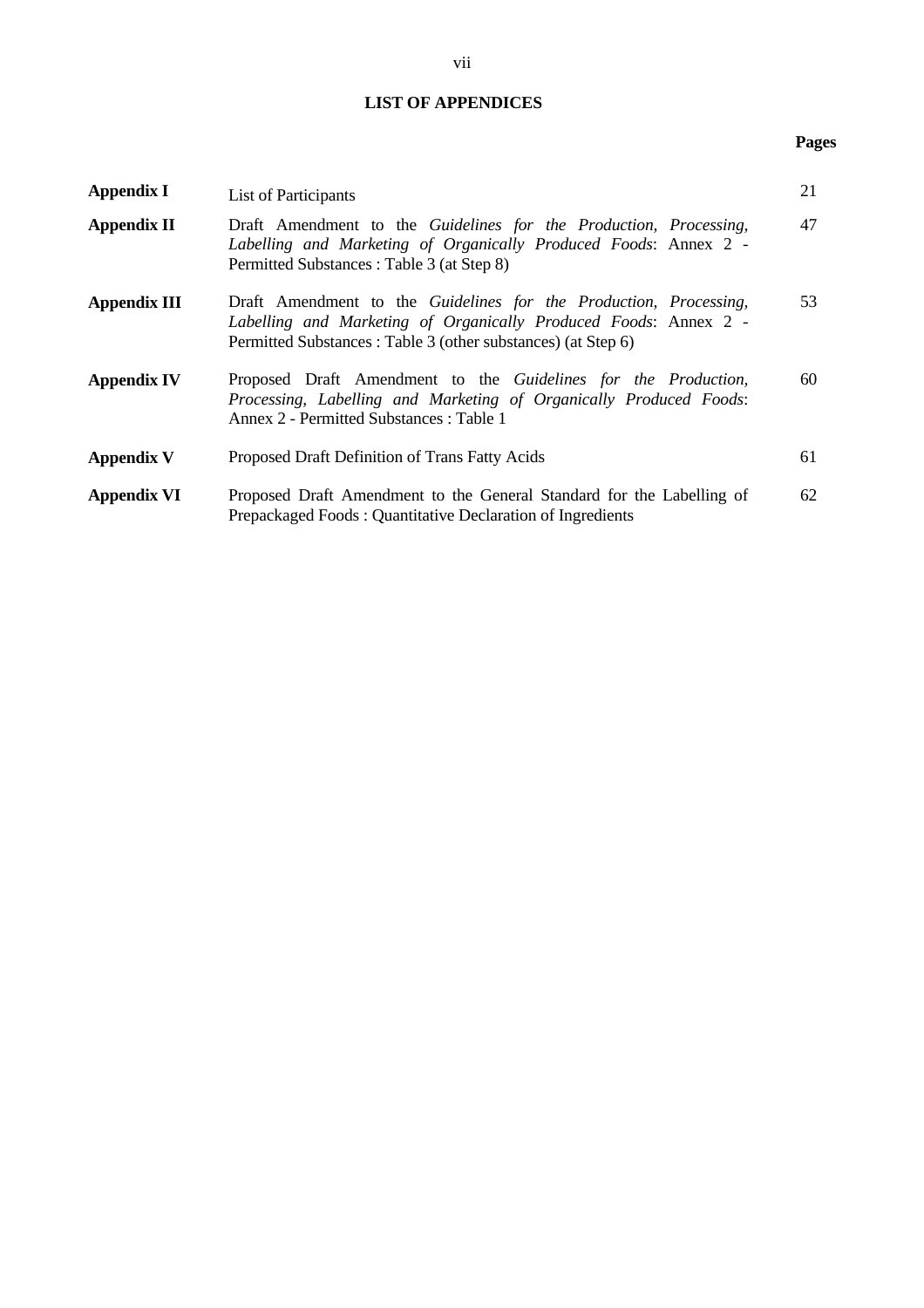## LIST OF APPENDICES

| | | Pages |
|---|---|---|
| **Appendix I** | List of Participants | 21 |
| **Appendix II** | Draft Amendment to the *Guidelines for the Production, Processing, Labelling and Marketing of Organically Produced Foods*: Annex 2 - Permitted Substances : Table 3 (at Step 8) | 47 |
| **Appendix III** | Draft Amendment to the *Guidelines for the Production, Processing, Labelling and Marketing of Organically Produced Foods*: Annex 2 - Permitted Substances : Table 3 (other substances) (at Step 6) | 53 |
| **Appendix IV** | Proposed Draft Amendment to the *Guidelines for the Production, Processing, Labelling and Marketing of Organically Produced Foods*: Annex 2 - Permitted Substances : Table 1 | 60 |
| **Appendix V** | Proposed Draft Definition of Trans Fatty Acids | 61 |
| **Appendix VI** | Proposed Draft Amendment to the General Standard for the Labelling of Prepackaged Foods : Quantitative Declaration of Ingredients | 62 |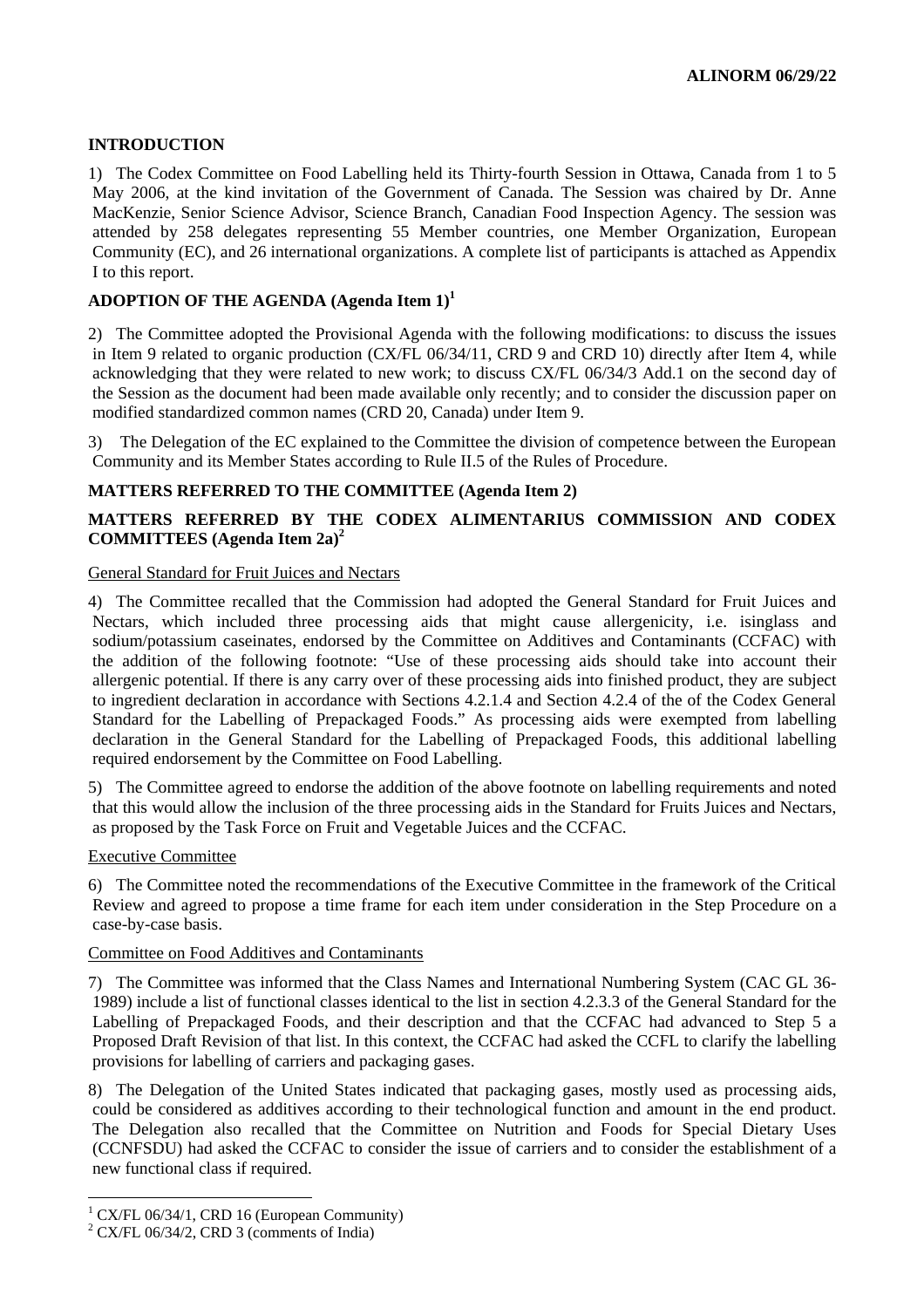**ALINORM 06/29/22**

## INTRODUCTION

1) The Codex Committee on Food Labelling held its Thirty-fourth Session in Ottawa, Canada from 1 to 5 May 2006, at the kind invitation of the Government of Canada. The Session was chaired by Dr. Anne MacKenzie, Senior Science Advisor, Science Branch, Canadian Food Inspection Agency. The session was attended by 258 delegates representing 55 Member countries, one Member Organization, European Community (EC), and 26 international organizations. A complete list of participants is attached as Appendix I to this report.

## ADOPTION OF THE AGENDA (Agenda Item 1)[1]

2) The Committee adopted the Provisional Agenda with the following modifications: to discuss the issues in Item 9 related to organic production (CX/FL 06/34/11, CRD 9 and CRD 10) directly after Item 4, while acknowledging that they were related to new work; to discuss CX/FL 06/34/3 Add.1 on the second day of the Session as the document had been made available only recently; and to consider the discussion paper on modified standardized common names (CRD 20, Canada) under Item 9.

3) The Delegation of the EC explained to the Committee the division of competence between the European Community and its Member States according to Rule II.5 of the Rules of Procedure.

## MATTERS REFERRED TO THE COMMITTEE (Agenda Item 2)

## MATTERS REFERRED BY THE CODEX ALIMENTARIUS COMMISSION AND CODEX COMMITTEES (Agenda Item 2a)[2]

General Standard for Fruit Juices and Nectars

4) The Committee recalled that the Commission had adopted the General Standard for Fruit Juices and Nectars, which included three processing aids that might cause allergenicity, i.e. isinglass and sodium/potassium caseinates, endorsed by the Committee on Additives and Contaminants (CCFAC) with the addition of the following footnote: "Use of these processing aids should take into account their allergenic potential. If there is any carry over of these processing aids into finished product, they are subject to ingredient declaration in accordance with Sections 4.2.1.4 and Section 4.2.4 of the of the Codex General Standard for the Labelling of Prepackaged Foods." As processing aids were exempted from labelling declaration in the General Standard for the Labelling of Prepackaged Foods, this additional labelling required endorsement by the Committee on Food Labelling.

5) The Committee agreed to endorse the addition of the above footnote on labelling requirements and noted that this would allow the inclusion of the three processing aids in the Standard for Fruits Juices and Nectars, as proposed by the Task Force on Fruit and Vegetable Juices and the CCFAC.

Executive Committee

6) The Committee noted the recommendations of the Executive Committee in the framework of the Critical Review and agreed to propose a time frame for each item under consideration in the Step Procedure on a case-by-case basis.

Committee on Food Additives and Contaminants

7) The Committee was informed that the Class Names and International Numbering System (CAC GL 36-1989) include a list of functional classes identical to the list in section 4.2.3.3 of the General Standard for the Labelling of Prepackaged Foods, and their description and that the CCFAC had advanced to Step 5 a Proposed Draft Revision of that list. In this context, the CCFAC had asked the CCFL to clarify the labelling provisions for labelling of carriers and packaging gases.

8) The Delegation of the United States indicated that packaging gases, mostly used as processing aids, could be considered as additives according to their technological function and amount in the end product. The Delegation also recalled that the Committee on Nutrition and Foods for Special Dietary Uses (CCNFSDU) had asked the CCFAC to consider the issue of carriers and to consider the establishment of a new functional class if required.

---

[1] CX/FL 06/34/1, CRD 16 (European Community)

[2] CX/FL 06/34/2, CRD 3 (comments of India)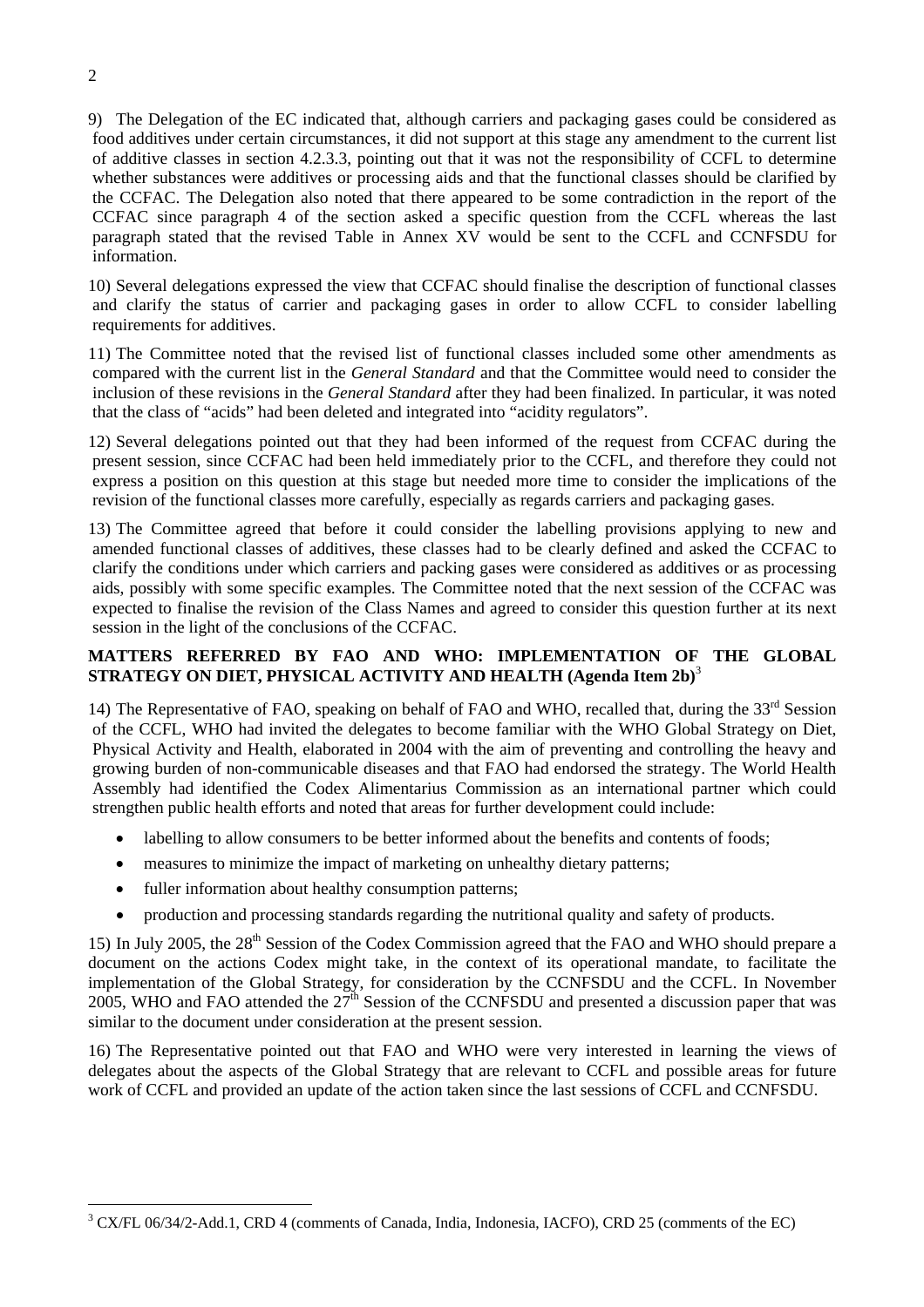9) The Delegation of the EC indicated that, although carriers and packaging gases could be considered as food additives under certain circumstances, it did not support at this stage any amendment to the current list of additive classes in section 4.2.3.3, pointing out that it was not the responsibility of CCFL to determine whether substances were additives or processing aids and that the functional classes should be clarified by the CCFAC. The Delegation also noted that there appeared to be some contradiction in the report of the CCFAC since paragraph 4 of the section asked a specific question from the CCFL whereas the last paragraph stated that the revised Table in Annex XV would be sent to the CCFL and CCNFSDU for information.

10) Several delegations expressed the view that CCFAC should finalise the description of functional classes and clarify the status of carrier and packaging gases in order to allow CCFL to consider labelling requirements for additives.

11) The Committee noted that the revised list of functional classes included some other amendments as compared with the current list in the *General Standard* and that the Committee would need to consider the inclusion of these revisions in the *General Standard* after they had been finalized. In particular, it was noted that the class of "acids" had been deleted and integrated into "acidity regulators".

12) Several delegations pointed out that they had been informed of the request from CCFAC during the present session, since CCFAC had been held immediately prior to the CCFL, and therefore they could not express a position on this question at this stage but needed more time to consider the implications of the revision of the functional classes more carefully, especially as regards carriers and packaging gases.

13) The Committee agreed that before it could consider the labelling provisions applying to new and amended functional classes of additives, these classes had to be clearly defined and asked the CCFAC to clarify the conditions under which carriers and packing gases were considered as additives or as processing aids, possibly with some specific examples. The Committee noted that the next session of the CCFAC was expected to finalise the revision of the Class Names and agreed to consider this question further at its next session in the light of the conclusions of the CCFAC.

## MATTERS REFERRED BY FAO AND WHO: IMPLEMENTATION OF THE GLOBAL STRATEGY ON DIET, PHYSICAL ACTIVITY AND HEALTH (Agenda Item 2b)[3]

14) The Representative of FAO, speaking on behalf of FAO and WHO, recalled that, during the 33rd Session of the CCFL, WHO had invited the delegates to become familiar with the WHO Global Strategy on Diet, Physical Activity and Health, elaborated in 2004 with the aim of preventing and controlling the heavy and growing burden of non-communicable diseases and that FAO had endorsed the strategy. The World Health Assembly had identified the Codex Alimentarius Commission as an international partner which could strengthen public health efforts and noted that areas for further development could include:

- labelling to allow consumers to be better informed about the benefits and contents of foods;
- measures to minimize the impact of marketing on unhealthy dietary patterns;
- fuller information about healthy consumption patterns;
- production and processing standards regarding the nutritional quality and safety of products.

15) In July 2005, the 28th Session of the Codex Commission agreed that the FAO and WHO should prepare a document on the actions Codex might take, in the context of its operational mandate, to facilitate the implementation of the Global Strategy, for consideration by the CCNFSDU and the CCFL. In November 2005, WHO and FAO attended the 27th Session of the CCNFSDU and presented a discussion paper that was similar to the document under consideration at the present session.

16) The Representative pointed out that FAO and WHO were very interested in learning the views of delegates about the aspects of the Global Strategy that are relevant to CCFL and possible areas for future work of CCFL and provided an update of the action taken since the last sessions of CCFL and CCNFSDU.

[3] CX/FL 06/34/2-Add.1, CRD 4 (comments of Canada, India, Indonesia, IACFO), CRD 25 (comments of the EC)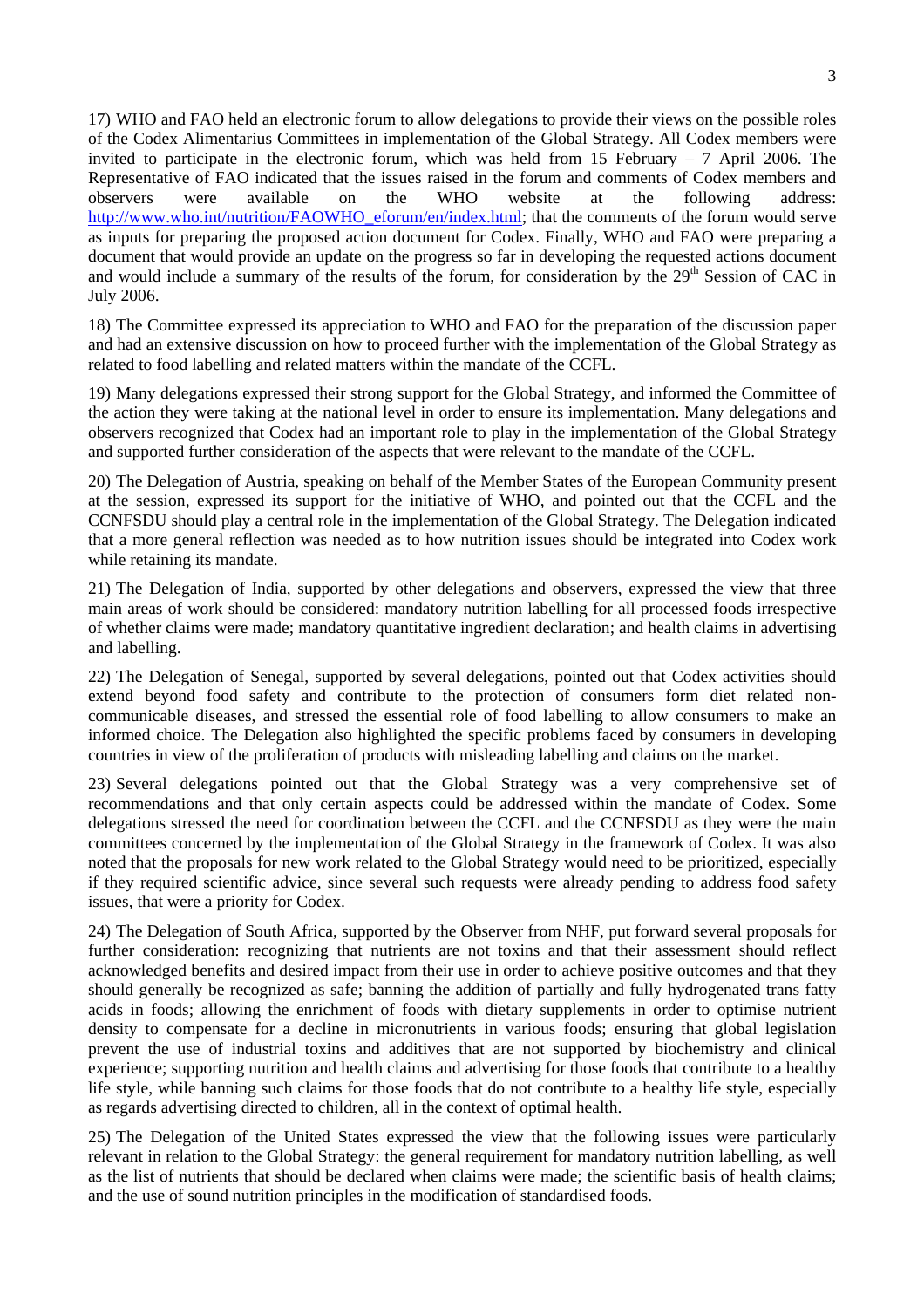17) WHO and FAO held an electronic forum to allow delegations to provide their views on the possible roles of the Codex Alimentarius Committees in implementation of the Global Strategy. All Codex members were invited to participate in the electronic forum, which was held from 15 February – 7 April 2006. The Representative of FAO indicated that the issues raised in the forum and comments of Codex members and observers were available on the WHO website at the following address: http://www.who.int/nutrition/FAOWHO_eforum/en/index.html; that the comments of the forum would serve as inputs for preparing the proposed action document for Codex. Finally, WHO and FAO were preparing a document that would provide an update on the progress so far in developing the requested actions document and would include a summary of the results of the forum, for consideration by the 29th Session of CAC in July 2006.

18) The Committee expressed its appreciation to WHO and FAO for the preparation of the discussion paper and had an extensive discussion on how to proceed further with the implementation of the Global Strategy as related to food labelling and related matters within the mandate of the CCFL.

19) Many delegations expressed their strong support for the Global Strategy, and informed the Committee of the action they were taking at the national level in order to ensure its implementation. Many delegations and observers recognized that Codex had an important role to play in the implementation of the Global Strategy and supported further consideration of the aspects that were relevant to the mandate of the CCFL.

20) The Delegation of Austria, speaking on behalf of the Member States of the European Community present at the session, expressed its support for the initiative of WHO, and pointed out that the CCFL and the CCNFSDU should play a central role in the implementation of the Global Strategy. The Delegation indicated that a more general reflection was needed as to how nutrition issues should be integrated into Codex work while retaining its mandate.

21) The Delegation of India, supported by other delegations and observers, expressed the view that three main areas of work should be considered: mandatory nutrition labelling for all processed foods irrespective of whether claims were made; mandatory quantitative ingredient declaration; and health claims in advertising and labelling.

22) The Delegation of Senegal, supported by several delegations, pointed out that Codex activities should extend beyond food safety and contribute to the protection of consumers form diet related non-communicable diseases, and stressed the essential role of food labelling to allow consumers to make an informed choice. The Delegation also highlighted the specific problems faced by consumers in developing countries in view of the proliferation of products with misleading labelling and claims on the market.

23) Several delegations pointed out that the Global Strategy was a very comprehensive set of recommendations and that only certain aspects could be addressed within the mandate of Codex. Some delegations stressed the need for coordination between the CCFL and the CCNFSDU as they were the main committees concerned by the implementation of the Global Strategy in the framework of Codex. It was also noted that the proposals for new work related to the Global Strategy would need to be prioritized, especially if they required scientific advice, since several such requests were already pending to address food safety issues, that were a priority for Codex.

24) The Delegation of South Africa, supported by the Observer from NHF, put forward several proposals for further consideration: recognizing that nutrients are not toxins and that their assessment should reflect acknowledged benefits and desired impact from their use in order to achieve positive outcomes and that they should generally be recognized as safe; banning the addition of partially and fully hydrogenated trans fatty acids in foods; allowing the enrichment of foods with dietary supplements in order to optimise nutrient density to compensate for a decline in micronutrients in various foods; ensuring that global legislation prevent the use of industrial toxins and additives that are not supported by biochemistry and clinical experience; supporting nutrition and health claims and advertising for those foods that contribute to a healthy life style, while banning such claims for those foods that do not contribute to a healthy life style, especially as regards advertising directed to children, all in the context of optimal health.

25) The Delegation of the United States expressed the view that the following issues were particularly relevant in relation to the Global Strategy: the general requirement for mandatory nutrition labelling, as well as the list of nutrients that should be declared when claims were made; the scientific basis of health claims; and the use of sound nutrition principles in the modification of standardised foods.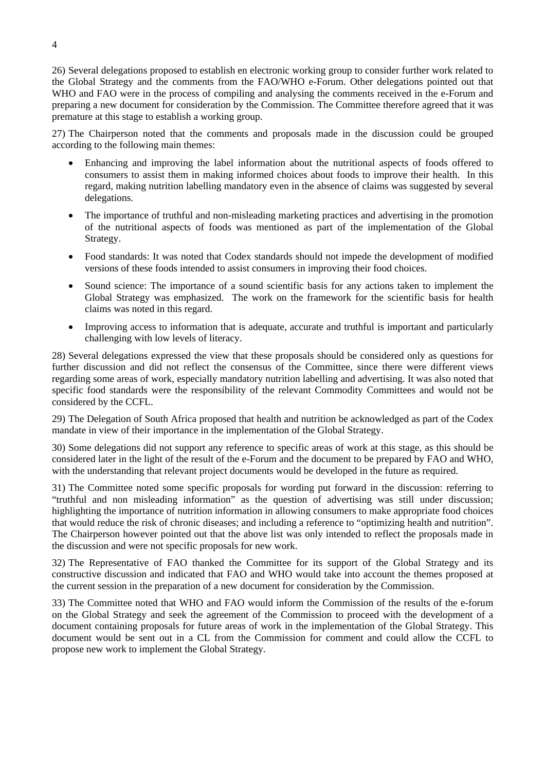26) Several delegations proposed to establish en electronic working group to consider further work related to the Global Strategy and the comments from the FAO/WHO e-Forum. Other delegations pointed out that WHO and FAO were in the process of compiling and analysing the comments received in the e-Forum and preparing a new document for consideration by the Commission. The Committee therefore agreed that it was premature at this stage to establish a working group.

27) The Chairperson noted that the comments and proposals made in the discussion could be grouped according to the following main themes:

- Enhancing and improving the label information about the nutritional aspects of foods offered to consumers to assist them in making informed choices about foods to improve their health. In this regard, making nutrition labelling mandatory even in the absence of claims was suggested by several delegations.
- The importance of truthful and non-misleading marketing practices and advertising in the promotion of the nutritional aspects of foods was mentioned as part of the implementation of the Global Strategy.
- Food standards: It was noted that Codex standards should not impede the development of modified versions of these foods intended to assist consumers in improving their food choices.
- Sound science: The importance of a sound scientific basis for any actions taken to implement the Global Strategy was emphasized. The work on the framework for the scientific basis for health claims was noted in this regard.
- Improving access to information that is adequate, accurate and truthful is important and particularly challenging with low levels of literacy.

28) Several delegations expressed the view that these proposals should be considered only as questions for further discussion and did not reflect the consensus of the Committee, since there were different views regarding some areas of work, especially mandatory nutrition labelling and advertising. It was also noted that specific food standards were the responsibility of the relevant Commodity Committees and would not be considered by the CCFL.

29) The Delegation of South Africa proposed that health and nutrition be acknowledged as part of the Codex mandate in view of their importance in the implementation of the Global Strategy.

30) Some delegations did not support any reference to specific areas of work at this stage, as this should be considered later in the light of the result of the e-Forum and the document to be prepared by FAO and WHO, with the understanding that relevant project documents would be developed in the future as required.

31) The Committee noted some specific proposals for wording put forward in the discussion: referring to "truthful and non misleading information" as the question of advertising was still under discussion; highlighting the importance of nutrition information in allowing consumers to make appropriate food choices that would reduce the risk of chronic diseases; and including a reference to "optimizing health and nutrition". The Chairperson however pointed out that the above list was only intended to reflect the proposals made in the discussion and were not specific proposals for new work.

32) The Representative of FAO thanked the Committee for its support of the Global Strategy and its constructive discussion and indicated that FAO and WHO would take into account the themes proposed at the current session in the preparation of a new document for consideration by the Commission.

33) The Committee noted that WHO and FAO would inform the Commission of the results of the e-forum on the Global Strategy and seek the agreement of the Commission to proceed with the development of a document containing proposals for future areas of work in the implementation of the Global Strategy. This document would be sent out in a CL from the Commission for comment and could allow the CCFL to propose new work to implement the Global Strategy.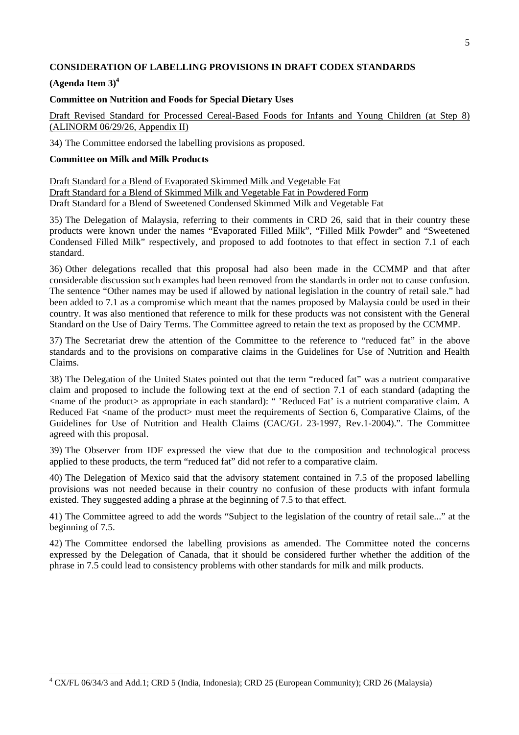**CONSIDERATION OF LABELLING PROVISIONS IN DRAFT CODEX STANDARDS**

**(Agenda Item 3)[4]**

**Committee on Nutrition and Foods for Special Dietary Uses**

Draft Revised Standard for Processed Cereal-Based Foods for Infants and Young Children (at Step 8) (ALINORM 06/29/26, Appendix II)

34) The Committee endorsed the labelling provisions as proposed.

**Committee on Milk and Milk Products**

Draft Standard for a Blend of Evaporated Skimmed Milk and Vegetable Fat
Draft Standard for a Blend of Skimmed Milk and Vegetable Fat in Powdered Form
Draft Standard for a Blend of Sweetened Condensed Skimmed Milk and Vegetable Fat

35) The Delegation of Malaysia, referring to their comments in CRD 26, said that in their country these products were known under the names "Evaporated Filled Milk", "Filled Milk Powder" and "Sweetened Condensed Filled Milk" respectively, and proposed to add footnotes to that effect in section 7.1 of each standard.

36) Other delegations recalled that this proposal had also been made in the CCMMP and that after considerable discussion such examples had been removed from the standards in order not to cause confusion. The sentence "Other names may be used if allowed by national legislation in the country of retail sale." had been added to 7.1 as a compromise which meant that the names proposed by Malaysia could be used in their country. It was also mentioned that reference to milk for these products was not consistent with the General Standard on the Use of Dairy Terms. The Committee agreed to retain the text as proposed by the CCMMP.

37) The Secretariat drew the attention of the Committee to the reference to "reduced fat" in the above standards and to the provisions on comparative claims in the Guidelines for Use of Nutrition and Health Claims.

38) The Delegation of the United States pointed out that the term "reduced fat" was a nutrient comparative claim and proposed to include the following text at the end of section 7.1 of each standard (adapting the <name of the product> as appropriate in each standard): " 'Reduced Fat' is a nutrient comparative claim. A Reduced Fat <name of the product> must meet the requirements of Section 6, Comparative Claims, of the Guidelines for Use of Nutrition and Health Claims (CAC/GL 23-1997, Rev.1-2004).". The Committee agreed with this proposal.

39) The Observer from IDF expressed the view that due to the composition and technological process applied to these products, the term "reduced fat" did not refer to a comparative claim.

40) The Delegation of Mexico said that the advisory statement contained in 7.5 of the proposed labelling provisions was not needed because in their country no confusion of these products with infant formula existed. They suggested adding a phrase at the beginning of 7.5 to that effect.

41) The Committee agreed to add the words "Subject to the legislation of the country of retail sale..." at the beginning of 7.5.

42) The Committee endorsed the labelling provisions as amended. The Committee noted the concerns expressed by the Delegation of Canada, that it should be considered further whether the addition of the phrase in 7.5 could lead to consistency problems with other standards for milk and milk products.

---

[4] CX/FL 06/34/3 and Add.1; CRD 5 (India, Indonesia); CRD 25 (European Community); CRD 26 (Malaysia)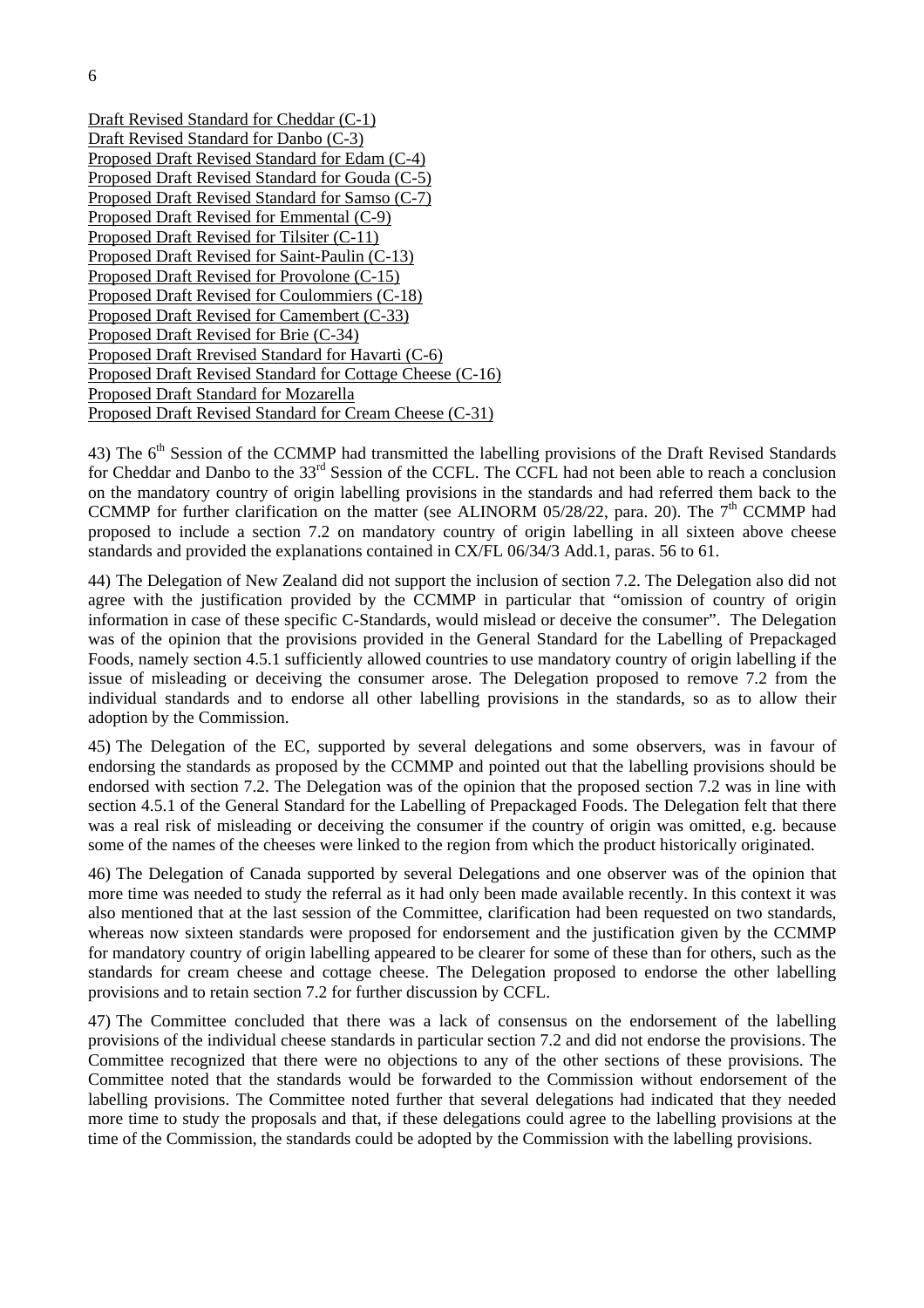Draft Revised Standard for Cheddar (C-1)
Draft Revised Standard for Danbo (C-3)
Proposed Draft Revised Standard for Edam (C-4)
Proposed Draft Revised Standard for Gouda (C-5)
Proposed Draft Revised Standard for Samso (C-7)
Proposed Draft Revised for Emmental (C-9)
Proposed Draft Revised for Tilsiter (C-11)
Proposed Draft Revised for Saint-Paulin (C-13)
Proposed Draft Revised for Provolone (C-15)
Proposed Draft Revised for Coulommiers (C-18)
Proposed Draft Revised for Camembert (C-33)
Proposed Draft Revised for Brie (C-34)
Proposed Draft Rrevised Standard for Havarti (C-6)
Proposed Draft Revised Standard for Cottage Cheese (C-16)
Proposed Draft Standard for Mozarella
Proposed Draft Revised Standard for Cream Cheese (C-31)

43) The 6th Session of the CCMMP had transmitted the labelling provisions of the Draft Revised Standards for Cheddar and Danbo to the 33rd Session of the CCFL. The CCFL had not been able to reach a conclusion on the mandatory country of origin labelling provisions in the standards and had referred them back to the CCMMP for further clarification on the matter (see ALINORM 05/28/22, para. 20). The 7th CCMMP had proposed to include a section 7.2 on mandatory country of origin labelling in all sixteen above cheese standards and provided the explanations contained in CX/FL 06/34/3 Add.1, paras. 56 to 61.

44) The Delegation of New Zealand did not support the inclusion of section 7.2. The Delegation also did not agree with the justification provided by the CCMMP in particular that "omission of country of origin information in case of these specific C-Standards, would mislead or deceive the consumer". The Delegation was of the opinion that the provisions provided in the General Standard for the Labelling of Prepackaged Foods, namely section 4.5.1 sufficiently allowed countries to use mandatory country of origin labelling if the issue of misleading or deceiving the consumer arose. The Delegation proposed to remove 7.2 from the individual standards and to endorse all other labelling provisions in the standards, so as to allow their adoption by the Commission.

45) The Delegation of the EC, supported by several delegations and some observers, was in favour of endorsing the standards as proposed by the CCMMP and pointed out that the labelling provisions should be endorsed with section 7.2. The Delegation was of the opinion that the proposed section 7.2 was in line with section 4.5.1 of the General Standard for the Labelling of Prepackaged Foods. The Delegation felt that there was a real risk of misleading or deceiving the consumer if the country of origin was omitted, e.g. because some of the names of the cheeses were linked to the region from which the product historically originated.

46) The Delegation of Canada supported by several Delegations and one observer was of the opinion that more time was needed to study the referral as it had only been made available recently. In this context it was also mentioned that at the last session of the Committee, clarification had been requested on two standards, whereas now sixteen standards were proposed for endorsement and the justification given by the CCMMP for mandatory country of origin labelling appeared to be clearer for some of these than for others, such as the standards for cream cheese and cottage cheese. The Delegation proposed to endorse the other labelling provisions and to retain section 7.2 for further discussion by CCFL.

47) The Committee concluded that there was a lack of consensus on the endorsement of the labelling provisions of the individual cheese standards in particular section 7.2 and did not endorse the provisions. The Committee recognized that there were no objections to any of the other sections of these provisions. The Committee noted that the standards would be forwarded to the Commission without endorsement of the labelling provisions. The Committee noted further that several delegations had indicated that they needed more time to study the proposals and that, if these delegations could agree to the labelling provisions at the time of the Commission, the standards could be adopted by the Commission with the labelling provisions.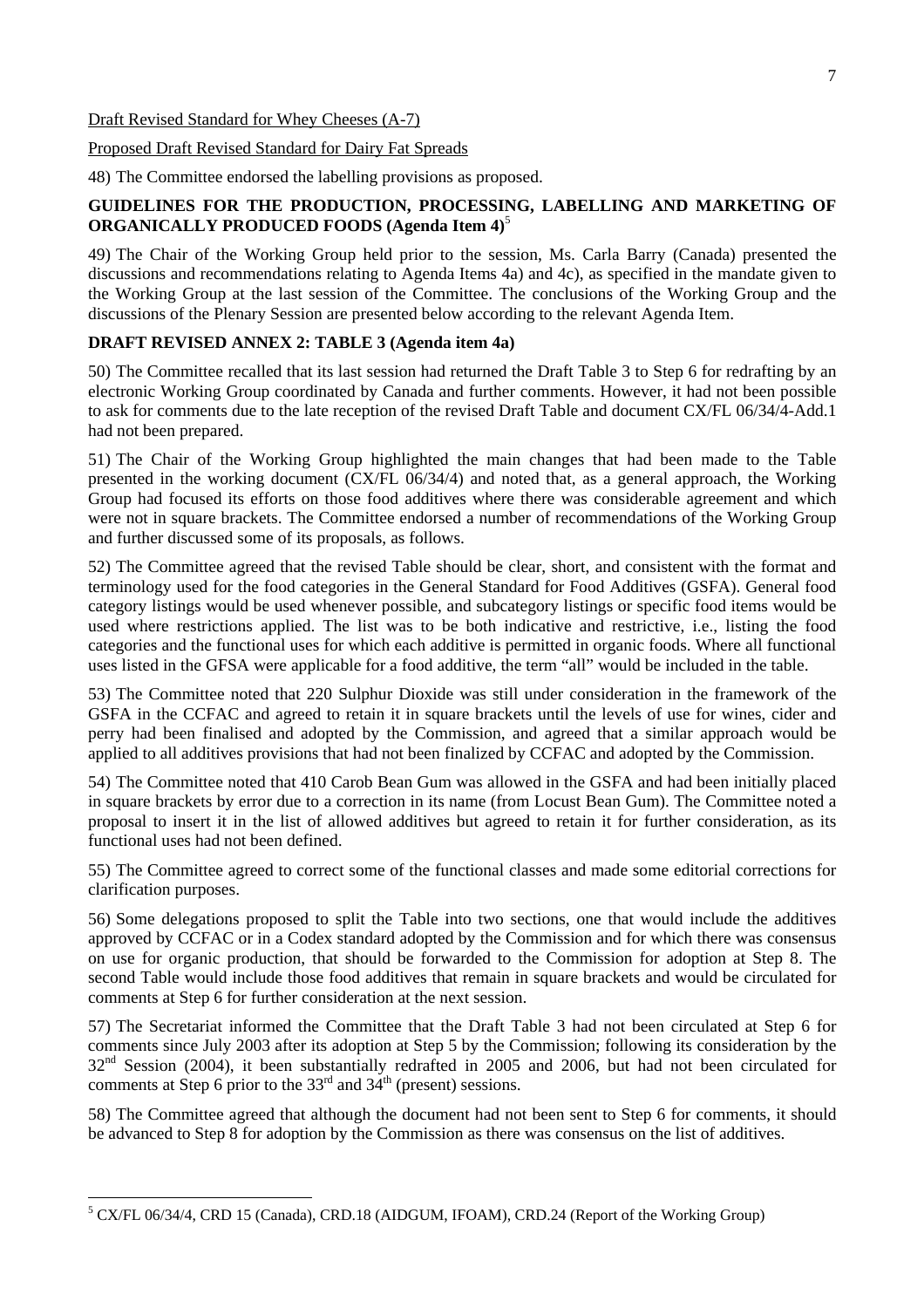Draft Revised Standard for Whey Cheeses (A-7)

Proposed Draft Revised Standard for Dairy Fat Spreads

48) The Committee endorsed the labelling provisions as proposed.

## GUIDELINES FOR THE PRODUCTION, PROCESSING, LABELLING AND MARKETING OF ORGANICALLY PRODUCED FOODS (Agenda Item 4)[5]

49) The Chair of the Working Group held prior to the session, Ms. Carla Barry (Canada) presented the discussions and recommendations relating to Agenda Items 4a) and 4c), as specified in the mandate given to the Working Group at the last session of the Committee. The conclusions of the Working Group and the discussions of the Plenary Session are presented below according to the relevant Agenda Item.

### DRAFT REVISED ANNEX 2: TABLE 3 (Agenda item 4a)

50) The Committee recalled that its last session had returned the Draft Table 3 to Step 6 for redrafting by an electronic Working Group coordinated by Canada and further comments. However, it had not been possible to ask for comments due to the late reception of the revised Draft Table and document CX/FL 06/34/4-Add.1 had not been prepared.

51) The Chair of the Working Group highlighted the main changes that had been made to the Table presented in the working document (CX/FL 06/34/4) and noted that, as a general approach, the Working Group had focused its efforts on those food additives where there was considerable agreement and which were not in square brackets. The Committee endorsed a number of recommendations of the Working Group and further discussed some of its proposals, as follows.

52) The Committee agreed that the revised Table should be clear, short, and consistent with the format and terminology used for the food categories in the General Standard for Food Additives (GSFA). General food category listings would be used whenever possible, and subcategory listings or specific food items would be used where restrictions applied. The list was to be both indicative and restrictive, i.e., listing the food categories and the functional uses for which each additive is permitted in organic foods. Where all functional uses listed in the GFSA were applicable for a food additive, the term "all" would be included in the table.

53) The Committee noted that 220 Sulphur Dioxide was still under consideration in the framework of the GSFA in the CCFAC and agreed to retain it in square brackets until the levels of use for wines, cider and perry had been finalised and adopted by the Commission, and agreed that a similar approach would be applied to all additives provisions that had not been finalized by CCFAC and adopted by the Commission.

54) The Committee noted that 410 Carob Bean Gum was allowed in the GSFA and had been initially placed in square brackets by error due to a correction in its name (from Locust Bean Gum). The Committee noted a proposal to insert it in the list of allowed additives but agreed to retain it for further consideration, as its functional uses had not been defined.

55) The Committee agreed to correct some of the functional classes and made some editorial corrections for clarification purposes.

56) Some delegations proposed to split the Table into two sections, one that would include the additives approved by CCFAC or in a Codex standard adopted by the Commission and for which there was consensus on use for organic production, that should be forwarded to the Commission for adoption at Step 8. The second Table would include those food additives that remain in square brackets and would be circulated for comments at Step 6 for further consideration at the next session.

57) The Secretariat informed the Committee that the Draft Table 3 had not been circulated at Step 6 for comments since July 2003 after its adoption at Step 5 by the Commission; following its consideration by the 32nd Session (2004), it been substantially redrafted in 2005 and 2006, but had not been circulated for comments at Step 6 prior to the 33rd and 34th (present) sessions.

58) The Committee agreed that although the document had not been sent to Step 6 for comments, it should be advanced to Step 8 for adoption by the Commission as there was consensus on the list of additives.

[5] CX/FL 06/34/4, CRD 15 (Canada), CRD.18 (AIDGUM, IFOAM), CRD.24 (Report of the Working Group)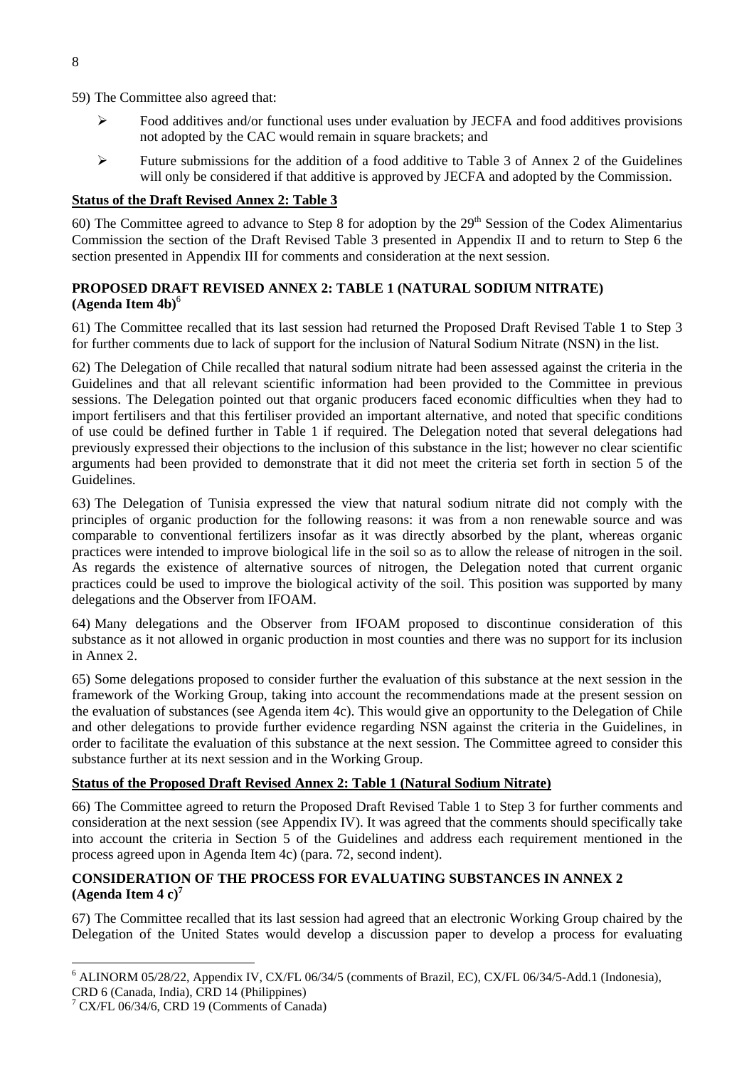59) The Committee also agreed that:

- Food additives and/or functional uses under evaluation by JECFA and food additives provisions not adopted by the CAC would remain in square brackets; and
- Future submissions for the addition of a food additive to Table 3 of Annex 2 of the Guidelines will only be considered if that additive is approved by JECFA and adopted by the Commission.

**Status of the Draft Revised Annex 2: Table 3**

60) The Committee agreed to advance to Step 8 for adoption by the 29th Session of the Codex Alimentarius Commission the section of the Draft Revised Table 3 presented in Appendix II and to return to Step 6 the section presented in Appendix III for comments and consideration at the next session.

### PROPOSED DRAFT REVISED ANNEX 2: TABLE 1 (NATURAL SODIUM NITRATE) (Agenda Item 4b)[6]

61) The Committee recalled that its last session had returned the Proposed Draft Revised Table 1 to Step 3 for further comments due to lack of support for the inclusion of Natural Sodium Nitrate (NSN) in the list.

62) The Delegation of Chile recalled that natural sodium nitrate had been assessed against the criteria in the Guidelines and that all relevant scientific information had been provided to the Committee in previous sessions. The Delegation pointed out that organic producers faced economic difficulties when they had to import fertilisers and that this fertiliser provided an important alternative, and noted that specific conditions of use could be defined further in Table 1 if required. The Delegation noted that several delegations had previously expressed their objections to the inclusion of this substance in the list; however no clear scientific arguments had been provided to demonstrate that it did not meet the criteria set forth in section 5 of the Guidelines.

63) The Delegation of Tunisia expressed the view that natural sodium nitrate did not comply with the principles of organic production for the following reasons: it was from a non renewable source and was comparable to conventional fertilizers insofar as it was directly absorbed by the plant, whereas organic practices were intended to improve biological life in the soil so as to allow the release of nitrogen in the soil. As regards the existence of alternative sources of nitrogen, the Delegation noted that current organic practices could be used to improve the biological activity of the soil. This position was supported by many delegations and the Observer from IFOAM.

64) Many delegations and the Observer from IFOAM proposed to discontinue consideration of this substance as it not allowed in organic production in most counties and there was no support for its inclusion in Annex 2.

65) Some delegations proposed to consider further the evaluation of this substance at the next session in the framework of the Working Group, taking into account the recommendations made at the present session on the evaluation of substances (see Agenda item 4c). This would give an opportunity to the Delegation of Chile and other delegations to provide further evidence regarding NSN against the criteria in the Guidelines, in order to facilitate the evaluation of this substance at the next session. The Committee agreed to consider this substance further at its next session and in the Working Group.

**Status of the Proposed Draft Revised Annex 2: Table 1 (Natural Sodium Nitrate)**

66) The Committee agreed to return the Proposed Draft Revised Table 1 to Step 3 for further comments and consideration at the next session (see Appendix IV). It was agreed that the comments should specifically take into account the criteria in Section 5 of the Guidelines and address each requirement mentioned in the process agreed upon in Agenda Item 4c) (para. 72, second indent).

### CONSIDERATION OF THE PROCESS FOR EVALUATING SUBSTANCES IN ANNEX 2 (Agenda Item 4 c)[7]

67) The Committee recalled that its last session had agreed that an electronic Working Group chaired by the Delegation of the United States would develop a discussion paper to develop a process for evaluating

---

[6] ALINORM 05/28/22, Appendix IV, CX/FL 06/34/5 (comments of Brazil, EC), CX/FL 06/34/5-Add.1 (Indonesia), CRD 6 (Canada, India), CRD 14 (Philippines)

[7] CX/FL 06/34/6, CRD 19 (Comments of Canada)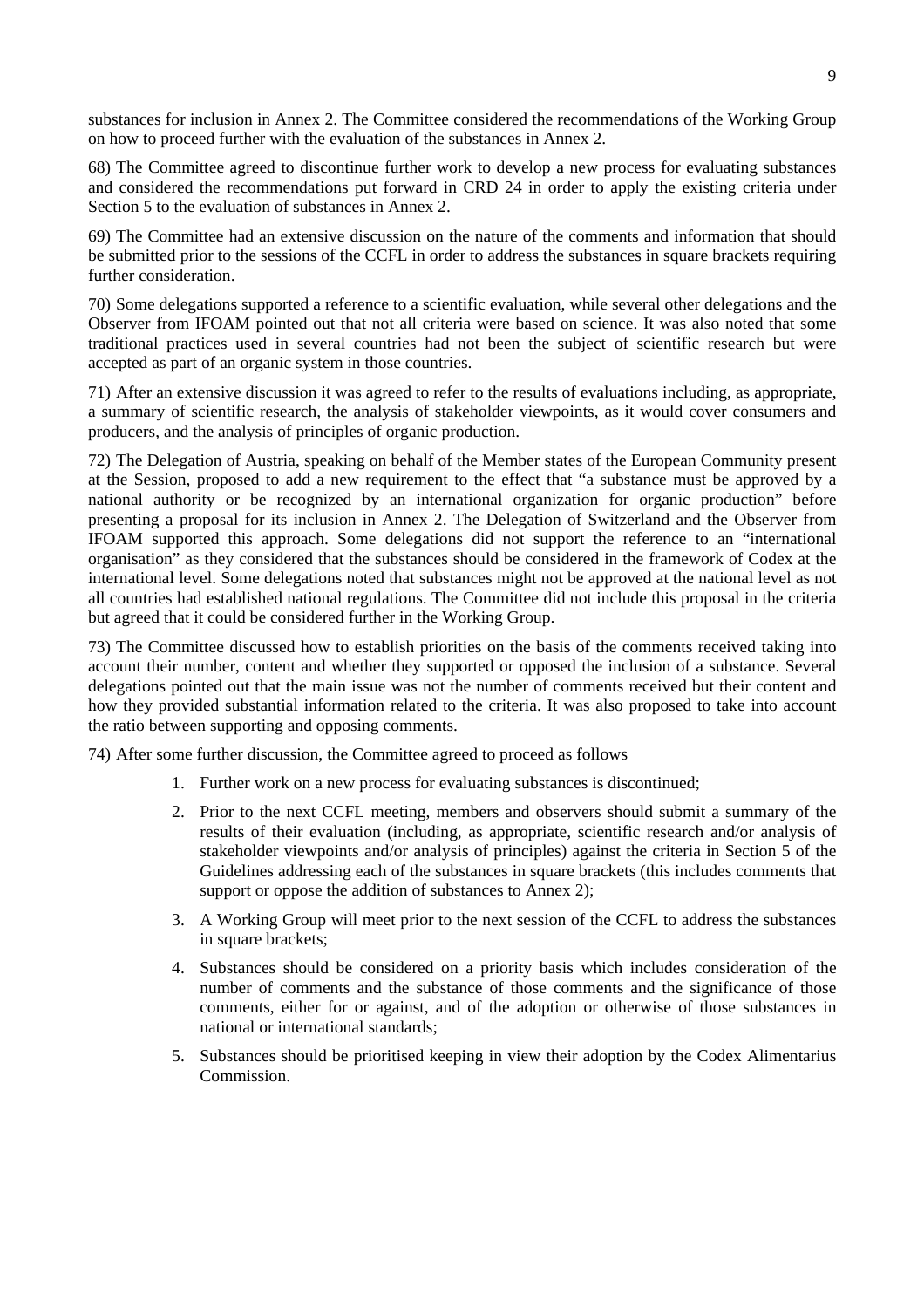substances for inclusion in Annex 2. The Committee considered the recommendations of the Working Group on how to proceed further with the evaluation of the substances in Annex 2.

68) The Committee agreed to discontinue further work to develop a new process for evaluating substances and considered the recommendations put forward in CRD 24 in order to apply the existing criteria under Section 5 to the evaluation of substances in Annex 2.

69) The Committee had an extensive discussion on the nature of the comments and information that should be submitted prior to the sessions of the CCFL in order to address the substances in square brackets requiring further consideration.

70) Some delegations supported a reference to a scientific evaluation, while several other delegations and the Observer from IFOAM pointed out that not all criteria were based on science. It was also noted that some traditional practices used in several countries had not been the subject of scientific research but were accepted as part of an organic system in those countries.

71) After an extensive discussion it was agreed to refer to the results of evaluations including, as appropriate, a summary of scientific research, the analysis of stakeholder viewpoints, as it would cover consumers and producers, and the analysis of principles of organic production.

72) The Delegation of Austria, speaking on behalf of the Member states of the European Community present at the Session, proposed to add a new requirement to the effect that "a substance must be approved by a national authority or be recognized by an international organization for organic production" before presenting a proposal for its inclusion in Annex 2. The Delegation of Switzerland and the Observer from IFOAM supported this approach. Some delegations did not support the reference to an "international organisation" as they considered that the substances should be considered in the framework of Codex at the international level. Some delegations noted that substances might not be approved at the national level as not all countries had established national regulations. The Committee did not include this proposal in the criteria but agreed that it could be considered further in the Working Group.

73) The Committee discussed how to establish priorities on the basis of the comments received taking into account their number, content and whether they supported or opposed the inclusion of a substance. Several delegations pointed out that the main issue was not the number of comments received but their content and how they provided substantial information related to the criteria. It was also proposed to take into account the ratio between supporting and opposing comments.

74) After some further discussion, the Committee agreed to proceed as follows

1. Further work on a new process for evaluating substances is discontinued;
2. Prior to the next CCFL meeting, members and observers should submit a summary of the results of their evaluation (including, as appropriate, scientific research and/or analysis of stakeholder viewpoints and/or analysis of principles) against the criteria in Section 5 of the Guidelines addressing each of the substances in square brackets (this includes comments that support or oppose the addition of substances to Annex 2);
3. A Working Group will meet prior to the next session of the CCFL to address the substances in square brackets;
4. Substances should be considered on a priority basis which includes consideration of the number of comments and the substance of those comments and the significance of those comments, either for or against, and of the adoption or otherwise of those substances in national or international standards;
5. Substances should be prioritised keeping in view their adoption by the Codex Alimentarius Commission.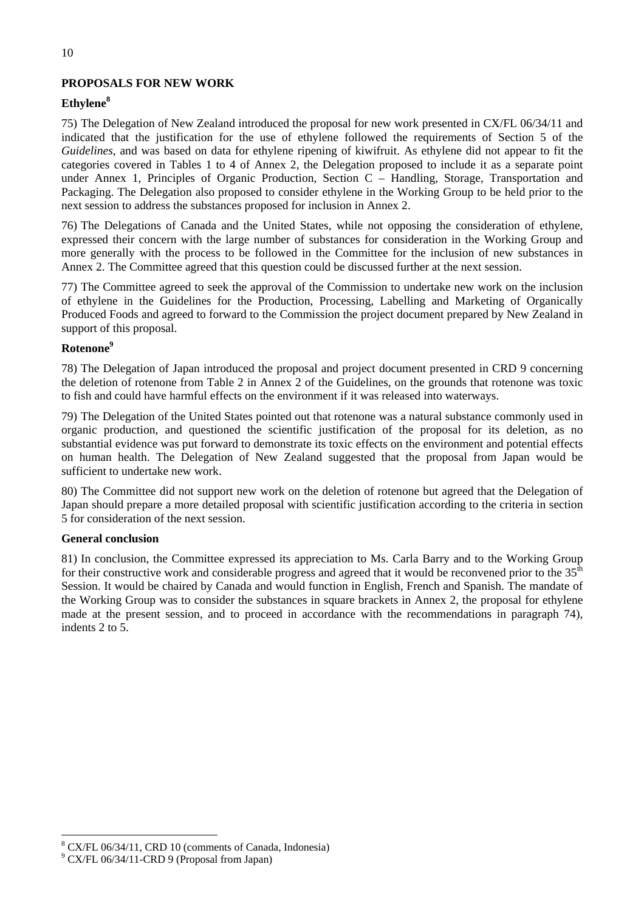## PROPOSALS FOR NEW WORK

### Ethylene[8]

75) The Delegation of New Zealand introduced the proposal for new work presented in CX/FL 06/34/11 and indicated that the justification for the use of ethylene followed the requirements of Section 5 of the *Guidelines*, and was based on data for ethylene ripening of kiwifruit. As ethylene did not appear to fit the categories covered in Tables 1 to 4 of Annex 2, the Delegation proposed to include it as a separate point under Annex 1, Principles of Organic Production, Section C – Handling, Storage, Transportation and Packaging. The Delegation also proposed to consider ethylene in the Working Group to be held prior to the next session to address the substances proposed for inclusion in Annex 2.

76) The Delegations of Canada and the United States, while not opposing the consideration of ethylene, expressed their concern with the large number of substances for consideration in the Working Group and more generally with the process to be followed in the Committee for the inclusion of new substances in Annex 2. The Committee agreed that this question could be discussed further at the next session.

77) The Committee agreed to seek the approval of the Commission to undertake new work on the inclusion of ethylene in the Guidelines for the Production, Processing, Labelling and Marketing of Organically Produced Foods and agreed to forward to the Commission the project document prepared by New Zealand in support of this proposal.

### Rotenone[9]

78) The Delegation of Japan introduced the proposal and project document presented in CRD 9 concerning the deletion of rotenone from Table 2 in Annex 2 of the Guidelines, on the grounds that rotenone was toxic to fish and could have harmful effects on the environment if it was released into waterways.

79) The Delegation of the United States pointed out that rotenone was a natural substance commonly used in organic production, and questioned the scientific justification of the proposal for its deletion, as no substantial evidence was put forward to demonstrate its toxic effects on the environment and potential effects on human health. The Delegation of New Zealand suggested that the proposal from Japan would be sufficient to undertake new work.

80) The Committee did not support new work on the deletion of rotenone but agreed that the Delegation of Japan should prepare a more detailed proposal with scientific justification according to the criteria in section 5 for consideration of the next session.

### General conclusion

81) In conclusion, the Committee expressed its appreciation to Ms. Carla Barry and to the Working Group for their constructive work and considerable progress and agreed that it would be reconvened prior to the 35th Session. It would be chaired by Canada and would function in English, French and Spanish. The mandate of the Working Group was to consider the substances in square brackets in Annex 2, the proposal for ethylene made at the present session, and to proceed in accordance with the recommendations in paragraph 74), indents 2 to 5.

---

[8] CX/FL 06/34/11, CRD 10 (comments of Canada, Indonesia)

[9] CX/FL 06/34/11-CRD 9 (Proposal from Japan)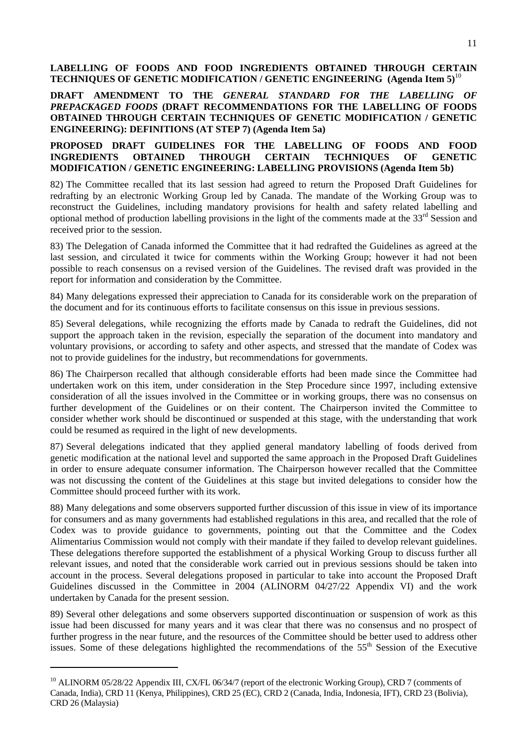**LABELLING OF FOODS AND FOOD INGREDIENTS OBTAINED THROUGH CERTAIN TECHNIQUES OF GENETIC MODIFICATION / GENETIC ENGINEERING (Agenda Item 5)**[10]

**DRAFT AMENDMENT TO THE *GENERAL STANDARD FOR THE LABELLING OF PREPACKAGED FOODS* (DRAFT RECOMMENDATIONS FOR THE LABELLING OF FOODS OBTAINED THROUGH CERTAIN TECHNIQUES OF GENETIC MODIFICATION / GENETIC ENGINEERING): DEFINITIONS (AT STEP 7) (Agenda Item 5a)**

**PROPOSED DRAFT GUIDELINES FOR THE LABELLING OF FOODS AND FOOD INGREDIENTS OBTAINED THROUGH CERTAIN TECHNIQUES OF GENETIC MODIFICATION / GENETIC ENGINEERING: LABELLING PROVISIONS (Agenda Item 5b)**

82) The Committee recalled that its last session had agreed to return the Proposed Draft Guidelines for redrafting by an electronic Working Group led by Canada. The mandate of the Working Group was to reconstruct the Guidelines, including mandatory provisions for health and safety related labelling and optional method of production labelling provisions in the light of the comments made at the 33rd Session and received prior to the session.

83) The Delegation of Canada informed the Committee that it had redrafted the Guidelines as agreed at the last session, and circulated it twice for comments within the Working Group; however it had not been possible to reach consensus on a revised version of the Guidelines. The revised draft was provided in the report for information and consideration by the Committee.

84) Many delegations expressed their appreciation to Canada for its considerable work on the preparation of the document and for its continuous efforts to facilitate consensus on this issue in previous sessions.

85) Several delegations, while recognizing the efforts made by Canada to redraft the Guidelines, did not support the approach taken in the revision, especially the separation of the document into mandatory and voluntary provisions, or according to safety and other aspects, and stressed that the mandate of Codex was not to provide guidelines for the industry, but recommendations for governments.

86) The Chairperson recalled that although considerable efforts had been made since the Committee had undertaken work on this item, under consideration in the Step Procedure since 1997, including extensive consideration of all the issues involved in the Committee or in working groups, there was no consensus on further development of the Guidelines or on their content. The Chairperson invited the Committee to consider whether work should be discontinued or suspended at this stage, with the understanding that work could be resumed as required in the light of new developments.

87) Several delegations indicated that they applied general mandatory labelling of foods derived from genetic modification at the national level and supported the same approach in the Proposed Draft Guidelines in order to ensure adequate consumer information. The Chairperson however recalled that the Committee was not discussing the content of the Guidelines at this stage but invited delegations to consider how the Committee should proceed further with its work.

88) Many delegations and some observers supported further discussion of this issue in view of its importance for consumers and as many governments had established regulations in this area, and recalled that the role of Codex was to provide guidance to governments, pointing out that the Committee and the Codex Alimentarius Commission would not comply with their mandate if they failed to develop relevant guidelines. These delegations therefore supported the establishment of a physical Working Group to discuss further all relevant issues, and noted that the considerable work carried out in previous sessions should be taken into account in the process. Several delegations proposed in particular to take into account the Proposed Draft Guidelines discussed in the Committee in 2004 (ALINORM 04/27/22 Appendix VI) and the work undertaken by Canada for the present session.

89) Several other delegations and some observers supported discontinuation or suspension of work as this issue had been discussed for many years and it was clear that there was no consensus and no prospect of further progress in the near future, and the resources of the Committee should be better used to address other issues. Some of these delegations highlighted the recommendations of the 55th Session of the Executive

[10] ALINORM 05/28/22 Appendix III, CX/FL 06/34/7 (report of the electronic Working Group), CRD 7 (comments of Canada, India), CRD 11 (Kenya, Philippines), CRD 25 (EC), CRD 2 (Canada, India, Indonesia, IFT), CRD 23 (Bolivia), CRD 26 (Malaysia)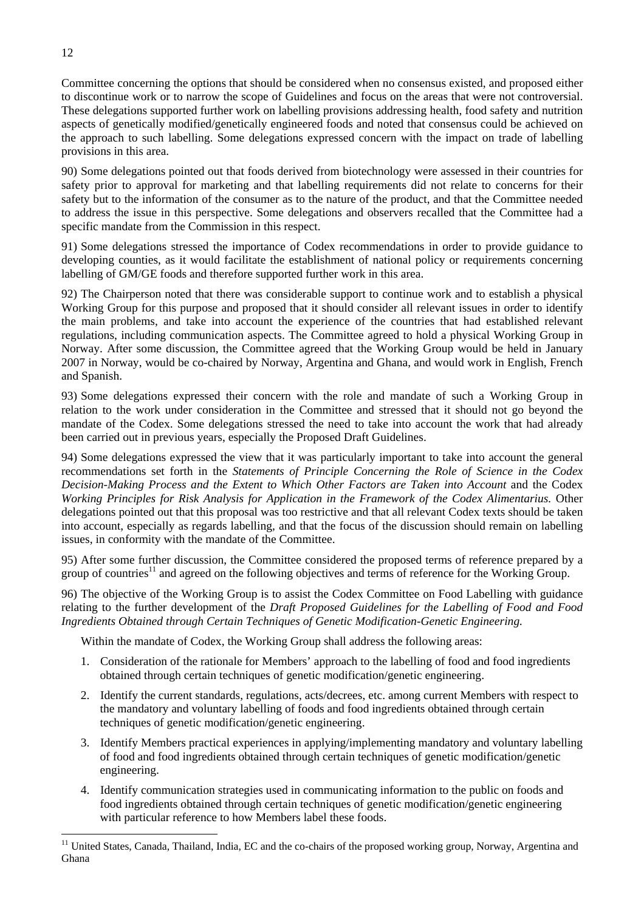Committee concerning the options that should be considered when no consensus existed, and proposed either to discontinue work or to narrow the scope of Guidelines and focus on the areas that were not controversial. These delegations supported further work on labelling provisions addressing health, food safety and nutrition aspects of genetically modified/genetically engineered foods and noted that consensus could be achieved on the approach to such labelling. Some delegations expressed concern with the impact on trade of labelling provisions in this area.

90) Some delegations pointed out that foods derived from biotechnology were assessed in their countries for safety prior to approval for marketing and that labelling requirements did not relate to concerns for their safety but to the information of the consumer as to the nature of the product, and that the Committee needed to address the issue in this perspective. Some delegations and observers recalled that the Committee had a specific mandate from the Commission in this respect.

91) Some delegations stressed the importance of Codex recommendations in order to provide guidance to developing counties, as it would facilitate the establishment of national policy or requirements concerning labelling of GM/GE foods and therefore supported further work in this area.

92) The Chairperson noted that there was considerable support to continue work and to establish a physical Working Group for this purpose and proposed that it should consider all relevant issues in order to identify the main problems, and take into account the experience of the countries that had established relevant regulations, including communication aspects. The Committee agreed to hold a physical Working Group in Norway. After some discussion, the Committee agreed that the Working Group would be held in January 2007 in Norway, would be co-chaired by Norway, Argentina and Ghana, and would work in English, French and Spanish.

93) Some delegations expressed their concern with the role and mandate of such a Working Group in relation to the work under consideration in the Committee and stressed that it should not go beyond the mandate of the Codex. Some delegations stressed the need to take into account the work that had already been carried out in previous years, especially the Proposed Draft Guidelines.

94) Some delegations expressed the view that it was particularly important to take into account the general recommendations set forth in the *Statements of Principle Concerning the Role of Science in the Codex Decision-Making Process and the Extent to Which Other Factors are Taken into Account* and the Codex *Working Principles for Risk Analysis for Application in the Framework of the Codex Alimentarius.* Other delegations pointed out that this proposal was too restrictive and that all relevant Codex texts should be taken into account, especially as regards labelling, and that the focus of the discussion should remain on labelling issues, in conformity with the mandate of the Committee.

95) After some further discussion, the Committee considered the proposed terms of reference prepared by a group of countries[11] and agreed on the following objectives and terms of reference for the Working Group.

96) The objective of the Working Group is to assist the Codex Committee on Food Labelling with guidance relating to the further development of the *Draft Proposed Guidelines for the Labelling of Food and Food Ingredients Obtained through Certain Techniques of Genetic Modification-Genetic Engineering.*

Within the mandate of Codex, the Working Group shall address the following areas:

1. Consideration of the rationale for Members' approach to the labelling of food and food ingredients obtained through certain techniques of genetic modification/genetic engineering.
2. Identify the current standards, regulations, acts/decrees, etc. among current Members with respect to the mandatory and voluntary labelling of foods and food ingredients obtained through certain techniques of genetic modification/genetic engineering.
3. Identify Members practical experiences in applying/implementing mandatory and voluntary labelling of food and food ingredients obtained through certain techniques of genetic modification/genetic engineering.
4. Identify communication strategies used in communicating information to the public on foods and food ingredients obtained through certain techniques of genetic modification/genetic engineering with particular reference to how Members label these foods.

[11] United States, Canada, Thailand, India, EC and the co-chairs of the proposed working group, Norway, Argentina and Ghana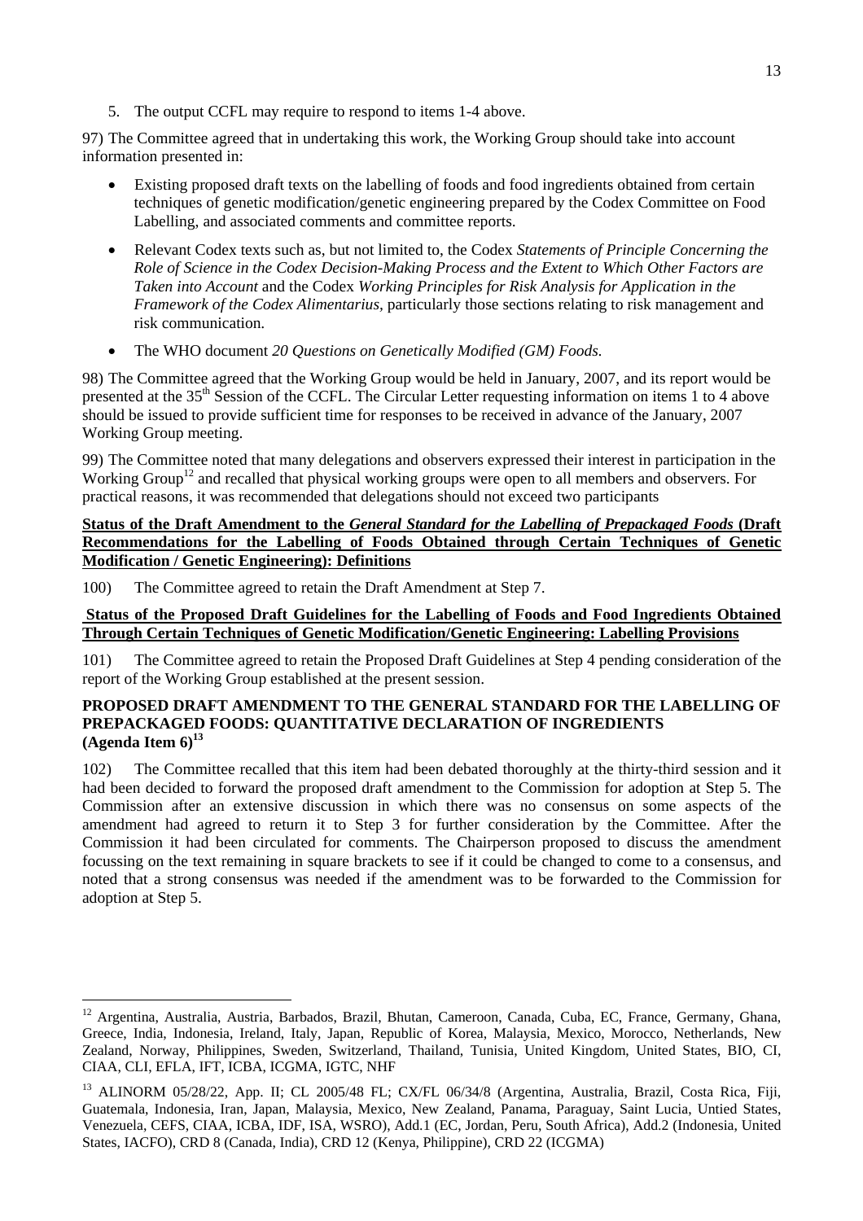5. The output CCFL may require to respond to items 1-4 above.

97) The Committee agreed that in undertaking this work, the Working Group should take into account information presented in:

- Existing proposed draft texts on the labelling of foods and food ingredients obtained from certain techniques of genetic modification/genetic engineering prepared by the Codex Committee on Food Labelling, and associated comments and committee reports.
- Relevant Codex texts such as, but not limited to, the Codex *Statements of Principle Concerning the Role of Science in the Codex Decision-Making Process and the Extent to Which Other Factors are Taken into Account* and the Codex *Working Principles for Risk Analysis for Application in the Framework of the Codex Alimentarius*, particularly those sections relating to risk management and risk communication.
- The WHO document *20 Questions on Genetically Modified (GM) Foods*.

98) The Committee agreed that the Working Group would be held in January, 2007, and its report would be presented at the 35th Session of the CCFL. The Circular Letter requesting information on items 1 to 4 above should be issued to provide sufficient time for responses to be received in advance of the January, 2007 Working Group meeting.

99) The Committee noted that many delegations and observers expressed their interest in participation in the Working Group[12] and recalled that physical working groups were open to all members and observers. For practical reasons, it was recommended that delegations should not exceed two participants

**Status of the Draft Amendment to the *General Standard for the Labelling of Prepackaged Foods* (Draft Recommendations for the Labelling of Foods Obtained through Certain Techniques of Genetic Modification / Genetic Engineering): Definitions**

100) The Committee agreed to retain the Draft Amendment at Step 7.

**Status of the Proposed Draft Guidelines for the Labelling of Foods and Food Ingredients Obtained Through Certain Techniques of Genetic Modification/Genetic Engineering: Labelling Provisions**

101) The Committee agreed to retain the Proposed Draft Guidelines at Step 4 pending consideration of the report of the Working Group established at the present session.

## PROPOSED DRAFT AMENDMENT TO THE GENERAL STANDARD FOR THE LABELLING OF PREPACKAGED FOODS: QUANTITATIVE DECLARATION OF INGREDIENTS (Agenda Item 6)[13]

102) The Committee recalled that this item had been debated thoroughly at the thirty-third session and it had been decided to forward the proposed draft amendment to the Commission for adoption at Step 5. The Commission after an extensive discussion in which there was no consensus on some aspects of the amendment had agreed to return it to Step 3 for further consideration by the Committee. After the Commission it had been circulated for comments. The Chairperson proposed to discuss the amendment focussing on the text remaining in square brackets to see if it could be changed to come to a consensus, and noted that a strong consensus was needed if the amendment was to be forwarded to the Commission for adoption at Step 5.

---

[12] Argentina, Australia, Austria, Barbados, Brazil, Bhutan, Cameroon, Canada, Cuba, EC, France, Germany, Ghana, Greece, India, Indonesia, Ireland, Italy, Japan, Republic of Korea, Malaysia, Mexico, Morocco, Netherlands, New Zealand, Norway, Philippines, Sweden, Switzerland, Thailand, Tunisia, United Kingdom, United States, BIO, CI, CIAA, CLI, EFLA, IFT, ICBA, ICGMA, IGTC, NHF

[13] ALINORM 05/28/22, App. II; CL 2005/48 FL; CX/FL 06/34/8 (Argentina, Australia, Brazil, Costa Rica, Fiji, Guatemala, Indonesia, Iran, Japan, Malaysia, Mexico, New Zealand, Panama, Paraguay, Saint Lucia, Untied States, Venezuela, CEFS, CIAA, ICBA, IDF, ISA, WSRO), Add.1 (EC, Jordan, Peru, South Africa), Add.2 (Indonesia, United States, IACFO), CRD 8 (Canada, India), CRD 12 (Kenya, Philippine), CRD 22 (ICGMA)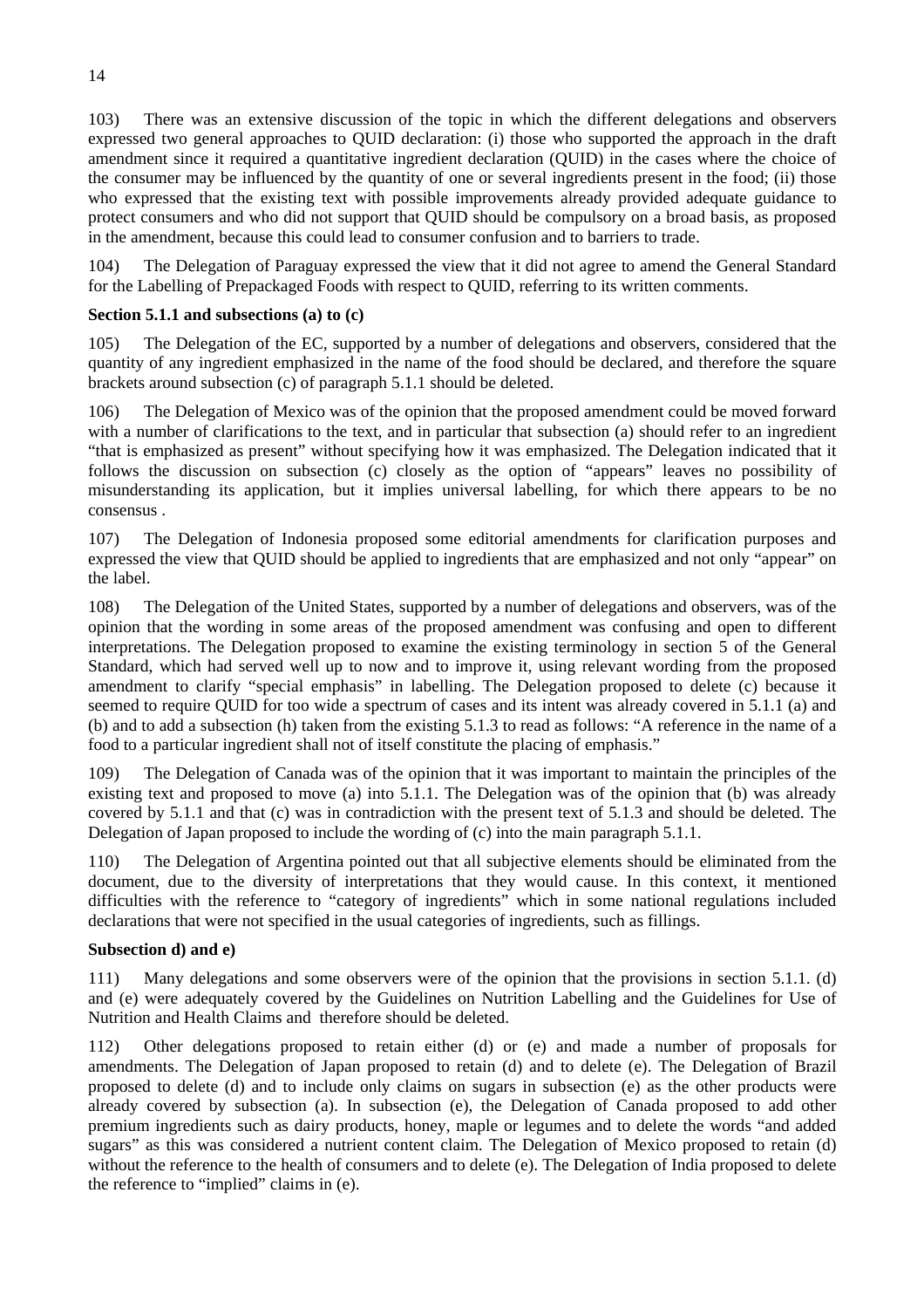103) There was an extensive discussion of the topic in which the different delegations and observers expressed two general approaches to QUID declaration: (i) those who supported the approach in the draft amendment since it required a quantitative ingredient declaration (QUID) in the cases where the choice of the consumer may be influenced by the quantity of one or several ingredients present in the food; (ii) those who expressed that the existing text with possible improvements already provided adequate guidance to protect consumers and who did not support that QUID should be compulsory on a broad basis, as proposed in the amendment, because this could lead to consumer confusion and to barriers to trade.

104) The Delegation of Paraguay expressed the view that it did not agree to amend the General Standard for the Labelling of Prepackaged Foods with respect to QUID, referring to its written comments.

**Section 5.1.1 and subsections (a) to (c)**

105) The Delegation of the EC, supported by a number of delegations and observers, considered that the quantity of any ingredient emphasized in the name of the food should be declared, and therefore the square brackets around subsection (c) of paragraph 5.1.1 should be deleted.

106) The Delegation of Mexico was of the opinion that the proposed amendment could be moved forward with a number of clarifications to the text, and in particular that subsection (a) should refer to an ingredient "that is emphasized as present" without specifying how it was emphasized. The Delegation indicated that it follows the discussion on subsection (c) closely as the option of "appears" leaves no possibility of misunderstanding its application, but it implies universal labelling, for which there appears to be no consensus .

107) The Delegation of Indonesia proposed some editorial amendments for clarification purposes and expressed the view that QUID should be applied to ingredients that are emphasized and not only "appear" on the label.

108) The Delegation of the United States, supported by a number of delegations and observers, was of the opinion that the wording in some areas of the proposed amendment was confusing and open to different interpretations. The Delegation proposed to examine the existing terminology in section 5 of the General Standard, which had served well up to now and to improve it, using relevant wording from the proposed amendment to clarify "special emphasis" in labelling. The Delegation proposed to delete (c) because it seemed to require QUID for too wide a spectrum of cases and its intent was already covered in 5.1.1 (a) and (b) and to add a subsection (h) taken from the existing 5.1.3 to read as follows: "A reference in the name of a food to a particular ingredient shall not of itself constitute the placing of emphasis."

109) The Delegation of Canada was of the opinion that it was important to maintain the principles of the existing text and proposed to move (a) into 5.1.1. The Delegation was of the opinion that (b) was already covered by 5.1.1 and that (c) was in contradiction with the present text of 5.1.3 and should be deleted. The Delegation of Japan proposed to include the wording of (c) into the main paragraph 5.1.1.

110) The Delegation of Argentina pointed out that all subjective elements should be eliminated from the document, due to the diversity of interpretations that they would cause. In this context, it mentioned difficulties with the reference to "category of ingredients" which in some national regulations included declarations that were not specified in the usual categories of ingredients, such as fillings.

**Subsection d) and e)**

111) Many delegations and some observers were of the opinion that the provisions in section 5.1.1. (d) and (e) were adequately covered by the Guidelines on Nutrition Labelling and the Guidelines for Use of Nutrition and Health Claims and therefore should be deleted.

112) Other delegations proposed to retain either (d) or (e) and made a number of proposals for amendments. The Delegation of Japan proposed to retain (d) and to delete (e). The Delegation of Brazil proposed to delete (d) and to include only claims on sugars in subsection (e) as the other products were already covered by subsection (a). In subsection (e), the Delegation of Canada proposed to add other premium ingredients such as dairy products, honey, maple or legumes and to delete the words "and added sugars" as this was considered a nutrient content claim. The Delegation of Mexico proposed to retain (d) without the reference to the health of consumers and to delete (e). The Delegation of India proposed to delete the reference to "implied" claims in (e).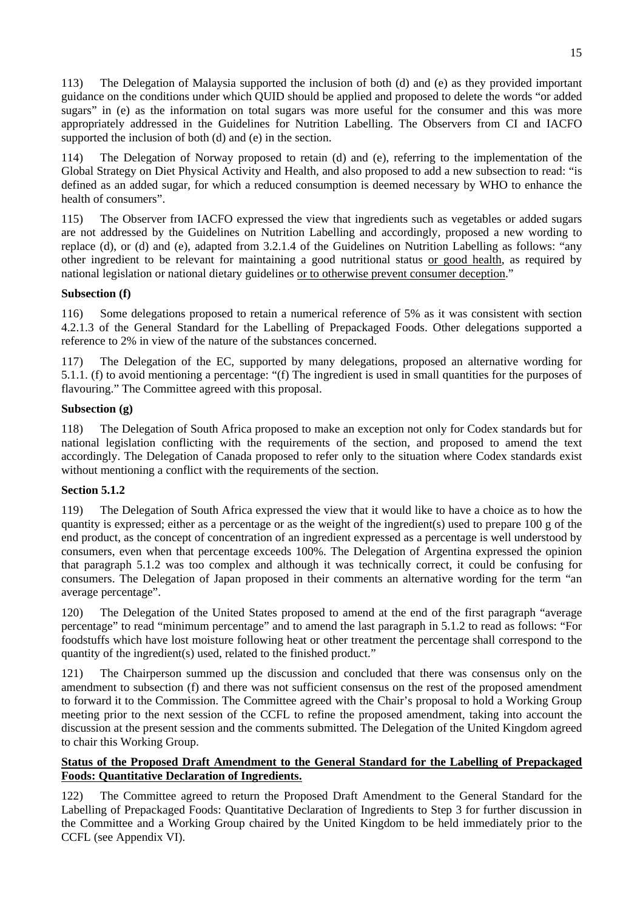113) The Delegation of Malaysia supported the inclusion of both (d) and (e) as they provided important guidance on the conditions under which QUID should be applied and proposed to delete the words "or added sugars" in (e) as the information on total sugars was more useful for the consumer and this was more appropriately addressed in the Guidelines for Nutrition Labelling. The Observers from CI and IACFO supported the inclusion of both (d) and (e) in the section.

114) The Delegation of Norway proposed to retain (d) and (e), referring to the implementation of the Global Strategy on Diet Physical Activity and Health, and also proposed to add a new subsection to read: "is defined as an added sugar, for which a reduced consumption is deemed necessary by WHO to enhance the health of consumers".

115) The Observer from IACFO expressed the view that ingredients such as vegetables or added sugars are not addressed by the Guidelines on Nutrition Labelling and accordingly, proposed a new wording to replace (d), or (d) and (e), adapted from 3.2.1.4 of the Guidelines on Nutrition Labelling as follows: "any other ingredient to be relevant for maintaining a good nutritional status <u>or good health</u>, as required by national legislation or national dietary guidelines <u>or to otherwise prevent consumer deception</u>."

**Subsection (f)**

116) Some delegations proposed to retain a numerical reference of 5% as it was consistent with section 4.2.1.3 of the General Standard for the Labelling of Prepackaged Foods. Other delegations supported a reference to 2% in view of the nature of the substances concerned.

117) The Delegation of the EC, supported by many delegations, proposed an alternative wording for 5.1.1. (f) to avoid mentioning a percentage: "(f) The ingredient is used in small quantities for the purposes of flavouring." The Committee agreed with this proposal.

**Subsection (g)**

118) The Delegation of South Africa proposed to make an exception not only for Codex standards but for national legislation conflicting with the requirements of the section, and proposed to amend the text accordingly. The Delegation of Canada proposed to refer only to the situation where Codex standards exist without mentioning a conflict with the requirements of the section.

**Section 5.1.2**

119) The Delegation of South Africa expressed the view that it would like to have a choice as to how the quantity is expressed; either as a percentage or as the weight of the ingredient(s) used to prepare 100 g of the end product, as the concept of concentration of an ingredient expressed as a percentage is well understood by consumers, even when that percentage exceeds 100%. The Delegation of Argentina expressed the opinion that paragraph 5.1.2 was too complex and although it was technically correct, it could be confusing for consumers. The Delegation of Japan proposed in their comments an alternative wording for the term "an average percentage".

120) The Delegation of the United States proposed to amend at the end of the first paragraph "average percentage" to read "minimum percentage" and to amend the last paragraph in 5.1.2 to read as follows: "For foodstuffs which have lost moisture following heat or other treatment the percentage shall correspond to the quantity of the ingredient(s) used, related to the finished product."

121) The Chairperson summed up the discussion and concluded that there was consensus only on the amendment to subsection (f) and there was not sufficient consensus on the rest of the proposed amendment to forward it to the Commission. The Committee agreed with the Chair's proposal to hold a Working Group meeting prior to the next session of the CCFL to refine the proposed amendment, taking into account the discussion at the present session and the comments submitted. The Delegation of the United Kingdom agreed to chair this Working Group.

**<u>Status of the Proposed Draft Amendment to the General Standard for the Labelling of Prepackaged Foods: Quantitative Declaration of Ingredients.</u>**

122) The Committee agreed to return the Proposed Draft Amendment to the General Standard for the Labelling of Prepackaged Foods: Quantitative Declaration of Ingredients to Step 3 for further discussion in the Committee and a Working Group chaired by the United Kingdom to be held immediately prior to the CCFL (see Appendix VI).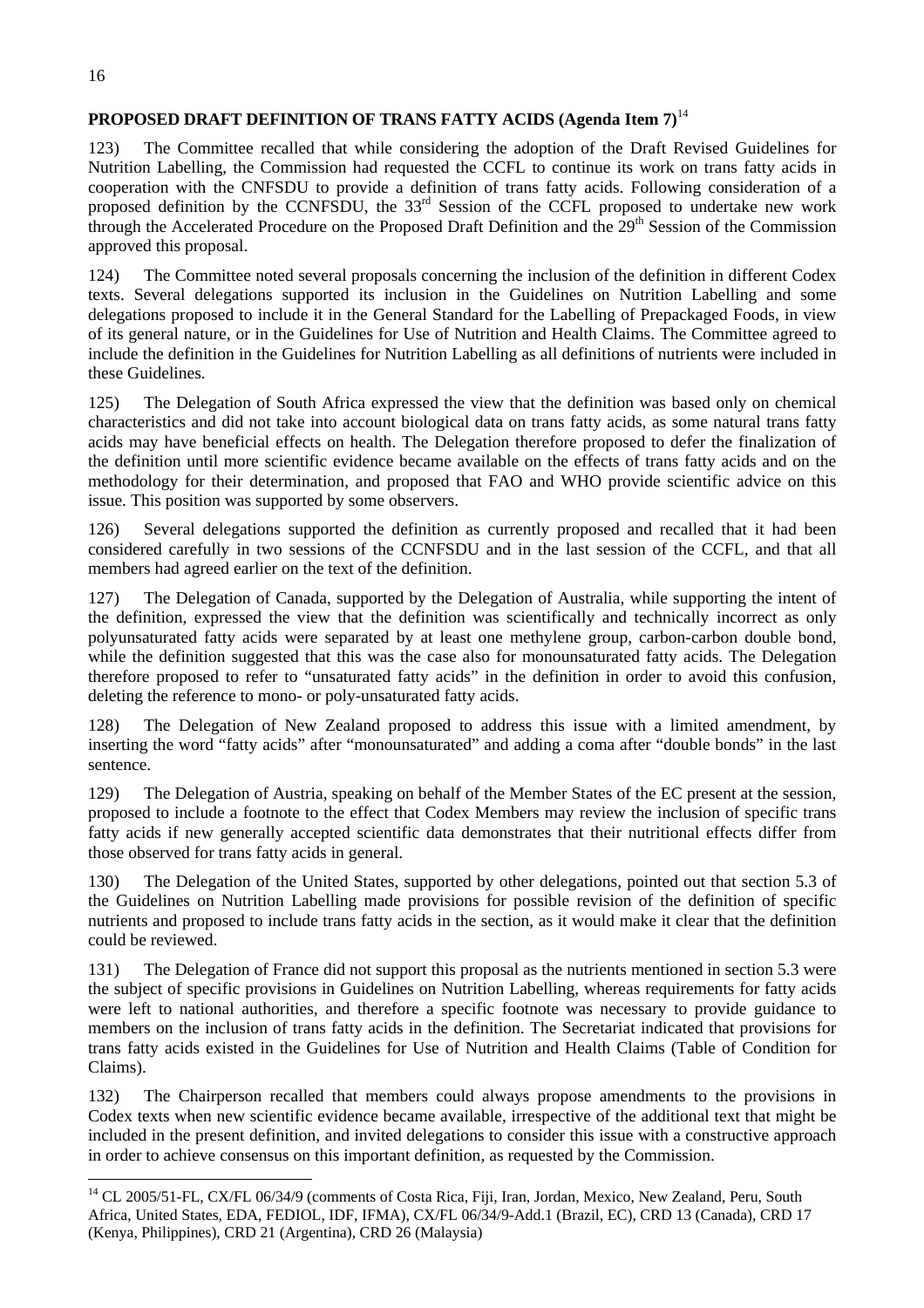## PROPOSED DRAFT DEFINITION OF TRANS FATTY ACIDS (Agenda Item 7)[14]

123) The Committee recalled that while considering the adoption of the Draft Revised Guidelines for Nutrition Labelling, the Commission had requested the CCFL to continue its work on trans fatty acids in cooperation with the CNFSDU to provide a definition of trans fatty acids. Following consideration of a proposed definition by the CCNFSDU, the 33rd Session of the CCFL proposed to undertake new work through the Accelerated Procedure on the Proposed Draft Definition and the 29th Session of the Commission approved this proposal.

124) The Committee noted several proposals concerning the inclusion of the definition in different Codex texts. Several delegations supported its inclusion in the Guidelines on Nutrition Labelling and some delegations proposed to include it in the General Standard for the Labelling of Prepackaged Foods, in view of its general nature, or in the Guidelines for Use of Nutrition and Health Claims. The Committee agreed to include the definition in the Guidelines for Nutrition Labelling as all definitions of nutrients were included in these Guidelines.

125) The Delegation of South Africa expressed the view that the definition was based only on chemical characteristics and did not take into account biological data on trans fatty acids, as some natural trans fatty acids may have beneficial effects on health. The Delegation therefore proposed to defer the finalization of the definition until more scientific evidence became available on the effects of trans fatty acids and on the methodology for their determination, and proposed that FAO and WHO provide scientific advice on this issue. This position was supported by some observers.

126) Several delegations supported the definition as currently proposed and recalled that it had been considered carefully in two sessions of the CCNFSDU and in the last session of the CCFL, and that all members had agreed earlier on the text of the definition.

127) The Delegation of Canada, supported by the Delegation of Australia, while supporting the intent of the definition, expressed the view that the definition was scientifically and technically incorrect as only polyunsaturated fatty acids were separated by at least one methylene group, carbon-carbon double bond, while the definition suggested that this was the case also for monounsaturated fatty acids. The Delegation therefore proposed to refer to "unsaturated fatty acids" in the definition in order to avoid this confusion, deleting the reference to mono- or poly-unsaturated fatty acids.

128) The Delegation of New Zealand proposed to address this issue with a limited amendment, by inserting the word "fatty acids" after "monounsaturated" and adding a coma after "double bonds" in the last sentence.

129) The Delegation of Austria, speaking on behalf of the Member States of the EC present at the session, proposed to include a footnote to the effect that Codex Members may review the inclusion of specific trans fatty acids if new generally accepted scientific data demonstrates that their nutritional effects differ from those observed for trans fatty acids in general.

130) The Delegation of the United States, supported by other delegations, pointed out that section 5.3 of the Guidelines on Nutrition Labelling made provisions for possible revision of the definition of specific nutrients and proposed to include trans fatty acids in the section, as it would make it clear that the definition could be reviewed.

131) The Delegation of France did not support this proposal as the nutrients mentioned in section 5.3 were the subject of specific provisions in Guidelines on Nutrition Labelling, whereas requirements for fatty acids were left to national authorities, and therefore a specific footnote was necessary to provide guidance to members on the inclusion of trans fatty acids in the definition. The Secretariat indicated that provisions for trans fatty acids existed in the Guidelines for Use of Nutrition and Health Claims (Table of Condition for Claims).

132) The Chairperson recalled that members could always propose amendments to the provisions in Codex texts when new scientific evidence became available, irrespective of the additional text that might be included in the present definition, and invited delegations to consider this issue with a constructive approach in order to achieve consensus on this important definition, as requested by the Commission.

---

[14] CL 2005/51-FL, CX/FL 06/34/9 (comments of Costa Rica, Fiji, Iran, Jordan, Mexico, New Zealand, Peru, South Africa, United States, EDA, FEDIOL, IDF, IFMA), CX/FL 06/34/9-Add.1 (Brazil, EC), CRD 13 (Canada), CRD 17 (Kenya, Philippines), CRD 21 (Argentina), CRD 26 (Malaysia)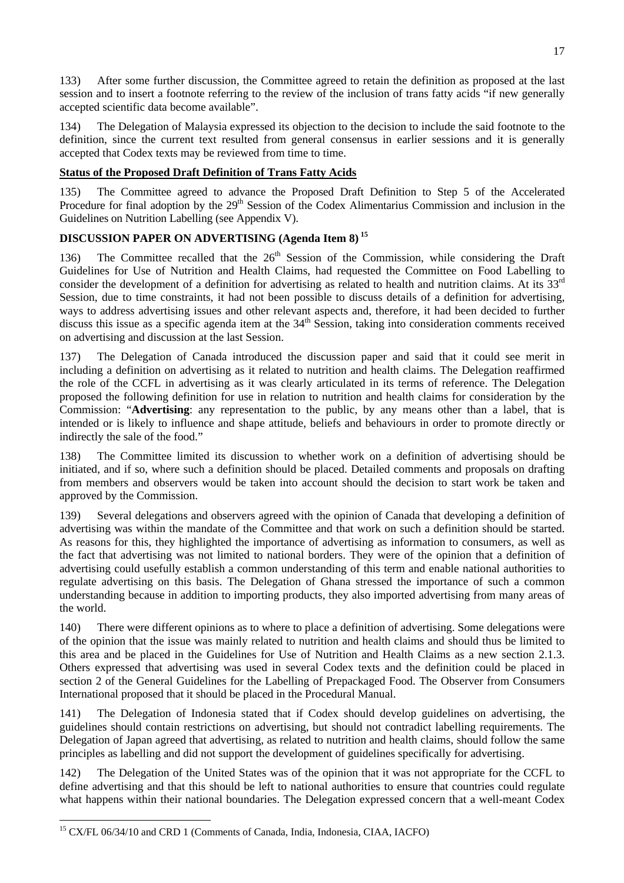133) After some further discussion, the Committee agreed to retain the definition as proposed at the last session and to insert a footnote referring to the review of the inclusion of trans fatty acids "if new generally accepted scientific data become available".

134) The Delegation of Malaysia expressed its objection to the decision to include the said footnote to the definition, since the current text resulted from general consensus in earlier sessions and it is generally accepted that Codex texts may be reviewed from time to time.

**Status of the Proposed Draft Definition of Trans Fatty Acids**

135) The Committee agreed to advance the Proposed Draft Definition to Step 5 of the Accelerated Procedure for final adoption by the 29th Session of the Codex Alimentarius Commission and inclusion in the Guidelines on Nutrition Labelling (see Appendix V).

## DISCUSSION PAPER ON ADVERTISING (Agenda Item 8) [15]

136) The Committee recalled that the 26th Session of the Commission, while considering the Draft Guidelines for Use of Nutrition and Health Claims, had requested the Committee on Food Labelling to consider the development of a definition for advertising as related to health and nutrition claims. At its 33rd Session, due to time constraints, it had not been possible to discuss details of a definition for advertising, ways to address advertising issues and other relevant aspects and, therefore, it had been decided to further discuss this issue as a specific agenda item at the 34th Session, taking into consideration comments received on advertising and discussion at the last Session.

137) The Delegation of Canada introduced the discussion paper and said that it could see merit in including a definition on advertising as it related to nutrition and health claims. The Delegation reaffirmed the role of the CCFL in advertising as it was clearly articulated in its terms of reference. The Delegation proposed the following definition for use in relation to nutrition and health claims for consideration by the Commission: "**Advertising**: any representation to the public, by any means other than a label, that is intended or is likely to influence and shape attitude, beliefs and behaviours in order to promote directly or indirectly the sale of the food."

138) The Committee limited its discussion to whether work on a definition of advertising should be initiated, and if so, where such a definition should be placed. Detailed comments and proposals on drafting from members and observers would be taken into account should the decision to start work be taken and approved by the Commission.

139) Several delegations and observers agreed with the opinion of Canada that developing a definition of advertising was within the mandate of the Committee and that work on such a definition should be started. As reasons for this, they highlighted the importance of advertising as information to consumers, as well as the fact that advertising was not limited to national borders. They were of the opinion that a definition of advertising could usefully establish a common understanding of this term and enable national authorities to regulate advertising on this basis. The Delegation of Ghana stressed the importance of such a common understanding because in addition to importing products, they also imported advertising from many areas of the world.

140) There were different opinions as to where to place a definition of advertising. Some delegations were of the opinion that the issue was mainly related to nutrition and health claims and should thus be limited to this area and be placed in the Guidelines for Use of Nutrition and Health Claims as a new section 2.1.3. Others expressed that advertising was used in several Codex texts and the definition could be placed in section 2 of the General Guidelines for the Labelling of Prepackaged Food. The Observer from Consumers International proposed that it should be placed in the Procedural Manual.

141) The Delegation of Indonesia stated that if Codex should develop guidelines on advertising, the guidelines should contain restrictions on advertising, but should not contradict labelling requirements. The Delegation of Japan agreed that advertising, as related to nutrition and health claims, should follow the same principles as labelling and did not support the development of guidelines specifically for advertising.

142) The Delegation of the United States was of the opinion that it was not appropriate for the CCFL to define advertising and that this should be left to national authorities to ensure that countries could regulate what happens within their national boundaries. The Delegation expressed concern that a well-meant Codex

[15] CX/FL 06/34/10 and CRD 1 (Comments of Canada, India, Indonesia, CIAA, IACFO)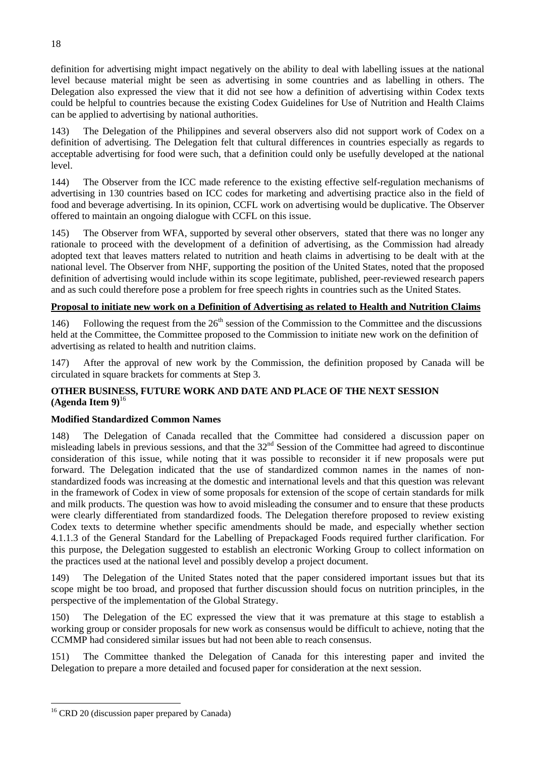definition for advertising might impact negatively on the ability to deal with labelling issues at the national level because material might be seen as advertising in some countries and as labelling in others. The Delegation also expressed the view that it did not see how a definition of advertising within Codex texts could be helpful to countries because the existing Codex Guidelines for Use of Nutrition and Health Claims can be applied to advertising by national authorities.

143) The Delegation of the Philippines and several observers also did not support work of Codex on a definition of advertising. The Delegation felt that cultural differences in countries especially as regards to acceptable advertising for food were such, that a definition could only be usefully developed at the national level.

144) The Observer from the ICC made reference to the existing effective self-regulation mechanisms of advertising in 130 countries based on ICC codes for marketing and advertising practice also in the field of food and beverage advertising. In its opinion, CCFL work on advertising would be duplicative. The Observer offered to maintain an ongoing dialogue with CCFL on this issue.

145) The Observer from WFA, supported by several other observers, stated that there was no longer any rationale to proceed with the development of a definition of advertising, as the Commission had already adopted text that leaves matters related to nutrition and heath claims in advertising to be dealt with at the national level. The Observer from NHF, supporting the position of the United States, noted that the proposed definition of advertising would include within its scope legitimate, published, peer-reviewed research papers and as such could therefore pose a problem for free speech rights in countries such as the United States.

**Proposal to initiate new work on a Definition of Advertising as related to Health and Nutrition Claims**

146) Following the request from the 26th session of the Commission to the Committee and the discussions held at the Committee, the Committee proposed to the Commission to initiate new work on the definition of advertising as related to health and nutrition claims.

147) After the approval of new work by the Commission, the definition proposed by Canada will be circulated in square brackets for comments at Step 3.

## OTHER BUSINESS, FUTURE WORK AND DATE AND PLACE OF THE NEXT SESSION (Agenda Item 9)[16]

### Modified Standardized Common Names

148) The Delegation of Canada recalled that the Committee had considered a discussion paper on misleading labels in previous sessions, and that the 32nd Session of the Committee had agreed to discontinue consideration of this issue, while noting that it was possible to reconsider it if new proposals were put forward. The Delegation indicated that the use of standardized common names in the names of non-standardized foods was increasing at the domestic and international levels and that this question was relevant in the framework of Codex in view of some proposals for extension of the scope of certain standards for milk and milk products. The question was how to avoid misleading the consumer and to ensure that these products were clearly differentiated from standardized foods. The Delegation therefore proposed to review existing Codex texts to determine whether specific amendments should be made, and especially whether section 4.1.1.3 of the General Standard for the Labelling of Prepackaged Foods required further clarification. For this purpose, the Delegation suggested to establish an electronic Working Group to collect information on the practices used at the national level and possibly develop a project document.

149) The Delegation of the United States noted that the paper considered important issues but that its scope might be too broad, and proposed that further discussion should focus on nutrition principles, in the perspective of the implementation of the Global Strategy.

150) The Delegation of the EC expressed the view that it was premature at this stage to establish a working group or consider proposals for new work as consensus would be difficult to achieve, noting that the CCMMP had considered similar issues but had not been able to reach consensus.

151) The Committee thanked the Delegation of Canada for this interesting paper and invited the Delegation to prepare a more detailed and focused paper for consideration at the next session.

[16] CRD 20 (discussion paper prepared by Canada)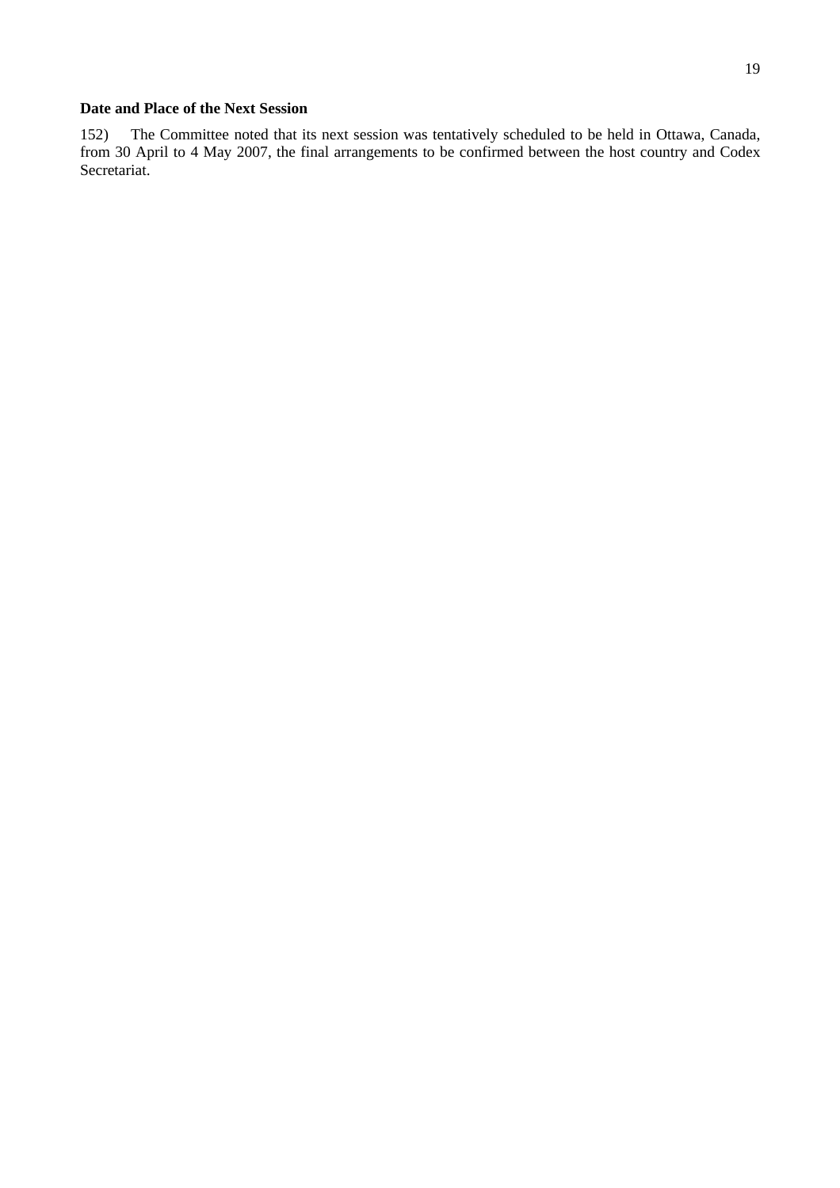**Date and Place of the Next Session**

152) The Committee noted that its next session was tentatively scheduled to be held in Ottawa, Canada, from 30 April to 4 May 2007, the final arrangements to be confirmed between the host country and Codex Secretariat.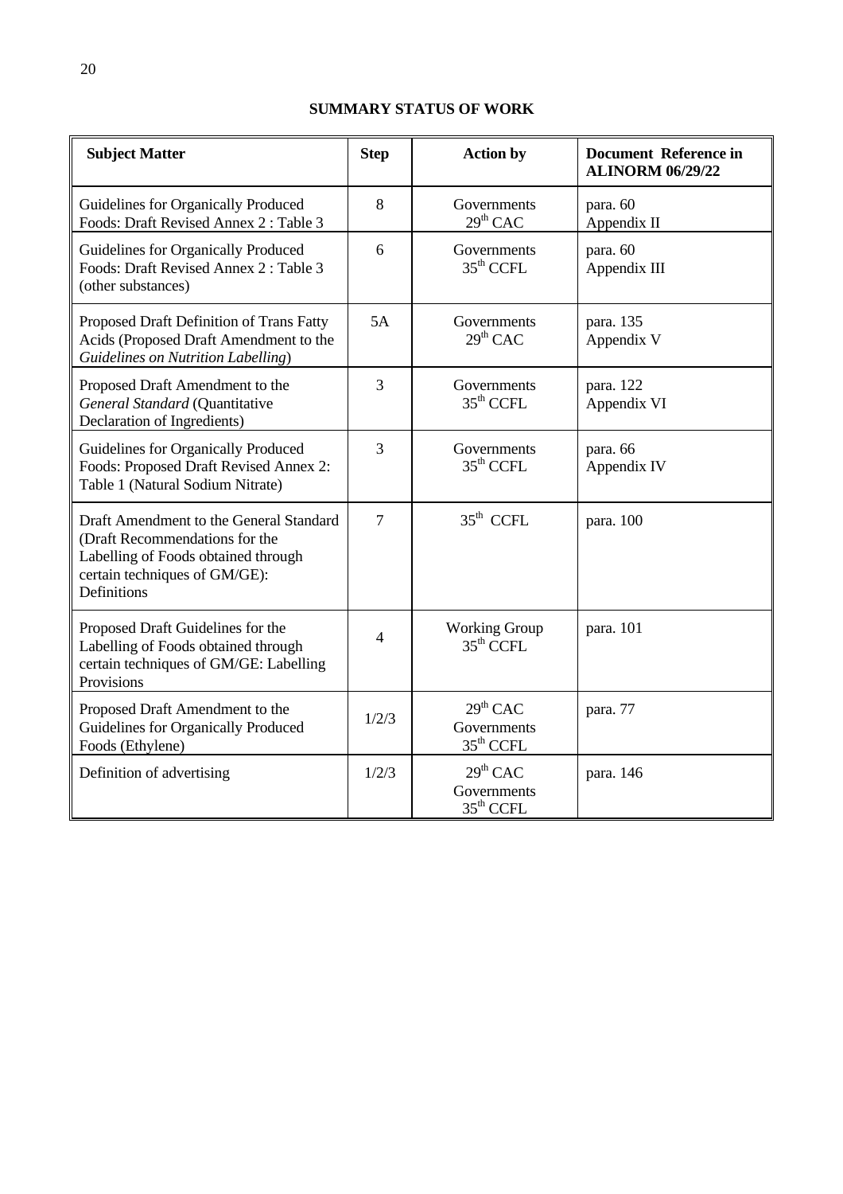## SUMMARY STATUS OF WORK

| Subject Matter | Step | Action by | Document Reference in ALINORM 06/29/22 |
|---|---|---|---|
| Guidelines for Organically Produced Foods: Draft Revised Annex 2 : Table 3 | 8 | Governments 29th CAC | para. 60 Appendix II |
| Guidelines for Organically Produced Foods: Draft Revised Annex 2 : Table 3 (other substances) | 6 | Governments 35th CCFL | para. 60 Appendix III |
| Proposed Draft Definition of Trans Fatty Acids (Proposed Draft Amendment to the *Guidelines on Nutrition Labelling*) | 5A | Governments 29th CAC | para. 135 Appendix V |
| Proposed Draft Amendment to the *General Standard* (Quantitative Declaration of Ingredients) | 3 | Governments 35th CCFL | para. 122 Appendix VI |
| Guidelines for Organically Produced Foods: Proposed Draft Revised Annex 2: Table 1 (Natural Sodium Nitrate) | 3 | Governments 35th CCFL | para. 66 Appendix IV |
| Draft Amendment to the General Standard (Draft Recommendations for the Labelling of Foods obtained through certain techniques of GM/GE): Definitions | 7 | 35th CCFL | para. 100 |
| Proposed Draft Guidelines for the Labelling of Foods obtained through certain techniques of GM/GE: Labelling Provisions | 4 | Working Group 35th CCFL | para. 101 |
| Proposed Draft Amendment to the Guidelines for Organically Produced Foods (Ethylene) | 1/2/3 | 29th CAC Governments 35th CCFL | para. 77 |
| Definition of advertising | 1/2/3 | 29th CAC Governments 35th CCFL | para. 146 |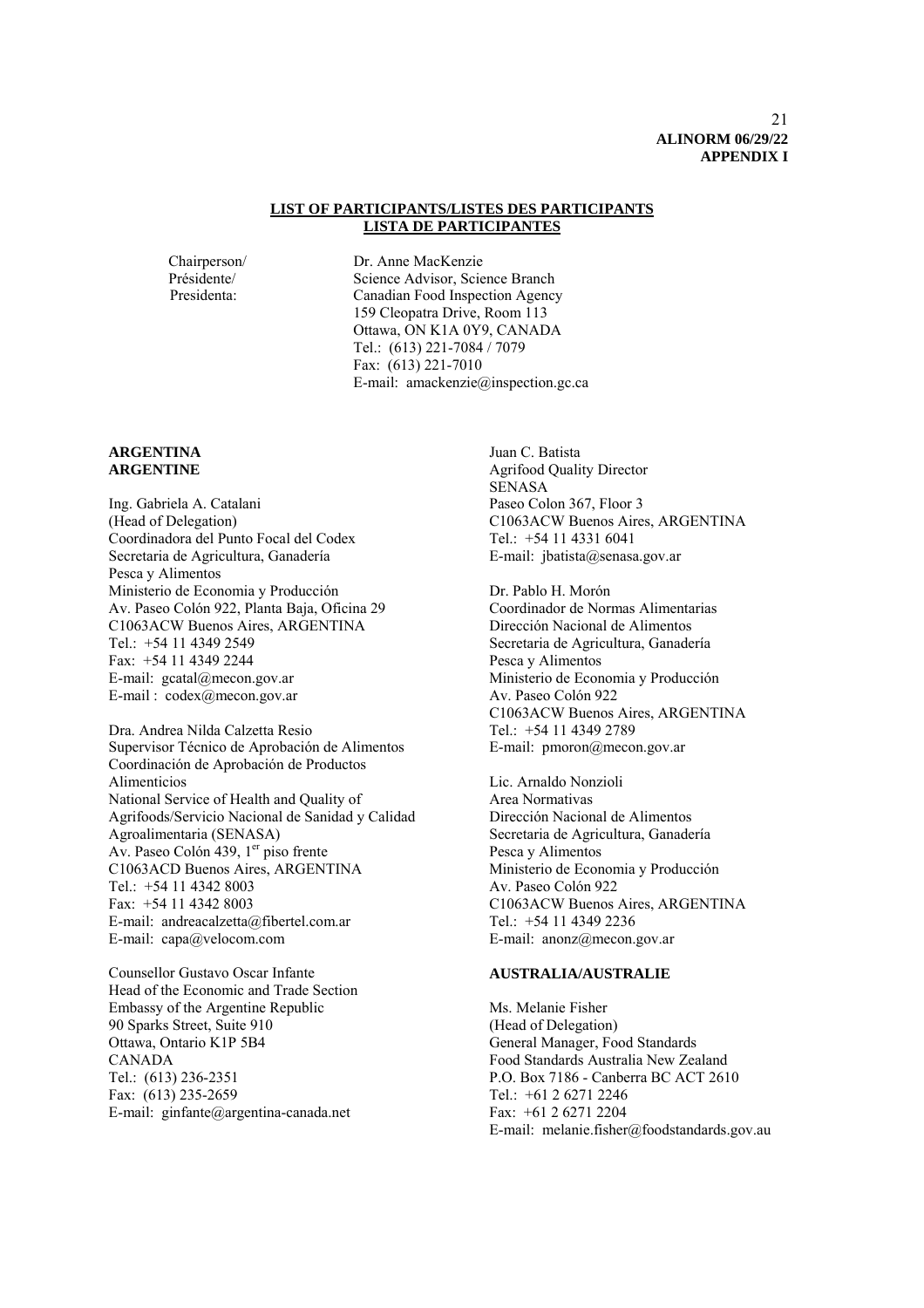## LIST OF PARTICIPANTS/LISTES DES PARTICIPANTS
## LISTA DE PARTICIPANTES

Chairperson/
Présidente/
Presidenta:

Dr. Anne MacKenzie
Science Advisor, Science Branch
Canadian Food Inspection Agency
159 Cleopatra Drive, Room 113
Ottawa, ON K1A 0Y9, CANADA
Tel.: (613) 221-7084 / 7079
Fax: (613) 221-7010
E-mail: amackenzie@inspection.gc.ca

**ARGENTINA**
**ARGENTINE**

Ing. Gabriela A. Catalani
(Head of Delegation)
Coordinadora del Punto Focal del Codex
Secretaria de Agricultura, Ganadería
Pesca y Alimentos
Ministerio de Economia y Producción
Av. Paseo Colón 922, Planta Baja, Oficina 29
C1063ACW Buenos Aires, ARGENTINA
Tel.: +54 11 4349 2549
Fax: +54 11 4349 2244
E-mail: gcatal@mecon.gov.ar
E-mail : codex@mecon.gov.ar

Dra. Andrea Nilda Calzetta Resio
Supervisor Técnico de Aprobación de Alimentos
Coordinación de Aprobación de Productos
Alimenticios
National Service of Health and Quality of
Agrifoods/Servicio Nacional de Sanidad y Calidad
Agroalimentaria (SENASA)
Av. Paseo Colón 439, 1er piso frente
C1063ACD Buenos Aires, ARGENTINA
Tel.: +54 11 4342 8003
Fax: +54 11 4342 8003
E-mail: andreacalzetta@fibertel.com.ar
E-mail: capa@velocom.com

Counsellor Gustavo Oscar Infante
Head of the Economic and Trade Section
Embassy of the Argentine Republic
90 Sparks Street, Suite 910
Ottawa, Ontario K1P 5B4
CANADA
Tel.: (613) 236-2351
Fax: (613) 235-2659
E-mail: ginfante@argentina-canada.net

Juan C. Batista
Agrifood Quality Director
SENASA
Paseo Colon 367, Floor 3
C1063ACW Buenos Aires, ARGENTINA
Tel.: +54 11 4331 6041
E-mail: jbatista@senasa.gov.ar

Dr. Pablo H. Morón
Coordinador de Normas Alimentarias
Dirección Nacional de Alimentos
Secretaria de Agricultura, Ganadería
Pesca y Alimentos
Ministerio de Economia y Producción
Av. Paseo Colón 922
C1063ACW Buenos Aires, ARGENTINA
Tel.: +54 11 4349 2789
E-mail: pmoron@mecon.gov.ar

Lic. Arnaldo Nonzioli
Area Normativas
Dirección Nacional de Alimentos
Secretaria de Agricultura, Ganadería
Pesca y Alimentos
Ministerio de Economia y Producción
Av. Paseo Colón 922
C1063ACW Buenos Aires, ARGENTINA
Tel.: +54 11 4349 2236
E-mail: anonz@mecon.gov.ar

**AUSTRALIA/AUSTRALIE**

Ms. Melanie Fisher
(Head of Delegation)
General Manager, Food Standards
Food Standards Australia New Zealand
P.O. Box 7186 - Canberra BC ACT 2610
Tel.: +61 2 6271 2246
Fax: +61 2 6271 2204
E-mail: melanie.fisher@foodstandards.gov.au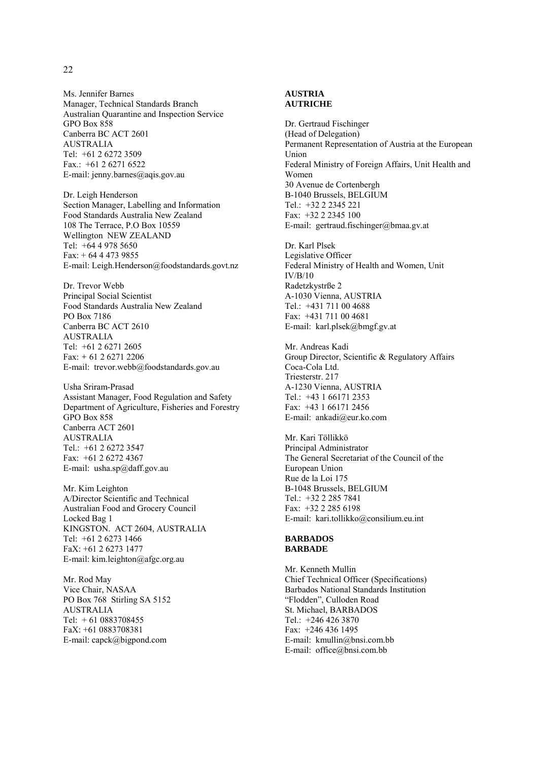Ms. Jennifer Barnes
Manager, Technical Standards Branch
Australian Quarantine and Inspection Service
GPO Box 858
Canberra BC ACT 2601
AUSTRALIA
Tel: +61 2 6272 3509
Fax.: +61 2 6271 6522
E-mail: jenny.barnes@aqis.gov.au

Dr. Leigh Henderson
Section Manager, Labelling and Information
Food Standards Australia New Zealand
108 The Terrace, P.O Box 10559
Wellington NEW ZEALAND
Tel: +64 4 978 5650
Fax: + 64 4 473 9855
E-mail: Leigh.Henderson@foodstandards.govt.nz

Dr. Trevor Webb
Principal Social Scientist
Food Standards Australia New Zealand
PO Box 7186
Canberra BC ACT 2610
AUSTRALIA
Tel: +61 2 6271 2605
Fax: + 61 2 6271 2206
E-mail: trevor.webb@foodstandards.gov.au

Usha Sriram-Prasad
Assistant Manager, Food Regulation and Safety
Department of Agriculture, Fisheries and Forestry
GPO Box 858
Canberra ACT 2601
AUSTRALIA
Tel.: +61 2 6272 3547
Fax: +61 2 6272 4367
E-mail: usha.sp@daff.gov.au

Mr. Kim Leighton
A/Director Scientific and Technical
Australian Food and Grocery Council
Locked Bag 1
KINGSTON. ACT 2604, AUSTRALIA
Tel: +61 2 6273 1466
FaX: +61 2 6273 1477
E-mail: kim.leighton@afgc.org.au

Mr. Rod May
Vice Chair, NASAA
PO Box 768 Stirling SA 5152
AUSTRALIA
Tel: + 61 0883708455
FaX: +61 0883708381
E-mail: capck@bigpond.com

**AUSTRIA**
**AUTRICHE**

Dr. Gertraud Fischinger
(Head of Delegation)
Permanent Representation of Austria at the European Union
Federal Ministry of Foreign Affairs, Unit Health and Women
30 Avenue de Cortenbergh
B-1040 Brussels, BELGIUM
Tel.: +32 2 2345 221
Fax: +32 2 2345 100
E-mail: gertraud.fischinger@bmaa.gv.at

Dr. Karl Plsek
Legislative Officer
Federal Ministry of Health and Women, Unit IV/B/10
Radetzkystrße 2
A-1030 Vienna, AUSTRIA
Tel.: +431 711 00 4688
Fax: +431 711 00 4681
E-mail: karl.plsek@bmgf.gv.at

Mr. Andreas Kadi
Group Director, Scientific & Regulatory Affairs
Coca-Cola Ltd.
Triesterstr. 217
A-1230 Vienna, AUSTRIA
Tel.: +43 1 66171 2353
Fax: +43 1 66171 2456
E-mail: ankadi@eur.ko.com

Mr. Kari Töllikkö
Principal Administrator
The General Secretariat of the Council of the European Union
Rue de la Loi 175
B-1048 Brussels, BELGIUM
Tel.: +32 2 285 7841
Fax: +32 2 285 6198
E-mail: kari.tollikko@consilium.eu.int

**BARBADOS**
**BARBADE**

Mr. Kenneth Mullin
Chief Technical Officer (Specifications)
Barbados National Standards Institution
"Flodden", Culloden Road
St. Michael, BARBADOS
Tel.: +246 426 3870
Fax: +246 436 1495
E-mail: kmullin@bnsi.com.bb
E-mail: office@bnsi.com.bb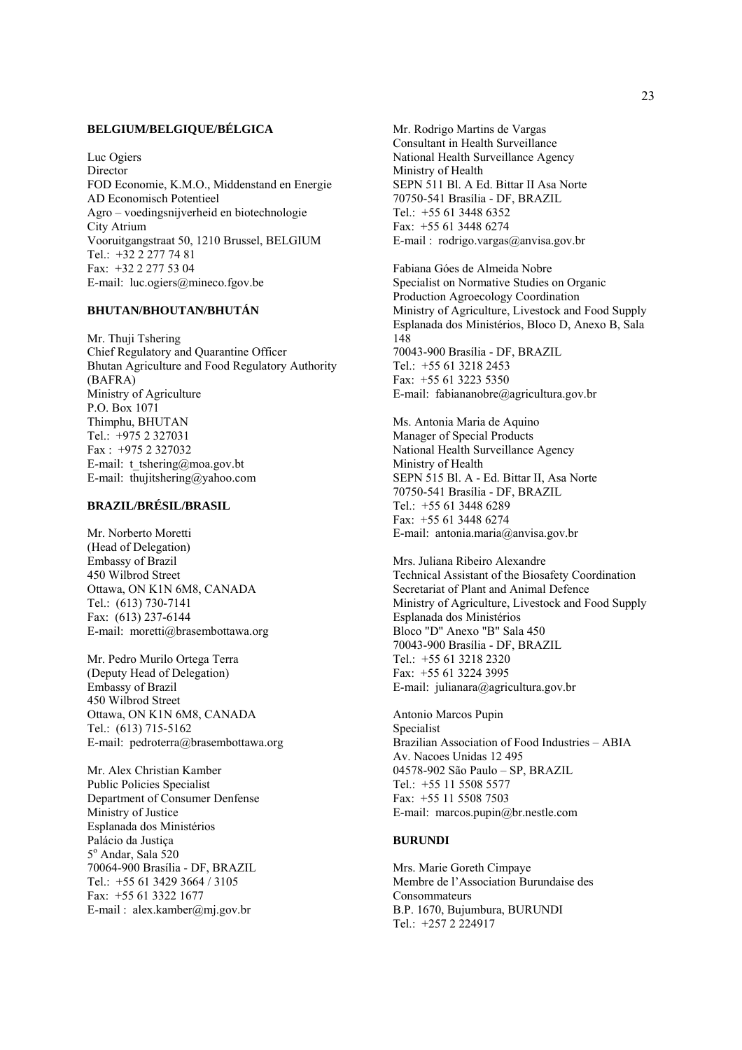**BELGIUM/BELGIQUE/BÉLGICA**

Luc Ogiers
Director
FOD Economie, K.M.O., Middenstand en Energie
AD Economisch Potentieel
Agro – voedingsnijverheid en biotechnologie
City Atrium
Vooruitgangstraat 50, 1210 Brussel, BELGIUM
Tel.: +32 2 277 74 81
Fax: +32 2 277 53 04
E-mail: luc.ogiers@mineco.fgov.be

**BHUTAN/BHOUTAN/BHUTÁN**

Mr. Thuji Tshering
Chief Regulatory and Quarantine Officer
Bhutan Agriculture and Food Regulatory Authority (BAFRA)
Ministry of Agriculture
P.O. Box 1071
Thimphu, BHUTAN
Tel.: +975 2 327031
Fax : +975 2 327032
E-mail: t_tshering@moa.gov.bt
E-mail: thujitshering@yahoo.com

**BRAZIL/BRÉSIL/BRASIL**

Mr. Norberto Moretti
(Head of Delegation)
Embassy of Brazil
450 Wilbrod Street
Ottawa, ON K1N 6M8, CANADA
Tel.: (613) 730-7141
Fax: (613) 237-6144
E-mail: moretti@brasembottawa.org

Mr. Pedro Murilo Ortega Terra
(Deputy Head of Delegation)
Embassy of Brazil
450 Wilbrod Street
Ottawa, ON K1N 6M8, CANADA
Tel.: (613) 715-5162
E-mail: pedroterra@brasembottawa.org

Mr. Alex Christian Kamber
Public Policies Specialist
Department of Consumer Denfense
Ministry of Justice
Esplanada dos Ministérios
Palácio da Justiça
5º Andar, Sala 520
70064-900 Brasília - DF, BRAZIL
Tel.: +55 61 3429 3664 / 3105
Fax: +55 61 3322 1677
E-mail : alex.kamber@mj.gov.br

Mr. Rodrigo Martins de Vargas
Consultant in Health Surveillance
National Health Surveillance Agency
Ministry of Health
SEPN 511 Bl. A Ed. Bittar II Asa Norte
70750-541 Brasília - DF, BRAZIL
Tel.: +55 61 3448 6352
Fax: +55 61 3448 6274
E-mail : rodrigo.vargas@anvisa.gov.br

Fabiana Góes de Almeida Nobre
Specialist on Normative Studies on Organic Production Agroecology Coordination
Ministry of Agriculture, Livestock and Food Supply
Esplanada dos Ministérios, Bloco D, Anexo B, Sala 148
70043-900 Brasília - DF, BRAZIL
Tel.: +55 61 3218 2453
Fax: +55 61 3223 5350
E-mail: fabiananobre@agricultura.gov.br

Ms. Antonia Maria de Aquino
Manager of Special Products
National Health Surveillance Agency
Ministry of Health
SEPN 515 Bl. A - Ed. Bittar II, Asa Norte
70750-541 Brasília - DF, BRAZIL
Tel.: +55 61 3448 6289
Fax: +55 61 3448 6274
E-mail: antonia.maria@anvisa.gov.br

Mrs. Juliana Ribeiro Alexandre
Technical Assistant of the Biosafety Coordination
Secretariat of Plant and Animal Defence
Ministry of Agriculture, Livestock and Food Supply
Esplanada dos Ministérios
Bloco "D" Anexo "B" Sala 450
70043-900 Brasília - DF, BRAZIL
Tel.: +55 61 3218 2320
Fax: +55 61 3224 3995
E-mail: julianara@agricultura.gov.br

Antonio Marcos Pupin
Specialist
Brazilian Association of Food Industries – ABIA
Av. Nacoes Unidas 12 495
04578-902 São Paulo – SP, BRAZIL
Tel.: +55 11 5508 5577
Fax: +55 11 5508 7503
E-mail: marcos.pupin@br.nestle.com

**BURUNDI**

Mrs. Marie Goreth Cimpaye
Membre de l'Association Burundaise des Consommateurs
B.P. 1670, Bujumbura, BURUNDI
Tel.: +257 2 224917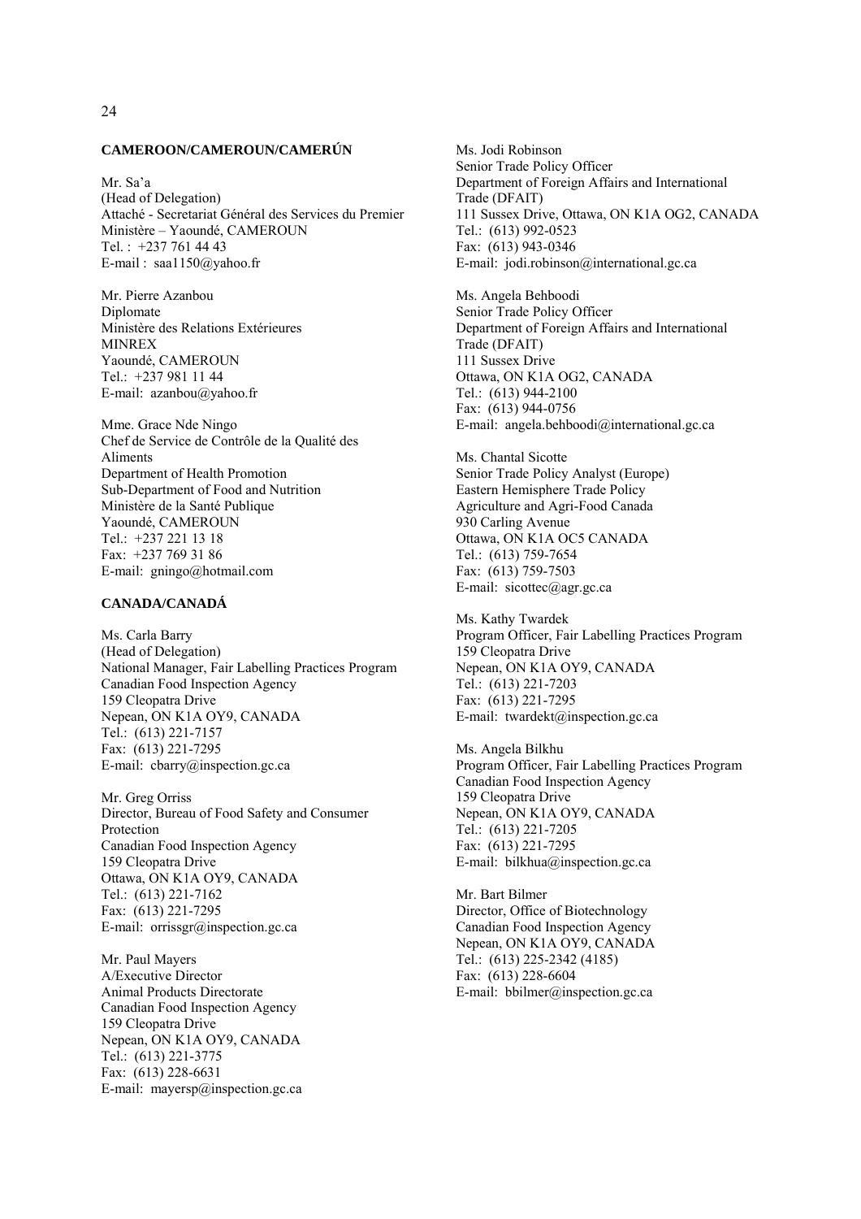**CAMEROON/CAMEROUN/CAMERÚN**

Mr. Sa'a
(Head of Delegation)
Attaché - Secretariat Général des Services du Premier Ministère – Yaoundé, CAMEROUN
Tel. : +237 761 44 43
E-mail : saa1150@yahoo.fr

Mr. Pierre Azanbou
Diplomate
Ministère des Relations Extérieures
MINREX
Yaoundé, CAMEROUN
Tel.: +237 981 11 44
E-mail: azanbou@yahoo.fr

Mme. Grace Nde Ningo
Chef de Service de Contrôle de la Qualité des Aliments
Department of Health Promotion
Sub-Department of Food and Nutrition
Ministère de la Santé Publique
Yaoundé, CAMEROUN
Tel.: +237 221 13 18
Fax: +237 769 31 86
E-mail: gningo@hotmail.com

**CANADA/CANADÁ**

Ms. Carla Barry
(Head of Delegation)
National Manager, Fair Labelling Practices Program
Canadian Food Inspection Agency
159 Cleopatra Drive
Nepean, ON K1A OY9, CANADA
Tel.: (613) 221-7157
Fax: (613) 221-7295
E-mail: cbarry@inspection.gc.ca

Mr. Greg Orriss
Director, Bureau of Food Safety and Consumer Protection
Canadian Food Inspection Agency
159 Cleopatra Drive
Ottawa, ON K1A OY9, CANADA
Tel.: (613) 221-7162
Fax: (613) 221-7295
E-mail: orrissgr@inspection.gc.ca

Mr. Paul Mayers
A/Executive Director
Animal Products Directorate
Canadian Food Inspection Agency
159 Cleopatra Drive
Nepean, ON K1A OY9, CANADA
Tel.: (613) 221-3775
Fax: (613) 228-6631
E-mail: mayersp@inspection.gc.ca

Ms. Jodi Robinson
Senior Trade Policy Officer
Department of Foreign Affairs and International Trade (DFAIT)
111 Sussex Drive, Ottawa, ON K1A OG2, CANADA
Tel.: (613) 992-0523
Fax: (613) 943-0346
E-mail: jodi.robinson@international.gc.ca

Ms. Angela Behboodi
Senior Trade Policy Officer
Department of Foreign Affairs and International Trade (DFAIT)
111 Sussex Drive
Ottawa, ON K1A OG2, CANADA
Tel.: (613) 944-2100
Fax: (613) 944-0756
E-mail: angela.behboodi@international.gc.ca

Ms. Chantal Sicotte
Senior Trade Policy Analyst (Europe)
Eastern Hemisphere Trade Policy
Agriculture and Agri-Food Canada
930 Carling Avenue
Ottawa, ON K1A OC5 CANADA
Tel.: (613) 759-7654
Fax: (613) 759-7503
E-mail: sicottec@agr.gc.ca

Ms. Kathy Twardek
Program Officer, Fair Labelling Practices Program
159 Cleopatra Drive
Nepean, ON K1A OY9, CANADA
Tel.: (613) 221-7203
Fax: (613) 221-7295
E-mail: twardekt@inspection.gc.ca

Ms. Angela Bilkhu
Program Officer, Fair Labelling Practices Program
Canadian Food Inspection Agency
159 Cleopatra Drive
Nepean, ON K1A OY9, CANADA
Tel.: (613) 221-7205
Fax: (613) 221-7295
E-mail: bilkhua@inspection.gc.ca

Mr. Bart Bilmer
Director, Office of Biotechnology
Canadian Food Inspection Agency
Nepean, ON K1A OY9, CANADA
Tel.: (613) 225-2342 (4185)
Fax: (613) 228-6604
E-mail: bbilmer@inspection.gc.ca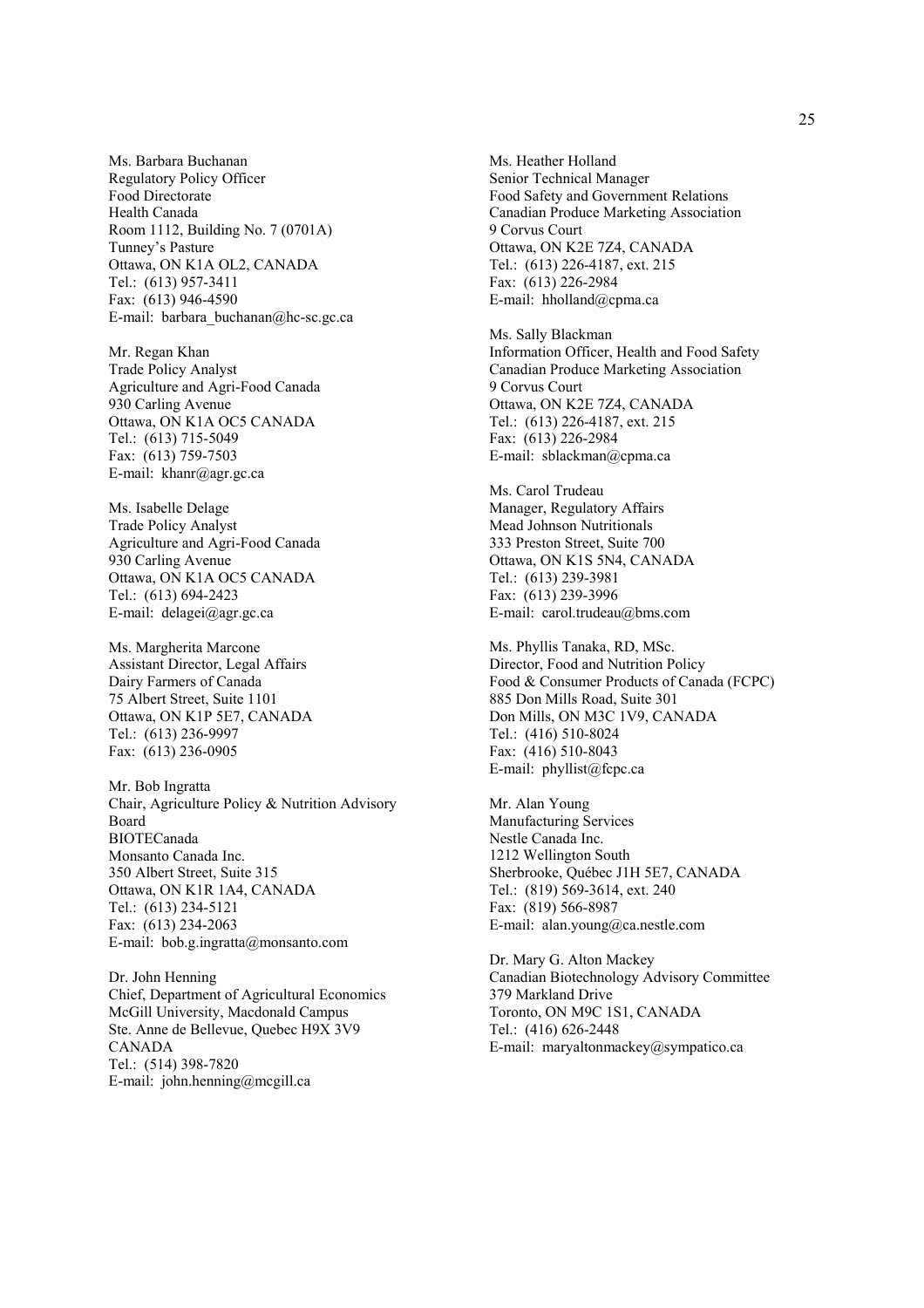Ms. Barbara Buchanan
Regulatory Policy Officer
Food Directorate
Health Canada
Room 1112, Building No. 7 (0701A)
Tunney's Pasture
Ottawa, ON K1A OL2, CANADA
Tel.: (613) 957-3411
Fax: (613) 946-4590
E-mail: barbara_buchanan@hc-sc.gc.ca

Mr. Regan Khan
Trade Policy Analyst
Agriculture and Agri-Food Canada
930 Carling Avenue
Ottawa, ON K1A OC5 CANADA
Tel.: (613) 715-5049
Fax: (613) 759-7503
E-mail: khanr@agr.gc.ca

Ms. Isabelle Delage
Trade Policy Analyst
Agriculture and Agri-Food Canada
930 Carling Avenue
Ottawa, ON K1A OC5 CANADA
Tel.: (613) 694-2423
E-mail: delagei@agr.gc.ca

Ms. Margherita Marcone
Assistant Director, Legal Affairs
Dairy Farmers of Canada
75 Albert Street, Suite 1101
Ottawa, ON K1P 5E7, CANADA
Tel.: (613) 236-9997
Fax: (613) 236-0905

Mr. Bob Ingratta
Chair, Agriculture Policy & Nutrition Advisory Board
BIOTECanada
Monsanto Canada Inc.
350 Albert Street, Suite 315
Ottawa, ON K1R 1A4, CANADA
Tel.: (613) 234-5121
Fax: (613) 234-2063
E-mail: bob.g.ingratta@monsanto.com

Dr. John Henning
Chief, Department of Agricultural Economics
McGill University, Macdonald Campus
Ste. Anne de Bellevue, Quebec H9X 3V9
CANADA
Tel.: (514) 398-7820
E-mail: john.henning@mcgill.ca

Ms. Heather Holland
Senior Technical Manager
Food Safety and Government Relations
Canadian Produce Marketing Association
9 Corvus Court
Ottawa, ON K2E 7Z4, CANADA
Tel.: (613) 226-4187, ext. 215
Fax: (613) 226-2984
E-mail: hholland@cpma.ca

Ms. Sally Blackman
Information Officer, Health and Food Safety
Canadian Produce Marketing Association
9 Corvus Court
Ottawa, ON K2E 7Z4, CANADA
Tel.: (613) 226-4187, ext. 215
Fax: (613) 226-2984
E-mail: sblackman@cpma.ca

Ms. Carol Trudeau
Manager, Regulatory Affairs
Mead Johnson Nutritionals
333 Preston Street, Suite 700
Ottawa, ON K1S 5N4, CANADA
Tel.: (613) 239-3981
Fax: (613) 239-3996
E-mail: carol.trudeau@bms.com

Ms. Phyllis Tanaka, RD, MSc.
Director, Food and Nutrition Policy
Food & Consumer Products of Canada (FCPC)
885 Don Mills Road, Suite 301
Don Mills, ON M3C 1V9, CANADA
Tel.: (416) 510-8024
Fax: (416) 510-8043
E-mail: phyllist@fcpc.ca

Mr. Alan Young
Manufacturing Services
Nestle Canada Inc.
1212 Wellington South
Sherbrooke, Québec J1H 5E7, CANADA
Tel.: (819) 569-3614, ext. 240
Fax: (819) 566-8987
E-mail: alan.young@ca.nestle.com

Dr. Mary G. Alton Mackey
Canadian Biotechnology Advisory Committee
379 Markland Drive
Toronto, ON M9C 1S1, CANADA
Tel.: (416) 626-2448
E-mail: maryaltonmackey@sympatico.ca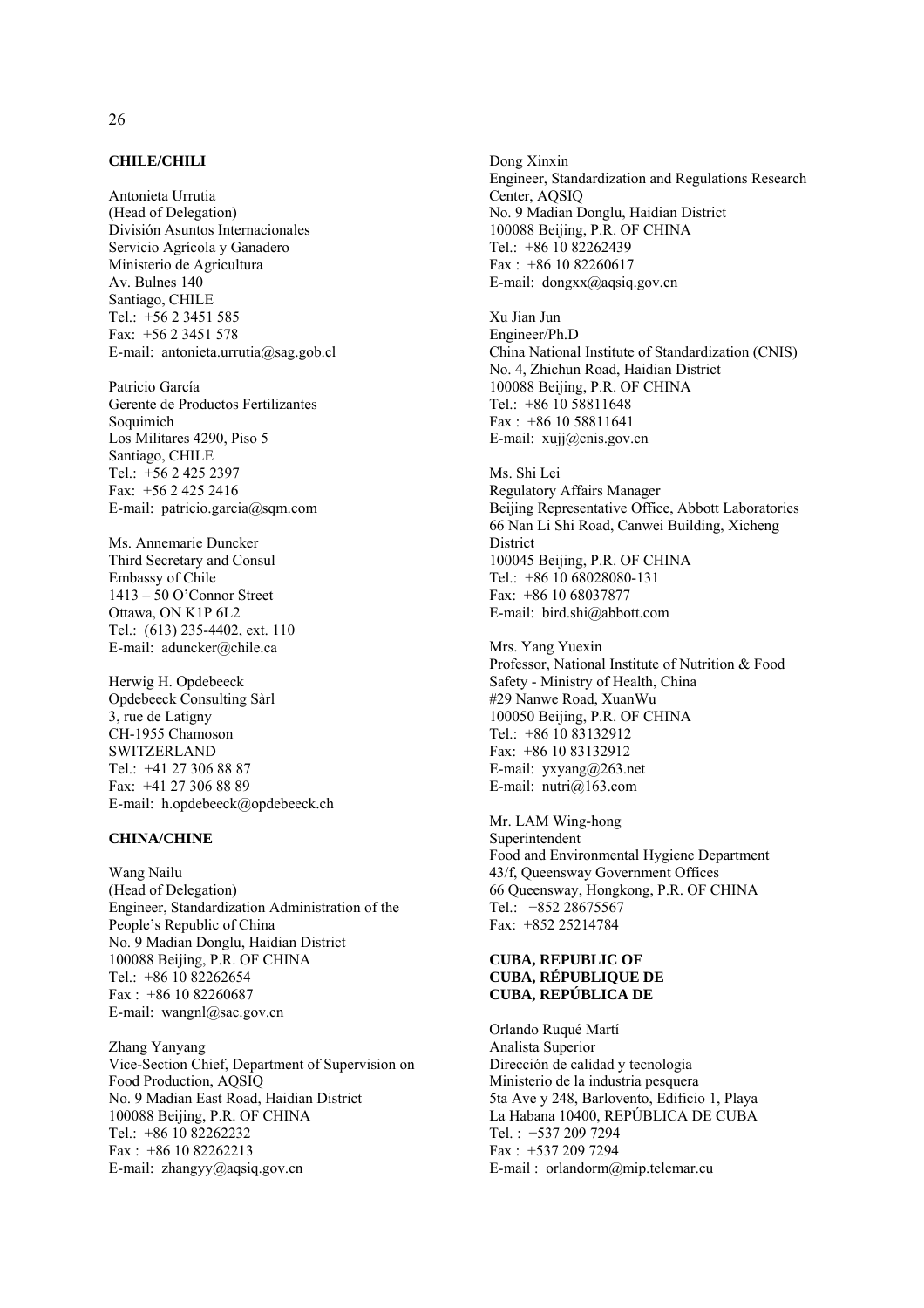**CHILE/CHILI**

Antonieta Urrutia
(Head of Delegation)
División Asuntos Internacionales
Servicio Agrícola y Ganadero
Ministerio de Agricultura
Av. Bulnes 140
Santiago, CHILE
Tel.: +56 2 3451 585
Fax: +56 2 3451 578
E-mail: antonieta.urrutia@sag.gob.cl

Patricio García
Gerente de Productos Fertilizantes
Soquimich
Los Militares 4290, Piso 5
Santiago, CHILE
Tel.: +56 2 425 2397
Fax: +56 2 425 2416
E-mail: patricio.garcia@sqm.com

Ms. Annemarie Duncker
Third Secretary and Consul
Embassy of Chile
1413 – 50 O'Connor Street
Ottawa, ON K1P 6L2
Tel.: (613) 235-4402, ext. 110
E-mail: aduncker@chile.ca

Herwig H. Opdebeeck
Opdebeeck Consulting Sàrl
3, rue de Latigny
CH-1955 Chamoson
SWITZERLAND
Tel.: +41 27 306 88 87
Fax: +41 27 306 88 89
E-mail: h.opdebeeck@opdebeeck.ch

**CHINA/CHINE**

Wang Nailu
(Head of Delegation)
Engineer, Standardization Administration of the People's Republic of China
No. 9 Madian Donglu, Haidian District
100088 Beijing, P.R. OF CHINA
Tel.: +86 10 82262654
Fax : +86 10 82260687
E-mail: wangnl@sac.gov.cn

Zhang Yanyang
Vice-Section Chief, Department of Supervision on Food Production, AQSIQ
No. 9 Madian East Road, Haidian District
100088 Beijing, P.R. OF CHINA
Tel.: +86 10 82262232
Fax : +86 10 82262213
E-mail: zhangyy@aqsiq.gov.cn

Dong Xinxin
Engineer, Standardization and Regulations Research Center, AQSIQ
No. 9 Madian Donglu, Haidian District
100088 Beijing, P.R. OF CHINA
Tel.: +86 10 82262439
Fax : +86 10 82260617
E-mail: dongxx@aqsiq.gov.cn

Xu Jian Jun
Engineer/Ph.D
China National Institute of Standardization (CNIS)
No. 4, Zhichun Road, Haidian District
100088 Beijing, P.R. OF CHINA
Tel.: +86 10 58811648
Fax : +86 10 58811641
E-mail: xujj@cnis.gov.cn

Ms. Shi Lei
Regulatory Affairs Manager
Beijing Representative Office, Abbott Laboratories
66 Nan Li Shi Road, Canwei Building, Xicheng District
100045 Beijing, P.R. OF CHINA
Tel.: +86 10 68028080-131
Fax: +86 10 68037877
E-mail: bird.shi@abbott.com

Mrs. Yang Yuexin
Professor, National Institute of Nutrition & Food Safety - Ministry of Health, China
#29 Nanwe Road, XuanWu
100050 Beijing, P.R. OF CHINA
Tel.: +86 10 83132912
Fax: +86 10 83132912
E-mail: yxyang@263.net
E-mail: nutri@163.com

Mr. LAM Wing-hong
Superintendent
Food and Environmental Hygiene Department
43/f, Queensway Government Offices
66 Queensway, Hongkong, P.R. OF CHINA
Tel.: +852 28675567
Fax: +852 25214784

**CUBA, REPUBLIC OF**
**CUBA, RÉPUBLIQUE DE**
**CUBA, REPÚBLICA DE**

Orlando Ruqué Martí
Analista Superior
Dirección de calidad y tecnología
Ministerio de la industria pesquera
5ta Ave y 248, Barlovento, Edificio 1, Playa
La Habana 10400, REPÚBLICA DE CUBA
Tel. : +537 209 7294
Fax : +537 209 7294
E-mail : orlandorm@mip.telemar.cu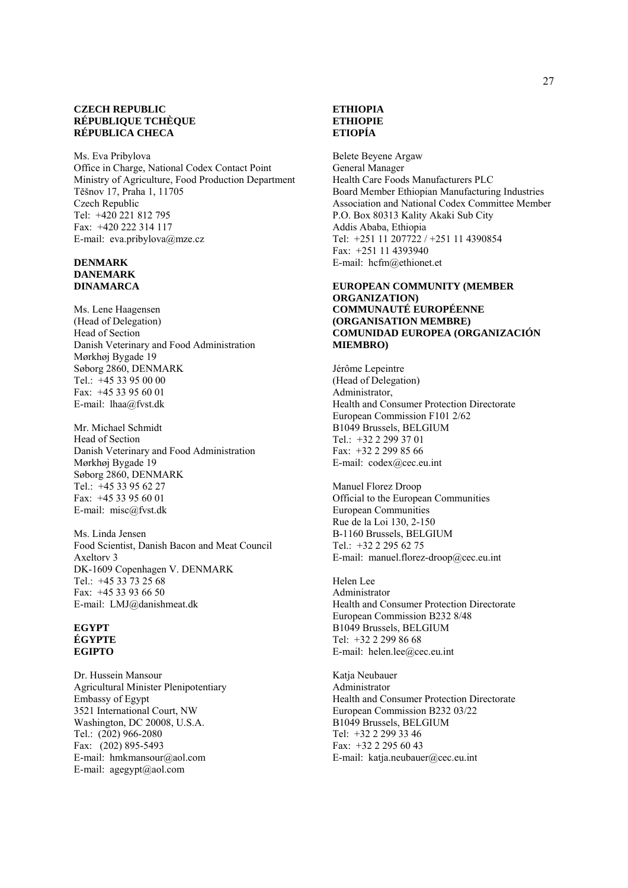**CZECH REPUBLIC**
**RÉPUBLIQUE TCHÈQUE**
**RÉPUBLICA CHECA**

Ms. Eva Pribylova
Office in Charge, National Codex Contact Point
Ministry of Agriculture, Food Production Department
Těšnov 17, Praha 1, 11705
Czech Republic
Tel: +420 221 812 795
Fax: +420 222 314 117
E-mail: eva.pribylova@mze.cz

**DENMARK**
**DANEMARK**
**DINAMARCA**

Ms. Lene Haagensen
(Head of Delegation)
Head of Section
Danish Veterinary and Food Administration
Mørkhøj Bygade 19
Søborg 2860, DENMARK
Tel.: +45 33 95 00 00
Fax: +45 33 95 60 01
E-mail: lhaa@fvst.dk

Mr. Michael Schmidt
Head of Section
Danish Veterinary and Food Administration
Mørkhøj Bygade 19
Søborg 2860, DENMARK
Tel.: +45 33 95 62 27
Fax: +45 33 95 60 01
E-mail: misc@fvst.dk

Ms. Linda Jensen
Food Scientist, Danish Bacon and Meat Council
Axeltorv 3
DK-1609 Copenhagen V. DENMARK
Tel.: +45 33 73 25 68
Fax: +45 33 93 66 50
E-mail: LMJ@danishmeat.dk

**EGYPT**
**ÉGYPTE**
**EGIPTO**

Dr. Hussein Mansour
Agricultural Minister Plenipotentiary
Embassy of Egypt
3521 International Court, NW
Washington, DC 20008, U.S.A.
Tel.: (202) 966-2080
Fax: (202) 895-5493
E-mail: hmkmansour@aol.com
E-mail: agegypt@aol.com

**ETHIOPIA**
**ETHIOPIE**
**ETIOPÍA**

Belete Beyene Argaw
General Manager
Health Care Foods Manufacturers PLC
Board Member Ethiopian Manufacturing Industries Association and National Codex Committee Member
P.O. Box 80313 Kality Akaki Sub City
Addis Ababa, Ethiopia
Tel: +251 11 207722 / +251 11 4390854
Fax: +251 11 4393940
E-mail: hcfm@ethionet.et

**EUROPEAN COMMUNITY (MEMBER ORGANIZATION)**
**COMMUNAUTÉ EUROPÉENNE (ORGANISATION MEMBRE)**
**COMUNIDAD EUROPEA (ORGANIZACIÓN MIEMBRO)**

Jérôme Lepeintre
(Head of Delegation)
Administrator,
Health and Consumer Protection Directorate
European Commission F101 2/62
B1049 Brussels, BELGIUM
Tel.: +32 2 299 37 01
Fax: +32 2 299 85 66
E-mail: codex@cec.eu.int

Manuel Florez Droop
Official to the European Communities
European Communities
Rue de la Loi 130, 2-150
B-1160 Brussels, BELGIUM
Tel.: +32 2 295 62 75
E-mail: manuel.florez-droop@cec.eu.int

Helen Lee
Administrator
Health and Consumer Protection Directorate
European Commission B232 8/48
B1049 Brussels, BELGIUM
Tel: +32 2 299 86 68
E-mail: helen.lee@cec.eu.int

Katja Neubauer
Administrator
Health and Consumer Protection Directorate
European Commission B232 03/22
B1049 Brussels, BELGIUM
Tel: +32 2 299 33 46
Fax: +32 2 295 60 43
E-mail: katja.neubauer@cec.eu.int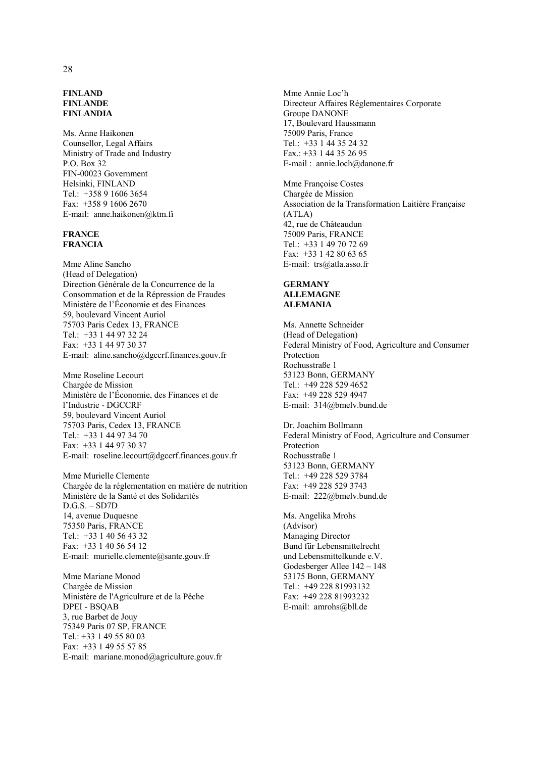**FINLAND**
**FINLANDE**
**FINLANDIA**

Ms. Anne Haikonen
Counsellor, Legal Affairs
Ministry of Trade and Industry
P.O. Box 32
FIN-00023 Government
Helsinki, FINLAND
Tel.: +358 9 1606 3654
Fax: +358 9 1606 2670
E-mail: anne.haikonen@ktm.fi

**FRANCE**
**FRANCIA**

Mme Aline Sancho
(Head of Delegation)
Direction Générale de la Concurrence de la Consommation et de la Répression de Fraudes
Ministère de l'Économie et des Finances
59, boulevard Vincent Auriol
75703 Paris Cedex 13, FRANCE
Tel.: +33 1 44 97 32 24
Fax: +33 1 44 97 30 37
E-mail: aline.sancho@dgccrf.finances.gouv.fr

Mme Roseline Lecourt
Chargée de Mission
Ministère de l'Économie, des Finances et de l'Industrie - DGCCRF
59, boulevard Vincent Auriol
75703 Paris, Cedex 13, FRANCE
Tel.: +33 1 44 97 34 70
Fax: +33 1 44 97 30 37
E-mail: roseline.lecourt@dgccrf.finances.gouv.fr

Mme Murielle Clemente
Chargée de la réglementation en matière de nutrition
Ministère de la Santé et des Solidarités
D.G.S. – SD7D
14, avenue Duquesne
75350 Paris, FRANCE
Tel.: +33 1 40 56 43 32
Fax: +33 1 40 56 54 12
E-mail: murielle.clemente@sante.gouv.fr

Mme Mariane Monod
Chargée de Mission
Ministère de l'Agriculture et de la Pêche
DPEI - BSQAB
3, rue Barbet de Jouy
75349 Paris 07 SP, FRANCE
Tel.: +33 1 49 55 80 03
Fax: +33 1 49 55 57 85
E-mail: mariane.monod@agriculture.gouv.fr

Mme Annie Loc'h
Directeur Affaires Réglementaires Corporate
Groupe DANONE
17, Boulevard Haussmann
75009 Paris, France
Tel.: +33 1 44 35 24 32
Fax.: +33 1 44 35 26 95
E-mail : annie.loch@danone.fr

Mme Françoise Costes
Chargée de Mission
Association de la Transformation Laitière Française (ATLA)
42, rue de Châteaudun
75009 Paris, FRANCE
Tel.: +33 1 49 70 72 69
Fax: +33 1 42 80 63 65
E-mail: trs@atla.asso.fr

**GERMANY**
**ALLEMAGNE**
**ALEMANIA**

Ms. Annette Schneider
(Head of Delegation)
Federal Ministry of Food, Agriculture and Consumer Protection
Rochusstraße 1
53123 Bonn, GERMANY
Tel.: +49 228 529 4652
Fax: +49 228 529 4947
E-mail: 314@bmelv.bund.de

Dr. Joachim Bollmann
Federal Ministry of Food, Agriculture and Consumer Protection
Rochusstraße 1
53123 Bonn, GERMANY
Tel.: +49 228 529 3784
Fax: +49 228 529 3743
E-mail: 222@bmelv.bund.de

Ms. Angelika Mrohs
(Advisor)
Managing Director
Bund für Lebensmittelrecht
und Lebensmittelkunde e.V.
Godesberger Allee 142 – 148
53175 Bonn, GERMANY
Tel.: +49 228 81993132
Fax: +49 228 81993232
E-mail: amrohs@bll.de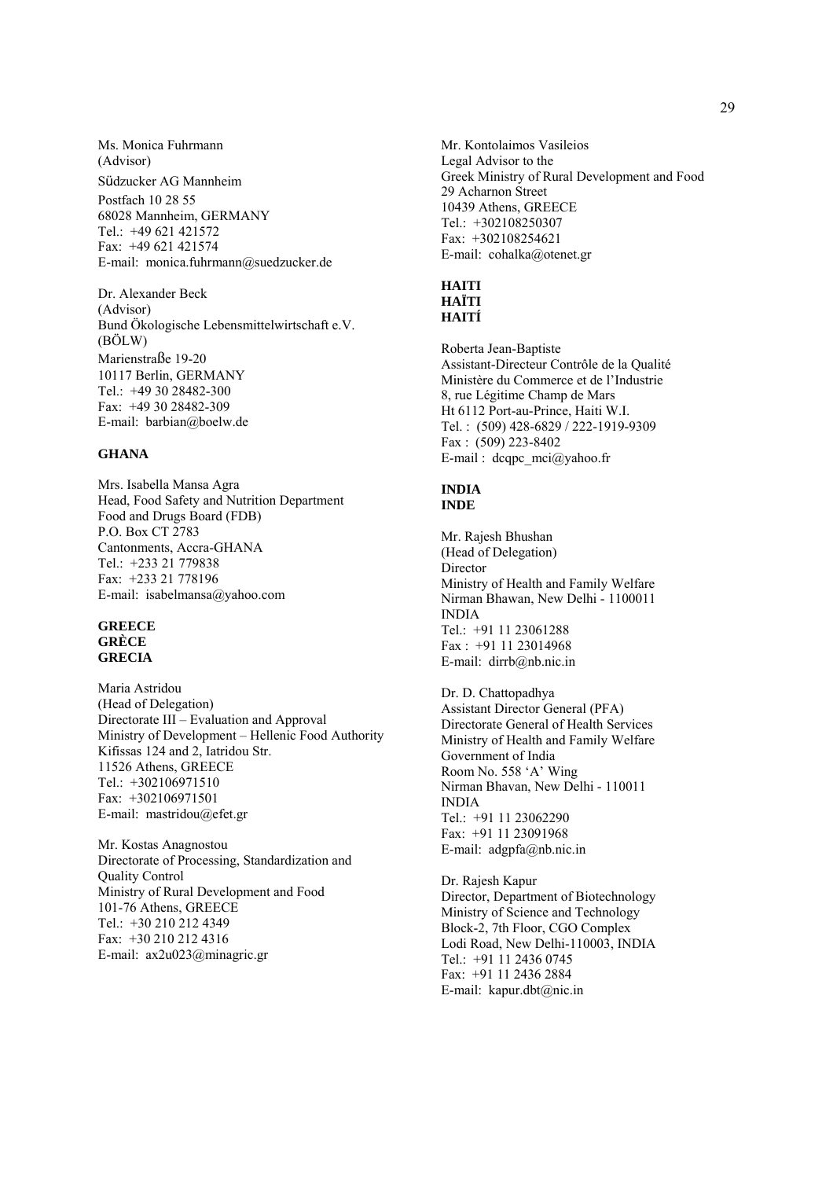Ms. Monica Fuhrmann
(Advisor)
Südzucker AG Mannheim
Postfach 10 28 55
68028 Mannheim, GERMANY
Tel.: +49 621 421572
Fax: +49 621 421574
E-mail: monica.fuhrmann@suedzucker.de

Dr. Alexander Beck
(Advisor)
Bund Ökologische Lebensmittelwirtschaft e.V. (BÖLW)
Marienstraße 19-20
10117 Berlin, GERMANY
Tel.: +49 30 28482-300
Fax: +49 30 28482-309
E-mail: barbian@boelw.de

**GHANA**

Mrs. Isabella Mansa Agra
Head, Food Safety and Nutrition Department
Food and Drugs Board (FDB)
P.O. Box CT 2783
Cantonments, Accra-GHANA
Tel.: +233 21 779838
Fax: +233 21 778196
E-mail: isabelmansa@yahoo.com

**GREECE**
**GRÈCE**
**GRECIA**

Maria Astridou
(Head of Delegation)
Directorate III – Evaluation and Approval
Ministry of Development – Hellenic Food Authority
Kifissas 124 and 2, Iatridou Str.
11526 Athens, GREECE
Tel.: +302106971510
Fax: +302106971501
E-mail: mastridou@efet.gr

Mr. Kostas Anagnostou
Directorate of Processing, Standardization and Quality Control
Ministry of Rural Development and Food
101-76 Athens, GREECE
Tel.: +30 210 212 4349
Fax: +30 210 212 4316
E-mail: ax2u023@minagric.gr

Mr. Kontolaimos Vasileios
Legal Advisor to the
Greek Ministry of Rural Development and Food
29 Acharnon Street
10439 Athens, GREECE
Tel.: +302108250307
Fax: +302108254621
E-mail: cohalka@otenet.gr

**HAITI**
**HAÏTI**
**HAITÍ**

Roberta Jean-Baptiste
Assistant-Directeur Contrôle de la Qualité
Ministère du Commerce et de l'Industrie
8, rue Légitime Champ de Mars
Ht 6112 Port-au-Prince, Haiti W.I.
Tel. : (509) 428-6829 / 222-1919-9309
Fax : (509) 223-8402
E-mail : dcqpc_mci@yahoo.fr

**INDIA**
**INDE**

Mr. Rajesh Bhushan
(Head of Delegation)
Director
Ministry of Health and Family Welfare
Nirman Bhawan, New Delhi - 1100011
INDIA
Tel.: +91 11 23061288
Fax : +91 11 23014968
E-mail: dirrb@nb.nic.in

Dr. D. Chattopadhya
Assistant Director General (PFA)
Directorate General of Health Services
Ministry of Health and Family Welfare
Government of India
Room No. 558 'A' Wing
Nirman Bhavan, New Delhi - 110011
INDIA
Tel.: +91 11 23062290
Fax: +91 11 23091968
E-mail: adgpfa@nb.nic.in

Dr. Rajesh Kapur
Director, Department of Biotechnology
Ministry of Science and Technology
Block-2, 7th Floor, CGO Complex
Lodi Road, New Delhi-110003, INDIA
Tel.: +91 11 2436 0745
Fax: +91 11 2436 2884
E-mail: kapur.dbt@nic.in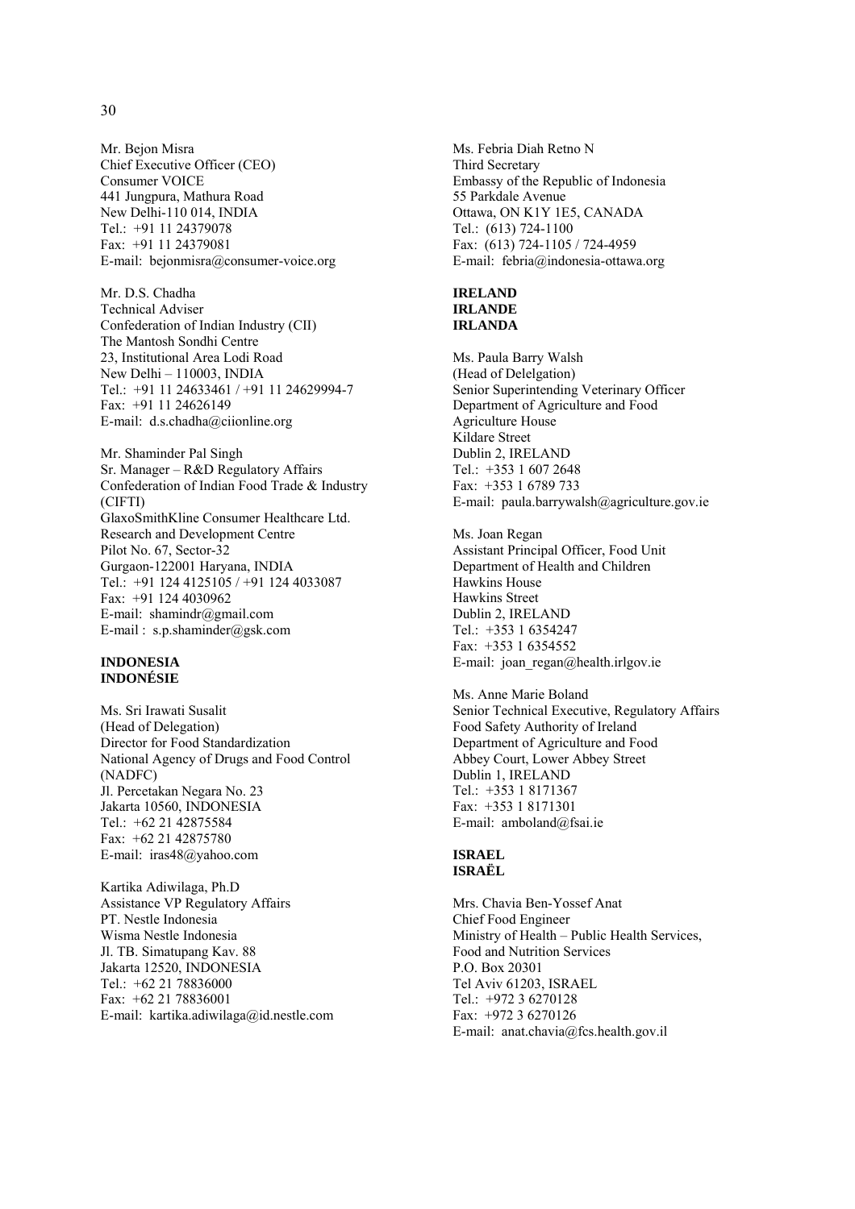Mr. Bejon Misra
Chief Executive Officer (CEO)
Consumer VOICE
441 Jungpura, Mathura Road
New Delhi-110 014, INDIA
Tel.: +91 11 24379078
Fax: +91 11 24379081
E-mail: bejonmisra@consumer-voice.org

Mr. D.S. Chadha
Technical Adviser
Confederation of Indian Industry (CII)
The Mantosh Sondhi Centre
23, Institutional Area Lodi Road
New Delhi – 110003, INDIA
Tel.: +91 11 24633461 / +91 11 24629994-7
Fax: +91 11 24626149
E-mail: d.s.chadha@ciionline.org

Mr. Shaminder Pal Singh
Sr. Manager – R&D Regulatory Affairs
Confederation of Indian Food Trade & Industry (CIFTI)
GlaxoSmithKline Consumer Healthcare Ltd.
Research and Development Centre
Pilot No. 67, Sector-32
Gurgaon-122001 Haryana, INDIA
Tel.: +91 124 4125105 / +91 124 4033087
Fax: +91 124 4030962
E-mail: shamindr@gmail.com
E-mail : s.p.shaminder@gsk.com

**INDONESIA**
**INDONÉSIE**

Ms. Sri Irawati Susalit
(Head of Delegation)
Director for Food Standardization
National Agency of Drugs and Food Control (NADFC)
Jl. Percetakan Negara No. 23
Jakarta 10560, INDONESIA
Tel.: +62 21 42875584
Fax: +62 21 42875780
E-mail: iras48@yahoo.com

Kartika Adiwilaga, Ph.D
Assistance VP Regulatory Affairs
PT. Nestle Indonesia
Wisma Nestle Indonesia
Jl. TB. Simatupang Kav. 88
Jakarta 12520, INDONESIA
Tel.: +62 21 78836000
Fax: +62 21 78836001
E-mail: kartika.adiwilaga@id.nestle.com

Ms. Febria Diah Retno N
Third Secretary
Embassy of the Republic of Indonesia
55 Parkdale Avenue
Ottawa, ON K1Y 1E5, CANADA
Tel.: (613) 724-1100
Fax: (613) 724-1105 / 724-4959
E-mail: febria@indonesia-ottawa.org

**IRELAND**
**IRLANDE**
**IRLANDA**

Ms. Paula Barry Walsh
(Head of Delelgation)
Senior Superintending Veterinary Officer
Department of Agriculture and Food
Agriculture House
Kildare Street
Dublin 2, IRELAND
Tel.: +353 1 607 2648
Fax: +353 1 6789 733
E-mail: paula.barrywalsh@agriculture.gov.ie

Ms. Joan Regan
Assistant Principal Officer, Food Unit
Department of Health and Children
Hawkins House
Hawkins Street
Dublin 2, IRELAND
Tel.: +353 1 6354247
Fax: +353 1 6354552
E-mail: joan_regan@health.irlgov.ie

Ms. Anne Marie Boland
Senior Technical Executive, Regulatory Affairs
Food Safety Authority of Ireland
Department of Agriculture and Food
Abbey Court, Lower Abbey Street
Dublin 1, IRELAND
Tel.: +353 1 8171367
Fax: +353 1 8171301
E-mail: amboland@fsai.ie

**ISRAEL**
**ISRAËL**

Mrs. Chavia Ben-Yossef Anat
Chief Food Engineer
Ministry of Health – Public Health Services, Food and Nutrition Services
P.O. Box 20301
Tel Aviv 61203, ISRAEL
Tel.: +972 3 6270128
Fax: +972 3 6270126
E-mail: anat.chavia@fcs.health.gov.il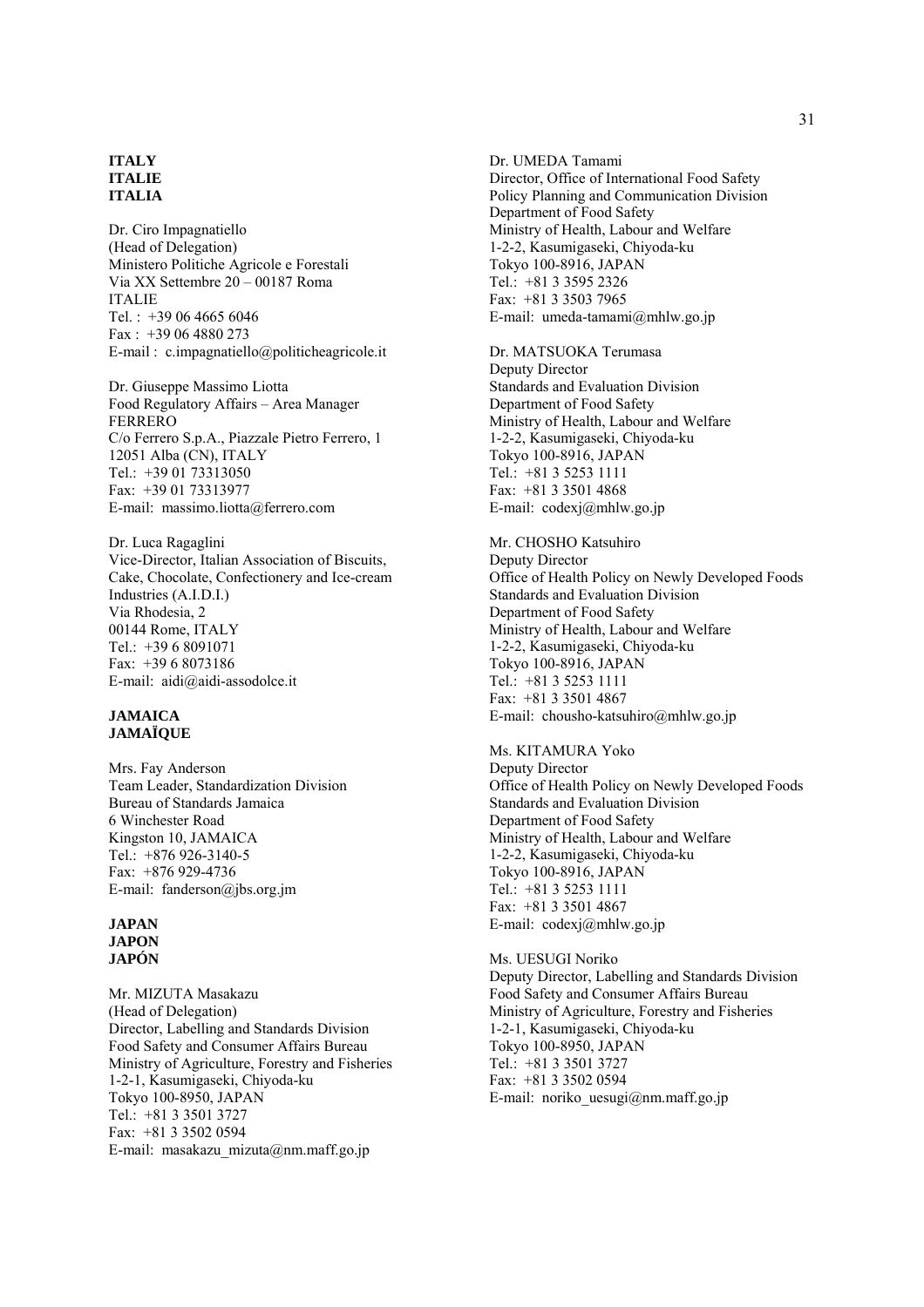**ITALY**
**ITALIE**
**ITALIA**

Dr. Ciro Impagnatiello
(Head of Delegation)
Ministero Politiche Agricole e Forestali
Via XX Settembre 20 – 00187 Roma
ITALIE
Tel. : +39 06 4665 6046
Fax : +39 06 4880 273
E-mail : c.impagnatiello@politicheagricole.it

Dr. Giuseppe Massimo Liotta
Food Regulatory Affairs – Area Manager
FERRERO
C/o Ferrero S.p.A., Piazzale Pietro Ferrero, 1
12051 Alba (CN), ITALY
Tel.: +39 01 73313050
Fax: +39 01 73313977
E-mail: massimo.liotta@ferrero.com

Dr. Luca Ragaglini
Vice-Director, Italian Association of Biscuits, Cake, Chocolate, Confectionery and Ice-cream Industries (A.I.D.I.)
Via Rhodesia, 2
00144 Rome, ITALY
Tel.: +39 6 8091071
Fax: +39 6 8073186
E-mail: aidi@aidi-assodolce.it

**JAMAICA**
**JAMAÏQUE**

Mrs. Fay Anderson
Team Leader, Standardization Division
Bureau of Standards Jamaica
6 Winchester Road
Kingston 10, JAMAICA
Tel.: +876 926-3140-5
Fax: +876 929-4736
E-mail: fanderson@jbs.org.jm

**JAPAN**
**JAPON**
**JAPÓN**

Mr. MIZUTA Masakazu
(Head of Delegation)
Director, Labelling and Standards Division
Food Safety and Consumer Affairs Bureau
Ministry of Agriculture, Forestry and Fisheries
1-2-1, Kasumigaseki, Chiyoda-ku
Tokyo 100-8950, JAPAN
Tel.: +81 3 3501 3727
Fax: +81 3 3502 0594
E-mail: masakazu_mizuta@nm.maff.go.jp

Dr. UMEDA Tamami
Director, Office of International Food Safety
Policy Planning and Communication Division
Department of Food Safety
Ministry of Health, Labour and Welfare
1-2-2, Kasumigaseki, Chiyoda-ku
Tokyo 100-8916, JAPAN
Tel.: +81 3 3595 2326
Fax: +81 3 3503 7965
E-mail: umeda-tamami@mhlw.go.jp

Dr. MATSUOKA Terumasa
Deputy Director
Standards and Evaluation Division
Department of Food Safety
Ministry of Health, Labour and Welfare
1-2-2, Kasumigaseki, Chiyoda-ku
Tokyo 100-8916, JAPAN
Tel.: +81 3 5253 1111
Fax: +81 3 3501 4868
E-mail: codexj@mhlw.go.jp

Mr. CHOSHO Katsuhiro
Deputy Director
Office of Health Policy on Newly Developed Foods
Standards and Evaluation Division
Department of Food Safety
Ministry of Health, Labour and Welfare
1-2-2, Kasumigaseki, Chiyoda-ku
Tokyo 100-8916, JAPAN
Tel.: +81 3 5253 1111
Fax: +81 3 3501 4867
E-mail: chousho-katsuhiro@mhlw.go.jp

Ms. KITAMURA Yoko
Deputy Director
Office of Health Policy on Newly Developed Foods
Standards and Evaluation Division
Department of Food Safety
Ministry of Health, Labour and Welfare
1-2-2, Kasumigaseki, Chiyoda-ku
Tokyo 100-8916, JAPAN
Tel.: +81 3 5253 1111
Fax: +81 3 3501 4867
E-mail: codexj@mhlw.go.jp

Ms. UESUGI Noriko
Deputy Director, Labelling and Standards Division
Food Safety and Consumer Affairs Bureau
Ministry of Agriculture, Forestry and Fisheries
1-2-1, Kasumigaseki, Chiyoda-ku
Tokyo 100-8950, JAPAN
Tel.: +81 3 3501 3727
Fax: +81 3 3502 0594
E-mail: noriko_uesugi@nm.maff.go.jp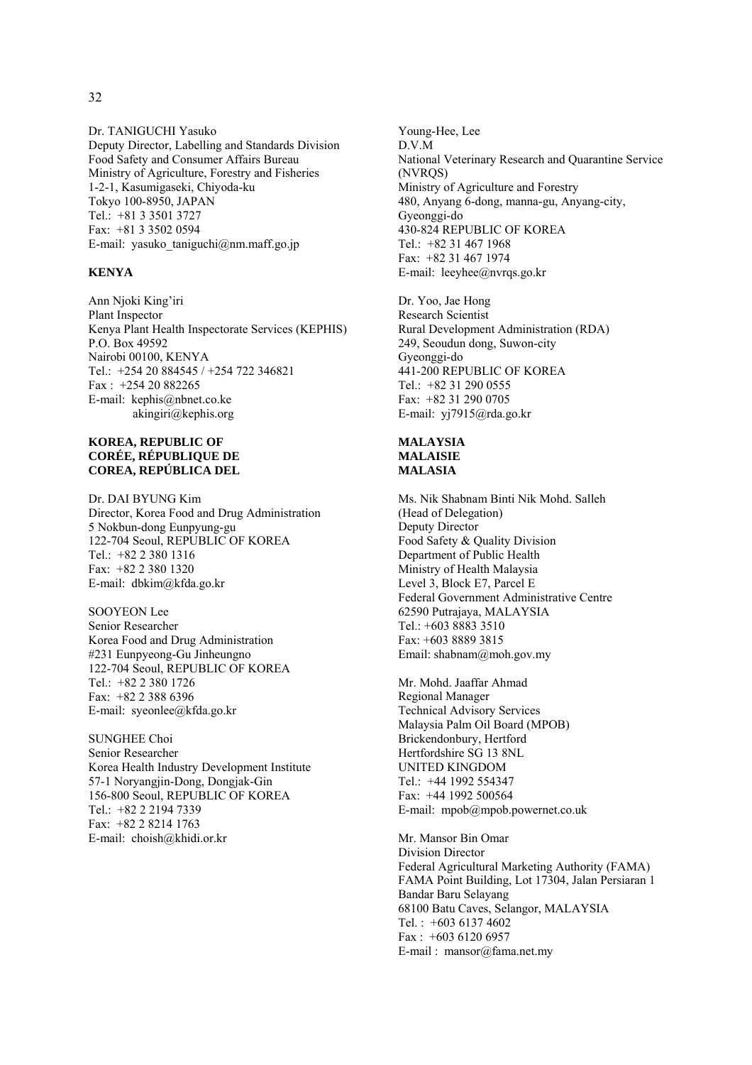Dr. TANIGUCHI Yasuko
Deputy Director, Labelling and Standards Division
Food Safety and Consumer Affairs Bureau
Ministry of Agriculture, Forestry and Fisheries
1-2-1, Kasumigaseki, Chiyoda-ku
Tokyo 100-8950, JAPAN
Tel.: +81 3 3501 3727
Fax: +81 3 3502 0594
E-mail: yasuko_taniguchi@nm.maff.go.jp

**KENYA**

Ann Njoki King'iri
Plant Inspector
Kenya Plant Health Inspectorate Services (KEPHIS)
P.O. Box 49592
Nairobi 00100, KENYA
Tel.: +254 20 884545 / +254 722 346821
Fax : +254 20 882265
E-mail: kephis@nbnet.co.ke
akingiri@kephis.org

**KOREA, REPUBLIC OF**
**CORÉE, RÉPUBLIQUE DE**
**COREA, REPÚBLICA DEL**

Dr. DAI BYUNG Kim
Director, Korea Food and Drug Administration
5 Nokbun-dong Eunpyung-gu
122-704 Seoul, REPUBLIC OF KOREA
Tel.: +82 2 380 1316
Fax: +82 2 380 1320
E-mail: dbkim@kfda.go.kr

SOOYEON Lee
Senior Researcher
Korea Food and Drug Administration
#231 Eunpyeong-Gu Jinheungno
122-704 Seoul, REPUBLIC OF KOREA
Tel.: +82 2 380 1726
Fax: +82 2 388 6396
E-mail: syeonlee@kfda.go.kr

SUNGHEE Choi
Senior Researcher
Korea Health Industry Development Institute
57-1 Noryangjin-Dong, Dongjak-Gin
156-800 Seoul, REPUBLIC OF KOREA
Tel.: +82 2 2194 7339
Fax: +82 2 8214 1763
E-mail: choish@khidi.or.kr

Young-Hee, Lee
D.V.M
National Veterinary Research and Quarantine Service (NVRQS)
Ministry of Agriculture and Forestry
480, Anyang 6-dong, manna-gu, Anyang-city, Gyeonggi-do
430-824 REPUBLIC OF KOREA
Tel.: +82 31 467 1968
Fax: +82 31 467 1974
E-mail: leeyhee@nvrqs.go.kr

Dr. Yoo, Jae Hong
Research Scientist
Rural Development Administration (RDA)
249, Seoudun dong, Suwon-city
Gyeonggi-do
441-200 REPUBLIC OF KOREA
Tel.: +82 31 290 0555
Fax: +82 31 290 0705
E-mail: yj7915@rda.go.kr

**MALAYSIA**
**MALAISIE**
**MALASIA**

Ms. Nik Shabnam Binti Nik Mohd. Salleh
(Head of Delegation)
Deputy Director
Food Safety & Quality Division
Department of Public Health
Ministry of Health Malaysia
Level 3, Block E7, Parcel E
Federal Government Administrative Centre
62590 Putrajaya, MALAYSIA
Tel.: +603 8883 3510
Fax: +603 8889 3815
Email: shabnam@moh.gov.my

Mr. Mohd. Jaaffar Ahmad
Regional Manager
Technical Advisory Services
Malaysia Palm Oil Board (MPOB)
Brickendonbury, Hertford
Hertfordshire SG 13 8NL
UNITED KINGDOM
Tel.: +44 1992 554347
Fax: +44 1992 500564
E-mail: mpob@mpob.powernet.co.uk

Mr. Mansor Bin Omar
Division Director
Federal Agricultural Marketing Authority (FAMA)
FAMA Point Building, Lot 17304, Jalan Persiaran 1
Bandar Baru Selayang
68100 Batu Caves, Selangor, MALAYSIA
Tel. : +603 6137 4602
Fax : +603 6120 6957
E-mail : mansor@fama.net.my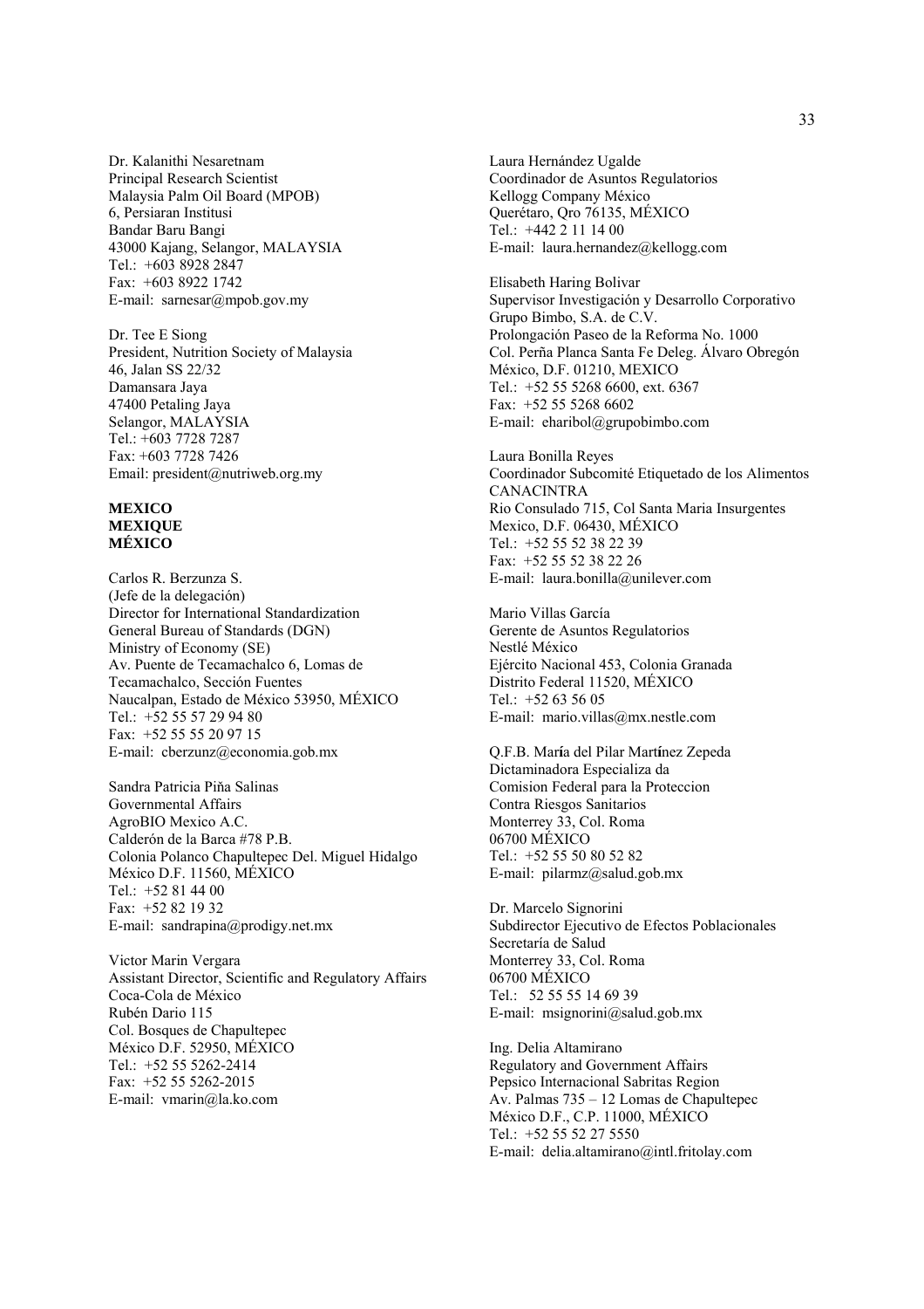Dr. Kalanithi Nesaretnam
Principal Research Scientist
Malaysia Palm Oil Board (MPOB)
6, Persiaran Institusi
Bandar Baru Bangi
43000 Kajang, Selangor, MALAYSIA
Tel.: +603 8928 2847
Fax: +603 8922 1742
E-mail: sarnesar@mpob.gov.my

Dr. Tee E Siong
President, Nutrition Society of Malaysia
46, Jalan SS 22/32
Damansara Jaya
47400 Petaling Jaya
Selangor, MALAYSIA
Tel.: +603 7728 7287
Fax: +603 7728 7426
Email: president@nutriweb.org.my

**MEXICO**
**MEXIQUE**
**MÉXICO**

Carlos R. Berzunza S.
(Jefe de la delegación)
Director for International Standardization
General Bureau of Standards (DGN)
Ministry of Economy (SE)
Av. Puente de Tecamachalco 6, Lomas de Tecamachalco, Sección Fuentes
Naucalpan, Estado de México 53950, MÉXICO
Tel.: +52 55 57 29 94 80
Fax: +52 55 55 20 97 15
E-mail: cberzunz@economia.gob.mx

Sandra Patricia Piňa Salinas
Governmental Affairs
AgroBIO Mexico A.C.
Calderón de la Barca #78 P.B.
Colonia Polanco Chapultepec Del. Miguel Hidalgo
México D.F. 11560, MÉXICO
Tel.: +52 81 44 00
Fax: +52 82 19 32
E-mail: sandrapina@prodigy.net.mx

Victor Marin Vergara
Assistant Director, Scientific and Regulatory Affairs
Coca-Cola de México
Rubén Dario 115
Col. Bosques de Chapultepec
México D.F. 52950, MÉXICO
Tel.: +52 55 5262-2414
Fax: +52 55 5262-2015
E-mail: vmarin@la.ko.com

Laura Hernández Ugalde
Coordinador de Asuntos Regulatorios
Kellogg Company México
Querétaro, Qro 76135, MÉXICO
Tel.: +442 2 11 14 00
E-mail: laura.hernandez@kellogg.com

Elisabeth Haring Bolivar
Supervisor Investigación y Desarrollo Corporativo
Grupo Bimbo, S.A. de C.V.
Prolongación Paseo de la Reforma No. 1000
Col. Perña Planca Santa Fe Deleg. Álvaro Obregón
México, D.F. 01210, MEXICO
Tel.: +52 55 5268 6600, ext. 6367
Fax: +52 55 5268 6602
E-mail: eharibol@grupobimbo.com

Laura Bonilla Reyes
Coordinador Subcomité Etiquetado de los Alimentos
CANACINTRA
Rio Consulado 715, Col Santa Maria Insurgentes
Mexico, D.F. 06430, MÉXICO
Tel.: +52 55 52 38 22 39
Fax: +52 55 52 38 22 26
E-mail: laura.bonilla@unilever.com

Mario Villas García
Gerente de Asuntos Regulatorios
Nestlé México
Ejército Nacional 453, Colonia Granada
Distrito Federal 11520, MÉXICO
Tel.: +52 63 56 05
E-mail: mario.villas@mx.nestle.com

Q.F.B. María del Pilar Martínez Zepeda
Dictaminadora Especializa da
Comision Federal para la Proteccion
Contra Riesgos Sanitarios
Monterrey 33, Col. Roma
06700 MÉXICO
Tel.: +52 55 50 80 52 82
E-mail: pilarmz@salud.gob.mx

Dr. Marcelo Signorini
Subdirector Ejecutivo de Efectos Poblacionales
Secretaría de Salud
Monterrey 33, Col. Roma
06700 MÉXICO
Tel.: 52 55 55 14 69 39
E-mail: msignorini@salud.gob.mx

Ing. Delia Altamirano
Regulatory and Government Affairs
Pepsico Internacional Sabritas Region
Av. Palmas 735 – 12 Lomas de Chapultepec
México D.F., C.P. 11000, MÉXICO
Tel.: +52 55 52 27 5550
E-mail: delia.altamirano@intl.fritolay.com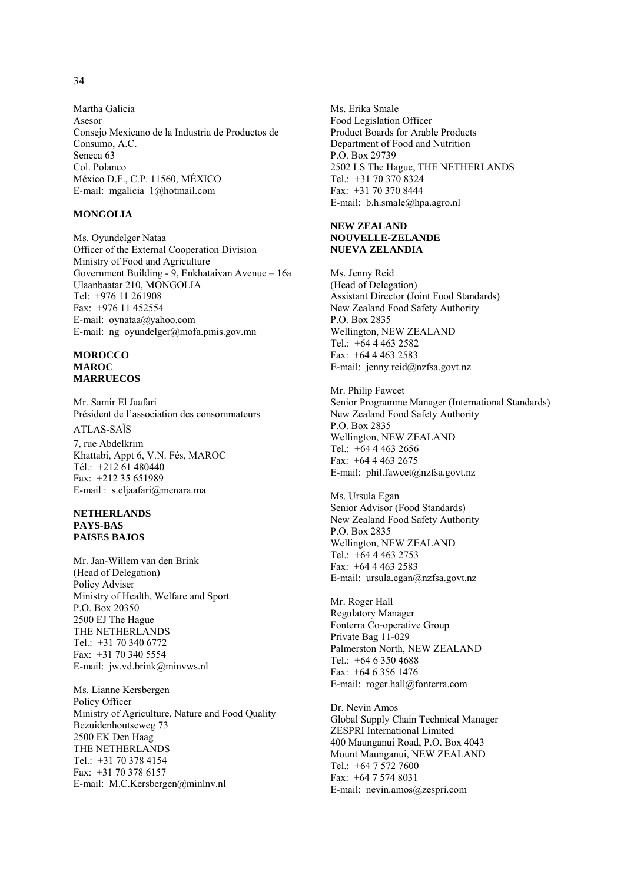Martha Galicia
Asesor
Consejo Mexicano de la Industria de Productos de Consumo, A.C.
Seneca 63
Col. Polanco
México D.F., C.P. 11560, MÉXICO
E-mail: mgalicia_1@hotmail.com

**MONGOLIA**

Ms. Oyundelger Nataa
Officer of the External Cooperation Division
Ministry of Food and Agriculture
Government Building - 9, Enkhataivan Avenue – 16a
Ulaanbaatar 210, MONGOLIA
Tel: +976 11 261908
Fax: +976 11 452554
E-mail: oynataa@yahoo.com
E-mail: ng_oyundelger@mofa.pmis.gov.mn

**MOROCCO**
**MAROC**
**MARRUECOS**

Mr. Samir El Jaafari
Président de l'association des consommateurs
ATLAS-SAÏS
7, rue Abdelkrim
Khattabi, Appt 6, V.N. Fés, MAROC
Tél.: +212 61 480440
Fax: +212 35 651989
E-mail : s.eljaafari@menara.ma

**NETHERLANDS**
**PAYS-BAS**
**PAISES BAJOS**

Mr. Jan-Willem van den Brink
(Head of Delegation)
Policy Adviser
Ministry of Health, Welfare and Sport
P.O. Box 20350
2500 EJ The Hague
THE NETHERLANDS
Tel.: +31 70 340 6772
Fax: +31 70 340 5554
E-mail: jw.vd.brink@minvws.nl

Ms. Lianne Kersbergen
Policy Officer
Ministry of Agriculture, Nature and Food Quality
Bezuidenhoutseweg 73
2500 EK Den Haag
THE NETHERLANDS
Tel.: +31 70 378 4154
Fax: +31 70 378 6157
E-mail: M.C.Kersbergen@minlnv.nl

Ms. Erika Smale
Food Legislation Officer
Product Boards for Arable Products
Department of Food and Nutrition
P.O. Box 29739
2502 LS The Hague, THE NETHERLANDS
Tel.: +31 70 370 8324
Fax: +31 70 370 8444
E-mail: b.h.smale@hpa.agro.nl

**NEW ZEALAND**
**NOUVELLE-ZELANDE**
**NUEVA ZELANDIA**

Ms. Jenny Reid
(Head of Delegation)
Assistant Director (Joint Food Standards)
New Zealand Food Safety Authority
P.O. Box 2835
Wellington, NEW ZEALAND
Tel.: +64 4 463 2582
Fax: +64 4 463 2583
E-mail: jenny.reid@nzfsa.govt.nz

Mr. Philip Fawcet
Senior Programme Manager (International Standards)
New Zealand Food Safety Authority
P.O. Box 2835
Wellington, NEW ZEALAND
Tel.: +64 4 463 2656
Fax: +64 4 463 2675
E-mail: phil.fawcet@nzfsa.govt.nz

Ms. Ursula Egan
Senior Advisor (Food Standards)
New Zealand Food Safety Authority
P.O. Box 2835
Wellington, NEW ZEALAND
Tel.: +64 4 463 2753
Fax: +64 4 463 2583
E-mail: ursula.egan@nzfsa.govt.nz

Mr. Roger Hall
Regulatory Manager
Fonterra Co-operative Group
Private Bag 11-029
Palmerston North, NEW ZEALAND
Tel.: +64 6 350 4688
Fax: +64 6 356 1476
E-mail: roger.hall@fonterra.com

Dr. Nevin Amos
Global Supply Chain Technical Manager
ZESPRI International Limited
400 Maunganui Road, P.O. Box 4043
Mount Maunganui, NEW ZEALAND
Tel.: +64 7 572 7600
Fax: +64 7 574 8031
E-mail: nevin.amos@zespri.com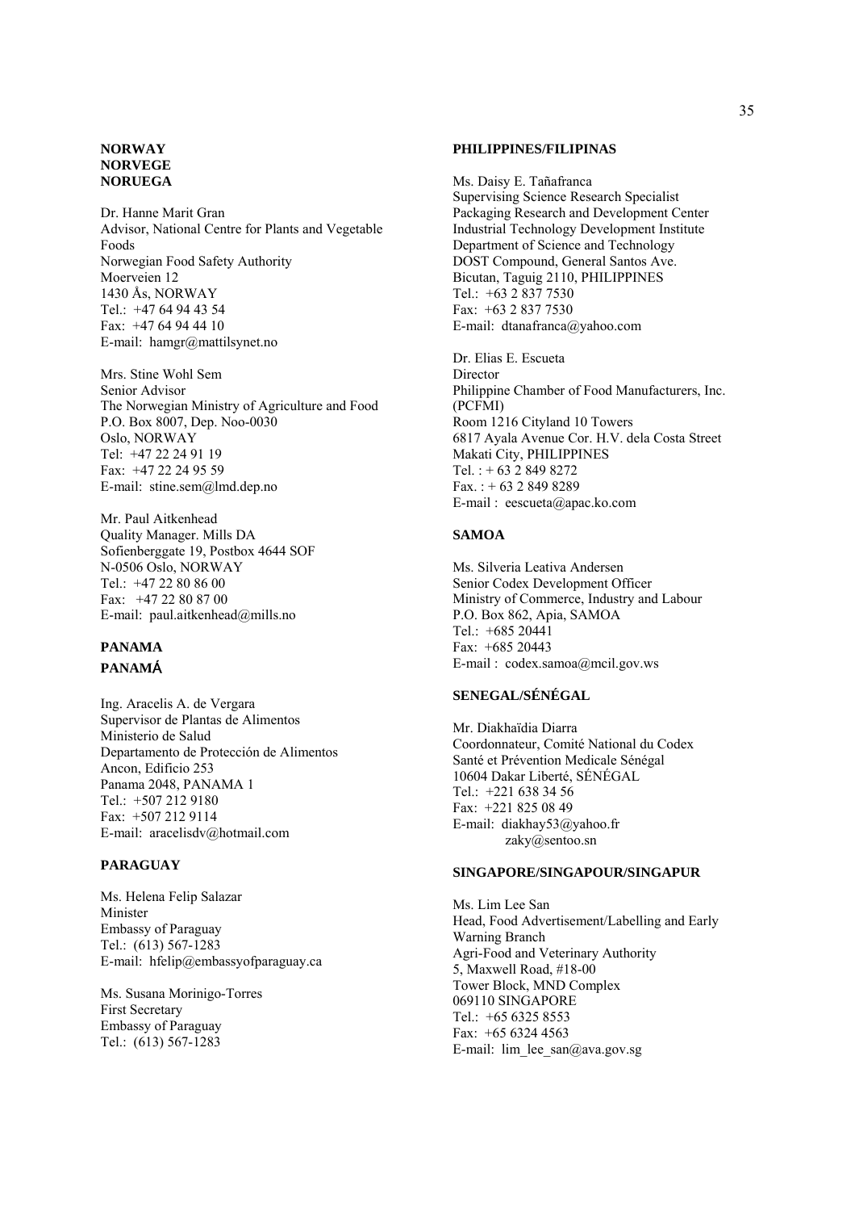**NORWAY**
**NORVEGE**
**NORUEGA**

Dr. Hanne Marit Gran
Advisor, National Centre for Plants and Vegetable Foods
Norwegian Food Safety Authority
Moerveien 12
1430 Ås, NORWAY
Tel.: +47 64 94 43 54
Fax: +47 64 94 44 10
E-mail: hamgr@mattilsynet.no

Mrs. Stine Wohl Sem
Senior Advisor
The Norwegian Ministry of Agriculture and Food
P.O. Box 8007, Dep. Noo-0030
Oslo, NORWAY
Tel: +47 22 24 91 19
Fax: +47 22 24 95 59
E-mail: stine.sem@lmd.dep.no

Mr. Paul Aitkenhead
Quality Manager. Mills DA
Sofienberggate 19, Postbox 4644 SOF
N-0506 Oslo, NORWAY
Tel.: +47 22 80 86 00
Fax: +47 22 80 87 00
E-mail: paul.aitkenhead@mills.no

**PANAMA**
**PANAMÁ**

Ing. Aracelis A. de Vergara
Supervisor de Plantas de Alimentos
Ministerio de Salud
Departamento de Protección de Alimentos
Ancon, Edificio 253
Panama 2048, PANAMA 1
Tel.: +507 212 9180
Fax: +507 212 9114
E-mail: aracelisdv@hotmail.com

**PARAGUAY**

Ms. Helena Felip Salazar
Minister
Embassy of Paraguay
Tel.: (613) 567-1283
E-mail: hfelip@embassyofparaguay.ca

Ms. Susana Morinigo-Torres
First Secretary
Embassy of Paraguay
Tel.: (613) 567-1283

**PHILIPPINES/FILIPINAS**

Ms. Daisy E. Tañafranca
Supervising Science Research Specialist
Packaging Research and Development Center
Industrial Technology Development Institute
Department of Science and Technology
DOST Compound, General Santos Ave.
Bicutan, Taguig 2110, PHILIPPINES
Tel.: +63 2 837 7530
Fax: +63 2 837 7530
E-mail: dtanafranca@yahoo.com

Dr. Elias E. Escueta
Director
Philippine Chamber of Food Manufacturers, Inc. (PCFMI)
Room 1216 Cityland 10 Towers
6817 Ayala Avenue Cor. H.V. dela Costa Street
Makati City, PHILIPPINES
Tel. : + 63 2 849 8272
Fax. : + 63 2 849 8289
E-mail : eescueta@apac.ko.com

**SAMOA**

Ms. Silveria Leativa Andersen
Senior Codex Development Officer
Ministry of Commerce, Industry and Labour
P.O. Box 862, Apia, SAMOA
Tel.: +685 20441
Fax: +685 20443
E-mail : codex.samoa@mcil.gov.ws

**SENEGAL/SÉNÉGAL**

Mr. Diakhaïdia Diarra
Coordonnateur, Comité National du Codex
Santé et Prévention Medicale Sénégal
10604 Dakar Liberté, SÉNÉGAL
Tel.: +221 638 34 56
Fax: +221 825 08 49
E-mail: diakhay53@yahoo.fr
zaky@sentoo.sn

**SINGAPORE/SINGAPOUR/SINGAPUR**

Ms. Lim Lee San
Head, Food Advertisement/Labelling and Early Warning Branch
Agri-Food and Veterinary Authority
5, Maxwell Road, #18-00
Tower Block, MND Complex
069110 SINGAPORE
Tel.: +65 6325 8553
Fax: +65 6324 4563
E-mail: lim_lee_san@ava.gov.sg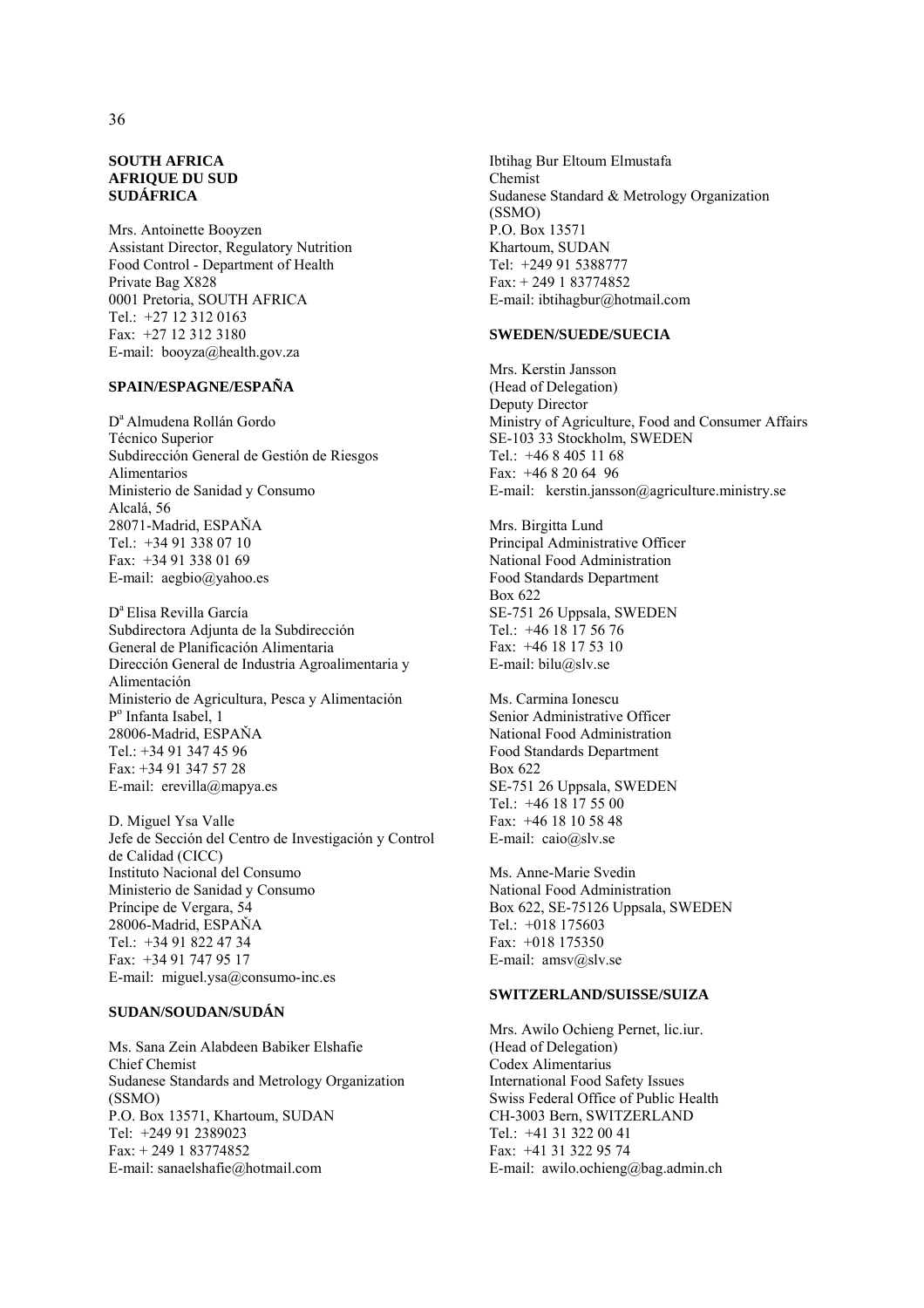**SOUTH AFRICA**
**AFRIQUE DU SUD**
**SUDÁFRICA**

Mrs. Antoinette Booyzen
Assistant Director, Regulatory Nutrition
Food Control - Department of Health
Private Bag X828
0001 Pretoria, SOUTH AFRICA
Tel.: +27 12 312 0163
Fax: +27 12 312 3180
E-mail: booyza@health.gov.za

**SPAIN/ESPAGNE/ESPAÑA**

Dª Almudena Rollán Gordo
Técnico Superior
Subdirección General de Gestión de Riesgos Alimentarios
Ministerio de Sanidad y Consumo
Alcalá, 56
28071-Madrid, ESPAŇA
Tel.: +34 91 338 07 10
Fax: +34 91 338 01 69
E-mail: aegbio@yahoo.es

Dª Elisa Revilla García
Subdirectora Adjunta de la Subdirección General de Planificación Alimentaria
Dirección General de Industria Agroalimentaria y Alimentación
Ministerio de Agricultura, Pesca y Alimentación
Pº Infanta Isabel, 1
28006-Madrid, ESPAŇA
Tel.: +34 91 347 45 96
Fax: +34 91 347 57 28
E-mail: erevilla@mapya.es

D. Miguel Ysa Valle
Jefe de Sección del Centro de Investigación y Control de Calidad (CICC)
Instituto Nacional del Consumo
Ministerio de Sanidad y Consumo
Príncipe de Vergara, 54
28006-Madrid, ESPAŇA
Tel.: +34 91 822 47 34
Fax: +34 91 747 95 17
E-mail: miguel.ysa@consumo-inc.es

**SUDAN/SOUDAN/SUDÁN**

Ms. Sana Zein Alabdeen Babiker Elshafie
Chief Chemist
Sudanese Standards and Metrology Organization (SSMO)
P.O. Box 13571, Khartoum, SUDAN
Tel: +249 91 2389023
Fax: + 249 1 83774852
E-mail: sanaelshafie@hotmail.com

Ibtihag Bur Eltoum Elmustafa
Chemist
Sudanese Standard & Metrology Organization (SSMO)
P.O. Box 13571
Khartoum, SUDAN
Tel: +249 91 5388777
Fax: + 249 1 83774852
E-mail: ibtihagbur@hotmail.com

**SWEDEN/SUEDE/SUECIA**

Mrs. Kerstin Jansson
(Head of Delegation)
Deputy Director
Ministry of Agriculture, Food and Consumer Affairs
SE-103 33 Stockholm, SWEDEN
Tel.: +46 8 405 11 68
Fax: +46 8 20 64 96
E-mail: kerstin.jansson@agriculture.ministry.se

Mrs. Birgitta Lund
Principal Administrative Officer
National Food Administration
Food Standards Department
Box 622
SE-751 26 Uppsala, SWEDEN
Tel.: +46 18 17 56 76
Fax: +46 18 17 53 10
E-mail: bilu@slv.se

Ms. Carmina Ionescu
Senior Administrative Officer
National Food Administration
Food Standards Department
Box 622
SE-751 26 Uppsala, SWEDEN
Tel.: +46 18 17 55 00
Fax: +46 18 10 58 48
E-mail: caio@slv.se

Ms. Anne-Marie Svedin
National Food Administration
Box 622, SE-75126 Uppsala, SWEDEN
Tel.: +018 175603
Fax: +018 175350
E-mail: amsv@slv.se

**SWITZERLAND/SUISSE/SUIZA**

Mrs. Awilo Ochieng Pernet, lic.iur.
(Head of Delegation)
Codex Alimentarius
International Food Safety Issues
Swiss Federal Office of Public Health
CH-3003 Bern, SWITZERLAND
Tel.: +41 31 322 00 41
Fax: +41 31 322 95 74
E-mail: awilo.ochieng@bag.admin.ch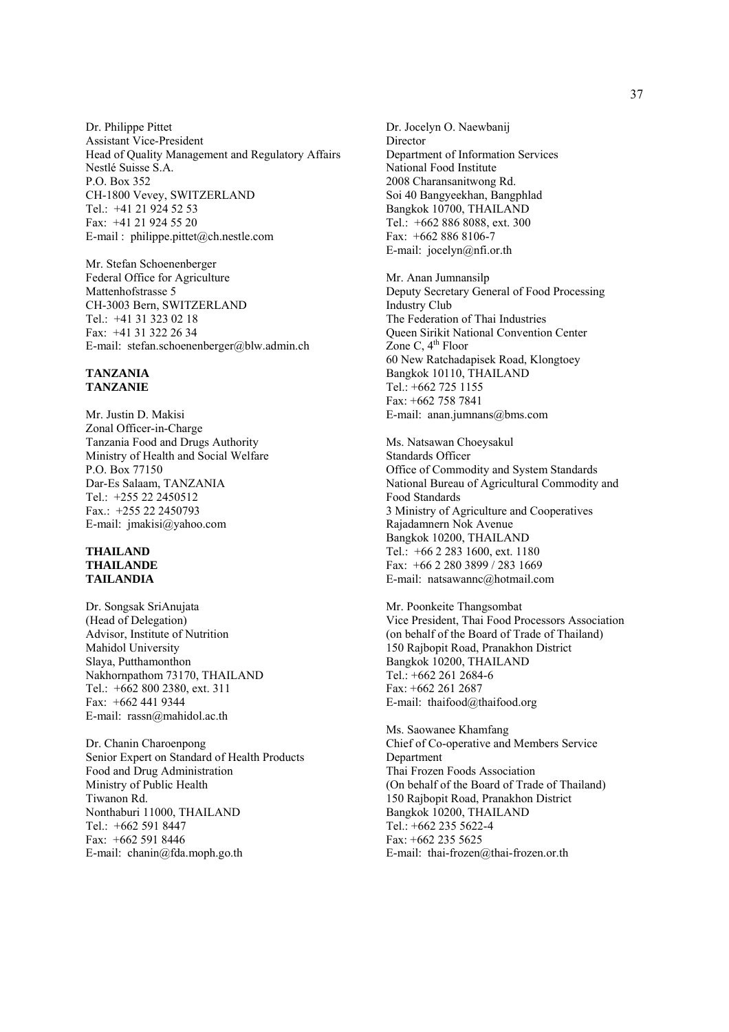Dr. Philippe Pittet
Assistant Vice-President
Head of Quality Management and Regulatory Affairs
Nestlé Suisse S.A.
P.O. Box 352
CH-1800 Vevey, SWITZERLAND
Tel.: +41 21 924 52 53
Fax: +41 21 924 55 20
E-mail : philippe.pittet@ch.nestle.com

Mr. Stefan Schoenenberger
Federal Office for Agriculture
Mattenhofstrasse 5
CH-3003 Bern, SWITZERLAND
Tel.: +41 31 323 02 18
Fax: +41 31 322 26 34
E-mail: stefan.schoenenberger@blw.admin.ch

**TANZANIA**
**TANZANIE**

Mr. Justin D. Makisi
Zonal Officer-in-Charge
Tanzania Food and Drugs Authority
Ministry of Health and Social Welfare
P.O. Box 77150
Dar-Es Salaam, TANZANIA
Tel.: +255 22 2450512
Fax.: +255 22 2450793
E-mail: jmakisi@yahoo.com

**THAILAND**
**THAILANDE**
**TAILANDIA**

Dr. Songsak SriAnujata
(Head of Delegation)
Advisor, Institute of Nutrition
Mahidol University
Slaya, Putthamonthon
Nakhornpathom 73170, THAILAND
Tel.: +662 800 2380, ext. 311
Fax: +662 441 9344
E-mail: rassn@mahidol.ac.th

Dr. Chanin Charoenpong
Senior Expert on Standard of Health Products
Food and Drug Administration
Ministry of Public Health
Tiwanon Rd.
Nonthaburi 11000, THAILAND
Tel.: +662 591 8447
Fax: +662 591 8446
E-mail: chanin@fda.moph.go.th

Dr. Jocelyn O. Naewbanij
Director
Department of Information Services
National Food Institute
2008 Charansanitwong Rd.
Soi 40 Bangyeekhan, Bangphlad
Bangkok 10700, THAILAND
Tel.: +662 886 8088, ext. 300
Fax: +662 886 8106-7
E-mail: jocelyn@nfi.or.th

Mr. Anan Jumnansilp
Deputy Secretary General of Food Processing Industry Club
The Federation of Thai Industries
Queen Sirikit National Convention Center
Zone C, 4th Floor
60 New Ratchadapisek Road, Klongtoey
Bangkok 10110, THAILAND
Tel.: +662 725 1155
Fax: +662 758 7841
E-mail: anan.jumnans@bms.com

Ms. Natsawan Choeysakul
Standards Officer
Office of Commodity and System Standards
National Bureau of Agricultural Commodity and Food Standards
3 Ministry of Agriculture and Cooperatives
Rajadamnern Nok Avenue
Bangkok 10200, THAILAND
Tel.: +66 2 283 1600, ext. 1180
Fax: +66 2 280 3899 / 283 1669
E-mail: natsawannc@hotmail.com

Mr. Poonkeite Thangsombat
Vice President, Thai Food Processors Association
(on behalf of the Board of Trade of Thailand)
150 Rajbopit Road, Pranakhon District
Bangkok 10200, THAILAND
Tel.: +662 261 2684-6
Fax: +662 261 2687
E-mail: thaifood@thaifood.org

Ms. Saowanee Khamfang
Chief of Co-operative and Members Service Department
Thai Frozen Foods Association
(On behalf of the Board of Trade of Thailand)
150 Rajbopit Road, Pranakhon District
Bangkok 10200, THAILAND
Tel.: +662 235 5622-4
Fax: +662 235 5625
E-mail: thai-frozen@thai-frozen.or.th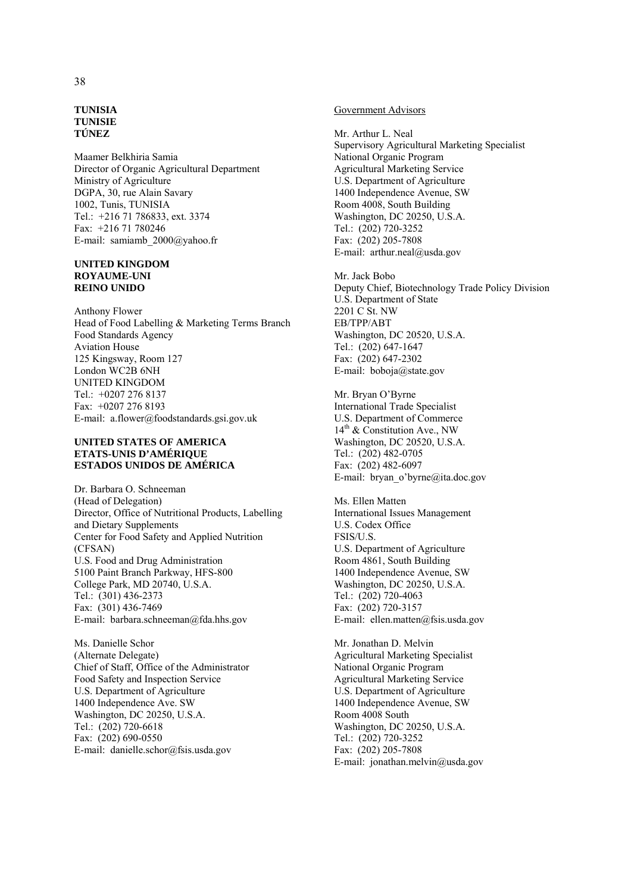**TUNISIA**
**TUNISIE**
**TÚNEZ**

Maamer Belkhiria Samia
Director of Organic Agricultural Department
Ministry of Agriculture
DGPA, 30, rue Alain Savary
1002, Tunis, TUNISIA
Tel.: +216 71 786833, ext. 3374
Fax: +216 71 780246
E-mail: samiamb_2000@yahoo.fr

**UNITED KINGDOM**
**ROYAUME-UNI**
**REINO UNIDO**

Anthony Flower
Head of Food Labelling & Marketing Terms Branch
Food Standards Agency
Aviation House
125 Kingsway, Room 127
London WC2B 6NH
UNITED KINGDOM
Tel.: +0207 276 8137
Fax: +0207 276 8193
E-mail: a.flower@foodstandards.gsi.gov.uk

**UNITED STATES OF AMERICA**
**ETATS-UNIS D'AMÉRIQUE**
**ESTADOS UNIDOS DE AMÉRICA**

Dr. Barbara O. Schneeman
(Head of Delegation)
Director, Office of Nutritional Products, Labelling and Dietary Supplements
Center for Food Safety and Applied Nutrition (CFSAN)
U.S. Food and Drug Administration
5100 Paint Branch Parkway, HFS-800
College Park, MD 20740, U.S.A.
Tel.: (301) 436-2373
Fax: (301) 436-7469
E-mail: barbara.schneeman@fda.hhs.gov

Ms. Danielle Schor
(Alternate Delegate)
Chief of Staff, Office of the Administrator
Food Safety and Inspection Service
U.S. Department of Agriculture
1400 Independence Ave. SW
Washington, DC 20250, U.S.A.
Tel.: (202) 720-6618
Fax: (202) 690-0550
E-mail: danielle.schor@fsis.usda.gov

Government Advisors

Mr. Arthur L. Neal
Supervisory Agricultural Marketing Specialist
National Organic Program
Agricultural Marketing Service
U.S. Department of Agriculture
1400 Independence Avenue, SW
Room 4008, South Building
Washington, DC 20250, U.S.A.
Tel.: (202) 720-3252
Fax: (202) 205-7808
E-mail: arthur.neal@usda.gov

Mr. Jack Bobo
Deputy Chief, Biotechnology Trade Policy Division
U.S. Department of State
2201 C St. NW
EB/TPP/ABT
Washington, DC 20520, U.S.A.
Tel.: (202) 647-1647
Fax: (202) 647-2302
E-mail: boboja@state.gov

Mr. Bryan O'Byrne
International Trade Specialist
U.S. Department of Commerce
14th & Constitution Ave., NW
Washington, DC 20520, U.S.A.
Tel.: (202) 482-0705
Fax: (202) 482-6097
E-mail: bryan_o'byrne@ita.doc.gov

Ms. Ellen Matten
International Issues Management
U.S. Codex Office
FSIS/U.S.
U.S. Department of Agriculture
Room 4861, South Building
1400 Independence Avenue, SW
Washington, DC 20250, U.S.A.
Tel.: (202) 720-4063
Fax: (202) 720-3157
E-mail: ellen.matten@fsis.usda.gov

Mr. Jonathan D. Melvin
Agricultural Marketing Specialist
National Organic Program
Agricultural Marketing Service
U.S. Department of Agriculture
1400 Independence Avenue, SW
Room 4008 South
Washington, DC 20250, U.S.A.
Tel.: (202) 720-3252
Fax: (202) 205-7808
E-mail: jonathan.melvin@usda.gov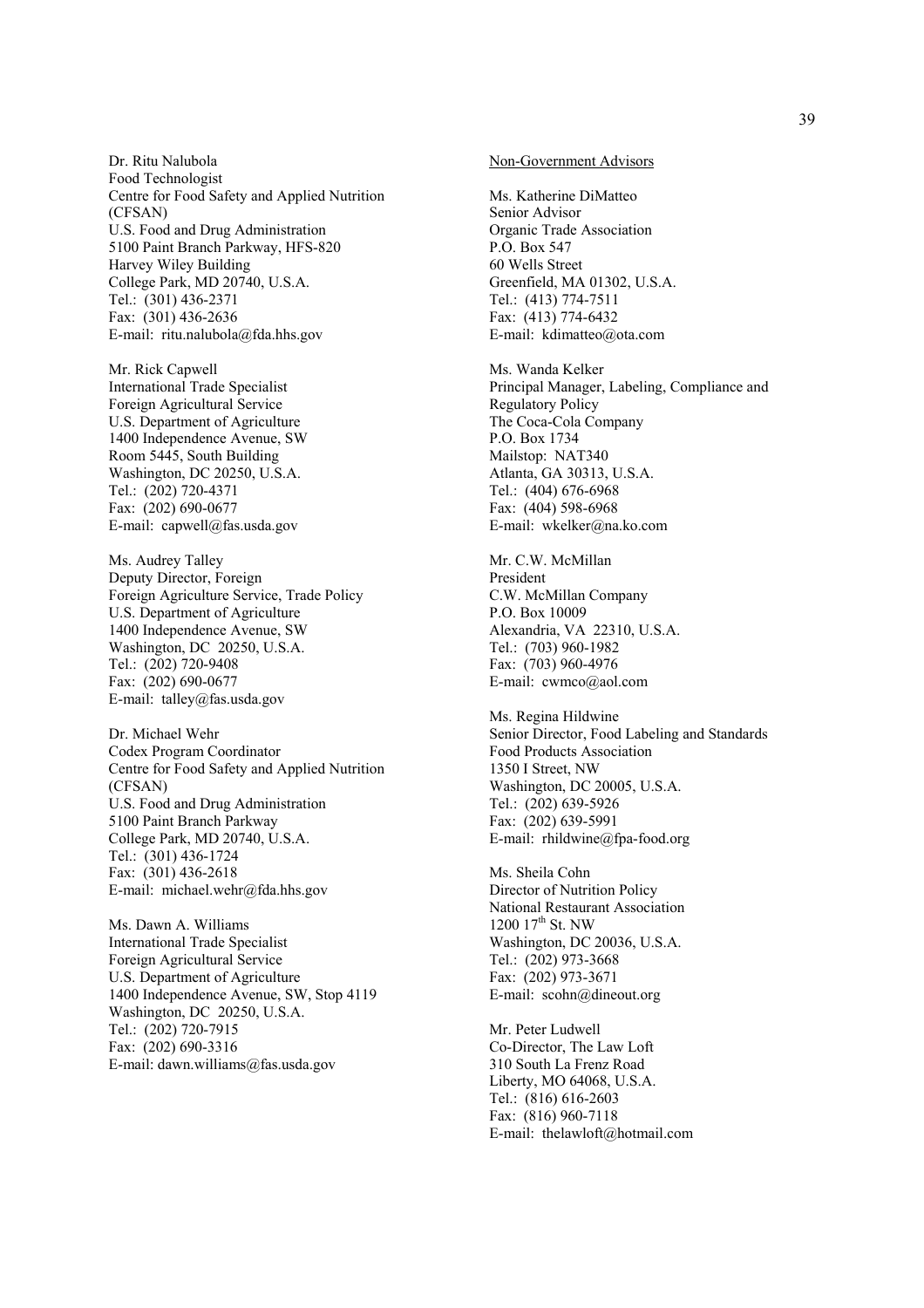Dr. Ritu Nalubola
Food Technologist
Centre for Food Safety and Applied Nutrition (CFSAN)
U.S. Food and Drug Administration
5100 Paint Branch Parkway, HFS-820
Harvey Wiley Building
College Park, MD 20740, U.S.A.
Tel.: (301) 436-2371
Fax: (301) 436-2636
E-mail: ritu.nalubola@fda.hhs.gov

Mr. Rick Capwell
International Trade Specialist
Foreign Agricultural Service
U.S. Department of Agriculture
1400 Independence Avenue, SW
Room 5445, South Building
Washington, DC 20250, U.S.A.
Tel.: (202) 720-4371
Fax: (202) 690-0677
E-mail: capwell@fas.usda.gov

Ms. Audrey Talley
Deputy Director, Foreign
Foreign Agriculture Service, Trade Policy
U.S. Department of Agriculture
1400 Independence Avenue, SW
Washington, DC 20250, U.S.A.
Tel.: (202) 720-9408
Fax: (202) 690-0677
E-mail: talley@fas.usda.gov

Dr. Michael Wehr
Codex Program Coordinator
Centre for Food Safety and Applied Nutrition (CFSAN)
U.S. Food and Drug Administration
5100 Paint Branch Parkway
College Park, MD 20740, U.S.A.
Tel.: (301) 436-1724
Fax: (301) 436-2618
E-mail: michael.wehr@fda.hhs.gov

Ms. Dawn A. Williams
International Trade Specialist
Foreign Agricultural Service
U.S. Department of Agriculture
1400 Independence Avenue, SW, Stop 4119
Washington, DC 20250, U.S.A.
Tel.: (202) 720-7915
Fax: (202) 690-3316
E-mail: dawn.williams@fas.usda.gov

<u>Non-Government Advisors</u>

Ms. Katherine DiMatteo
Senior Advisor
Organic Trade Association
P.O. Box 547
60 Wells Street
Greenfield, MA 01302, U.S.A.
Tel.: (413) 774-7511
Fax: (413) 774-6432
E-mail: kdimatteo@ota.com

Ms. Wanda Kelker
Principal Manager, Labeling, Compliance and Regulatory Policy
The Coca-Cola Company
P.O. Box 1734
Mailstop: NAT340
Atlanta, GA 30313, U.S.A.
Tel.: (404) 676-6968
Fax: (404) 598-6968
E-mail: wkelker@na.ko.com

Mr. C.W. McMillan
President
C.W. McMillan Company
P.O. Box 10009
Alexandria, VA 22310, U.S.A.
Tel.: (703) 960-1982
Fax: (703) 960-4976
E-mail: cwmco@aol.com

Ms. Regina Hildwine
Senior Director, Food Labeling and Standards
Food Products Association
1350 I Street, NW
Washington, DC 20005, U.S.A.
Tel.: (202) 639-5926
Fax: (202) 639-5991
E-mail: rhildwine@fpa-food.org

Ms. Sheila Cohn
Director of Nutrition Policy
National Restaurant Association
1200 17th St. NW
Washington, DC 20036, U.S.A.
Tel.: (202) 973-3668
Fax: (202) 973-3671
E-mail: scohn@dineout.org

Mr. Peter Ludwell
Co-Director, The Law Loft
310 South La Frenz Road
Liberty, MO 64068, U.S.A.
Tel.: (816) 616-2603
Fax: (816) 960-7118
E-mail: thelawloft@hotmail.com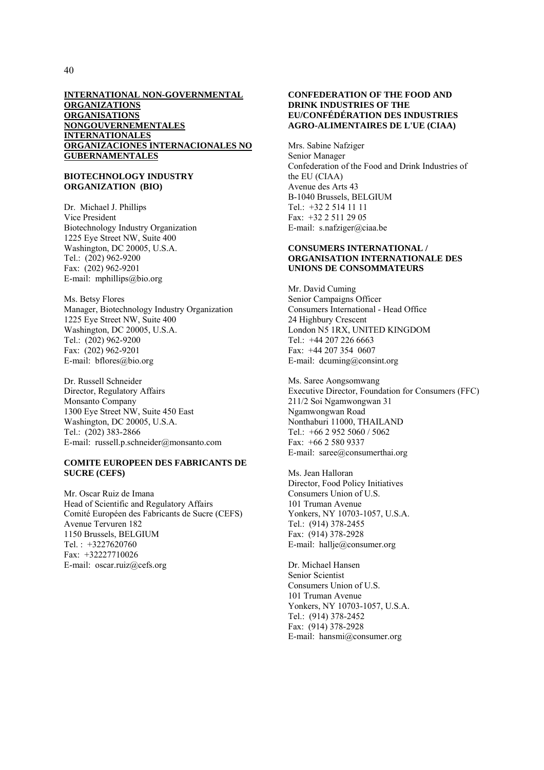## INTERNATIONAL NON-GOVERNMENTAL ORGANIZATIONS ORGANISATIONS NONGOUVERNEMENTALES INTERNATIONALES ORGANIZACIONES INTERNACIONALES NO GUBERNAMENTALES

**BIOTECHNOLOGY INDUSTRY ORGANIZATION (BIO)**

Dr. Michael J. Phillips
Vice President
Biotechnology Industry Organization
1225 Eye Street NW, Suite 400
Washington, DC 20005, U.S.A.
Tel.: (202) 962-9200
Fax: (202) 962-9201
E-mail: mphillips@bio.org

Ms. Betsy Flores
Manager, Biotechnology Industry Organization
1225 Eye Street NW, Suite 400
Washington, DC 20005, U.S.A.
Tel.: (202) 962-9200
Fax: (202) 962-9201
E-mail: bflores@bio.org

Dr. Russell Schneider
Director, Regulatory Affairs
Monsanto Company
1300 Eye Street NW, Suite 450 East
Washington, DC 20005, U.S.A.
Tel.: (202) 383-2866
E-mail: russell.p.schneider@monsanto.com

**COMITE EUROPEEN DES FABRICANTS DE SUCRE (CEFS)**

Mr. Oscar Ruiz de Imana
Head of Scientific and Regulatory Affairs
Comité Européen des Fabricants de Sucre (CEFS)
Avenue Tervuren 182
1150 Brussels, BELGIUM
Tel. : +3227620760
Fax: +32227710026
E-mail: oscar.ruiz@cefs.org

**CONFEDERATION OF THE FOOD AND DRINK INDUSTRIES OF THE EU/CONFÉDÉRATION DES INDUSTRIES AGRO-ALIMENTAIRES DE L'UE (CIAA)**

Mrs. Sabine Nafziger
Senior Manager
Confederation of the Food and Drink Industries of the EU (CIAA)
Avenue des Arts 43
B-1040 Brussels, BELGIUM
Tel.: +32 2 514 11 11
Fax: +32 2 511 29 05
E-mail: s.nafziger@ciaa.be

**CONSUMERS INTERNATIONAL / ORGANISATION INTERNATIONALE DES UNIONS DE CONSOMMATEURS**

Mr. David Cuming
Senior Campaigns Officer
Consumers International - Head Office
24 Highbury Crescent
London N5 1RX, UNITED KINGDOM
Tel.: +44 207 226 6663
Fax: +44 207 354 0607
E-mail: dcuming@consint.org

Ms. Saree Aongsomwang
Executive Director, Foundation for Consumers (FFC)
211/2 Soi Ngamwongwan 31
Ngamwongwan Road
Nonthaburi 11000, THAILAND
Tel.: +66 2 952 5060 / 5062
Fax: +66 2 580 9337
E-mail: saree@consumerthai.org

Ms. Jean Halloran
Director, Food Policy Initiatives
Consumers Union of U.S.
101 Truman Avenue
Yonkers, NY 10703-1057, U.S.A.
Tel.: (914) 378-2455
Fax: (914) 378-2928
E-mail: hallje@consumer.org

Dr. Michael Hansen
Senior Scientist
Consumers Union of U.S.
101 Truman Avenue
Yonkers, NY 10703-1057, U.S.A.
Tel.: (914) 378-2452
Fax: (914) 378-2928
E-mail: hansmi@consumer.org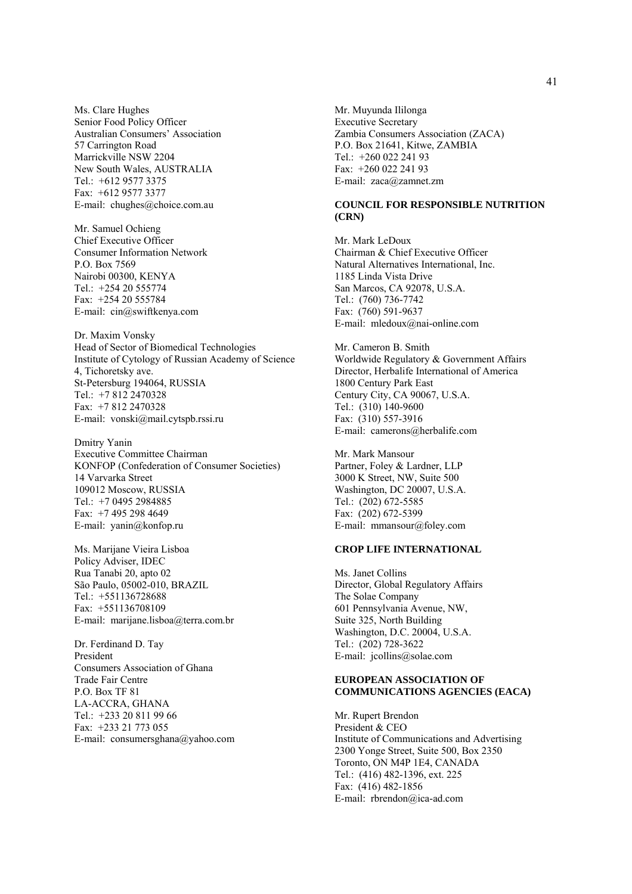Ms. Clare Hughes
Senior Food Policy Officer
Australian Consumers' Association
57 Carrington Road
Marrickville NSW 2204
New South Wales, AUSTRALIA
Tel.: +612 9577 3375
Fax: +612 9577 3377
E-mail: chughes@choice.com.au

Mr. Samuel Ochieng
Chief Executive Officer
Consumer Information Network
P.O. Box 7569
Nairobi 00300, KENYA
Tel.: +254 20 555774
Fax: +254 20 555784
E-mail: cin@swiftkenya.com

Dr. Maxim Vonsky
Head of Sector of Biomedical Technologies
Institute of Cytology of Russian Academy of Science
4, Tichoretsky ave.
St-Petersburg 194064, RUSSIA
Tel.: +7 812 2470328
Fax: +7 812 2470328
E-mail: vonski@mail.cytspb.rssi.ru

Dmitry Yanin
Executive Committee Chairman
KONFOP (Confederation of Consumer Societies)
14 Varvarka Street
109012 Moscow, RUSSIA
Tel.: +7 0495 2984885
Fax: +7 495 298 4649
E-mail: yanin@konfop.ru

Ms. Marijane Vieira Lisboa
Policy Adviser, IDEC
Rua Tanabi 20, apto 02
São Paulo, 05002-010, BRAZIL
Tel.: +551136728688
Fax: +551136708109
E-mail: marijane.lisboa@terra.com.br

Dr. Ferdinand D. Tay
President
Consumers Association of Ghana
Trade Fair Centre
P.O. Box TF 81
LA-ACCRA, GHANA
Tel.: +233 20 811 99 66
Fax: +233 21 773 055
E-mail: consumersghana@yahoo.com

Mr. Muyunda Ililonga
Executive Secretary
Zambia Consumers Association (ZACA)
P.O. Box 21641, Kitwe, ZAMBIA
Tel.: +260 022 241 93
Fax: +260 022 241 93
E-mail: zaca@zamnet.zm

**COUNCIL FOR RESPONSIBLE NUTRITION (CRN)**

Mr. Mark LeDoux
Chairman & Chief Executive Officer
Natural Alternatives International, Inc.
1185 Linda Vista Drive
San Marcos, CA 92078, U.S.A.
Tel.: (760) 736-7742
Fax: (760) 591-9637
E-mail: mledoux@nai-online.com

Mr. Cameron B. Smith
Worldwide Regulatory & Government Affairs
Director, Herbalife International of America
1800 Century Park East
Century City, CA 90067, U.S.A.
Tel.: (310) 140-9600
Fax: (310) 557-3916
E-mail: camerons@herbalife.com

Mr. Mark Mansour
Partner, Foley & Lardner, LLP
3000 K Street, NW, Suite 500
Washington, DC 20007, U.S.A.
Tel.: (202) 672-5585
Fax: (202) 672-5399
E-mail: mmansour@foley.com

**CROP LIFE INTERNATIONAL**

Ms. Janet Collins
Director, Global Regulatory Affairs
The Solae Company
601 Pennsylvania Avenue, NW,
Suite 325, North Building
Washington, D.C. 20004, U.S.A.
Tel.: (202) 728-3622
E-mail: jcollins@solae.com

**EUROPEAN ASSOCIATION OF COMMUNICATIONS AGENCIES (EACA)**

Mr. Rupert Brendon
President & CEO
Institute of Communications and Advertising
2300 Yonge Street, Suite 500, Box 2350
Toronto, ON M4P 1E4, CANADA
Tel.: (416) 482-1396, ext. 225
Fax: (416) 482-1856
E-mail: rbrendon@ica-ad.com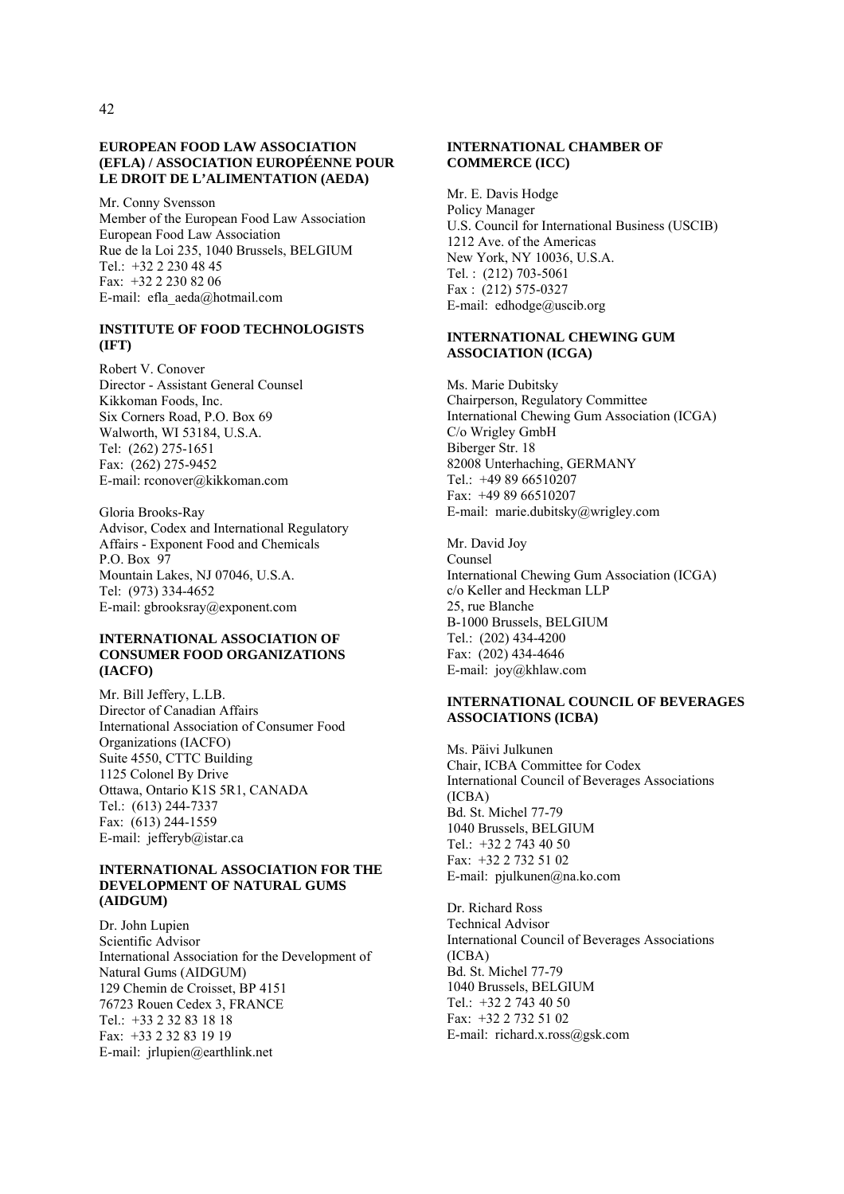**EUROPEAN FOOD LAW ASSOCIATION (EFLA) / ASSOCIATION EUROPÉENNE POUR LE DROIT DE L'ALIMENTATION (AEDA)**

Mr. Conny Svensson
Member of the European Food Law Association
European Food Law Association
Rue de la Loi 235, 1040 Brussels, BELGIUM
Tel.: +32 2 230 48 45
Fax: +32 2 230 82 06
E-mail: efla_aeda@hotmail.com

**INSTITUTE OF FOOD TECHNOLOGISTS (IFT)**

Robert V. Conover
Director - Assistant General Counsel
Kikkoman Foods, Inc.
Six Corners Road, P.O. Box 69
Walworth, WI 53184, U.S.A.
Tel: (262) 275-1651
Fax: (262) 275-9452
E-mail: rconover@kikkoman.com

Gloria Brooks-Ray
Advisor, Codex and International Regulatory Affairs - Exponent Food and Chemicals
P.O. Box 97
Mountain Lakes, NJ 07046, U.S.A.
Tel: (973) 334-4652
E-mail: gbrooksray@exponent.com

**INTERNATIONAL ASSOCIATION OF CONSUMER FOOD ORGANIZATIONS (IACFO)**

Mr. Bill Jeffery, L.LB.
Director of Canadian Affairs
International Association of Consumer Food Organizations (IACFO)
Suite 4550, CTTC Building
1125 Colonel By Drive
Ottawa, Ontario K1S 5R1, CANADA
Tel.: (613) 244-7337
Fax: (613) 244-1559
E-mail: jefferyb@istar.ca

**INTERNATIONAL ASSOCIATION FOR THE DEVELOPMENT OF NATURAL GUMS (AIDGUM)**

Dr. John Lupien
Scientific Advisor
International Association for the Development of Natural Gums (AIDGUM)
129 Chemin de Croisset, BP 4151
76723 Rouen Cedex 3, FRANCE
Tel.: +33 2 32 83 18 18
Fax: +33 2 32 83 19 19
E-mail: jrlupien@earthlink.net

**INTERNATIONAL CHAMBER OF COMMERCE (ICC)**

Mr. E. Davis Hodge
Policy Manager
U.S. Council for International Business (USCIB)
1212 Ave. of the Americas
New York, NY 10036, U.S.A.
Tel. : (212) 703-5061
Fax : (212) 575-0327
E-mail: edhodge@uscib.org

**INTERNATIONAL CHEWING GUM ASSOCIATION (ICGA)**

Ms. Marie Dubitsky
Chairperson, Regulatory Committee
International Chewing Gum Association (ICGA)
C/o Wrigley GmbH
Biberger Str. 18
82008 Unterhaching, GERMANY
Tel.: +49 89 66510207
Fax: +49 89 66510207
E-mail: marie.dubitsky@wrigley.com

Mr. David Joy
Counsel
International Chewing Gum Association (ICGA)
c/o Keller and Heckman LLP
25, rue Blanche
B-1000 Brussels, BELGIUM
Tel.: (202) 434-4200
Fax: (202) 434-4646
E-mail: joy@khlaw.com

**INTERNATIONAL COUNCIL OF BEVERAGES ASSOCIATIONS (ICBA)**

Ms. Päivi Julkunen
Chair, ICBA Committee for Codex
International Council of Beverages Associations (ICBA)
Bd. St. Michel 77-79
1040 Brussels, BELGIUM
Tel.: +32 2 743 40 50
Fax: +32 2 732 51 02
E-mail: pjulkunen@na.ko.com

Dr. Richard Ross
Technical Advisor
International Council of Beverages Associations (ICBA)
Bd. St. Michel 77-79
1040 Brussels, BELGIUM
Tel.: +32 2 743 40 50
Fax: +32 2 732 51 02
E-mail: richard.x.ross@gsk.com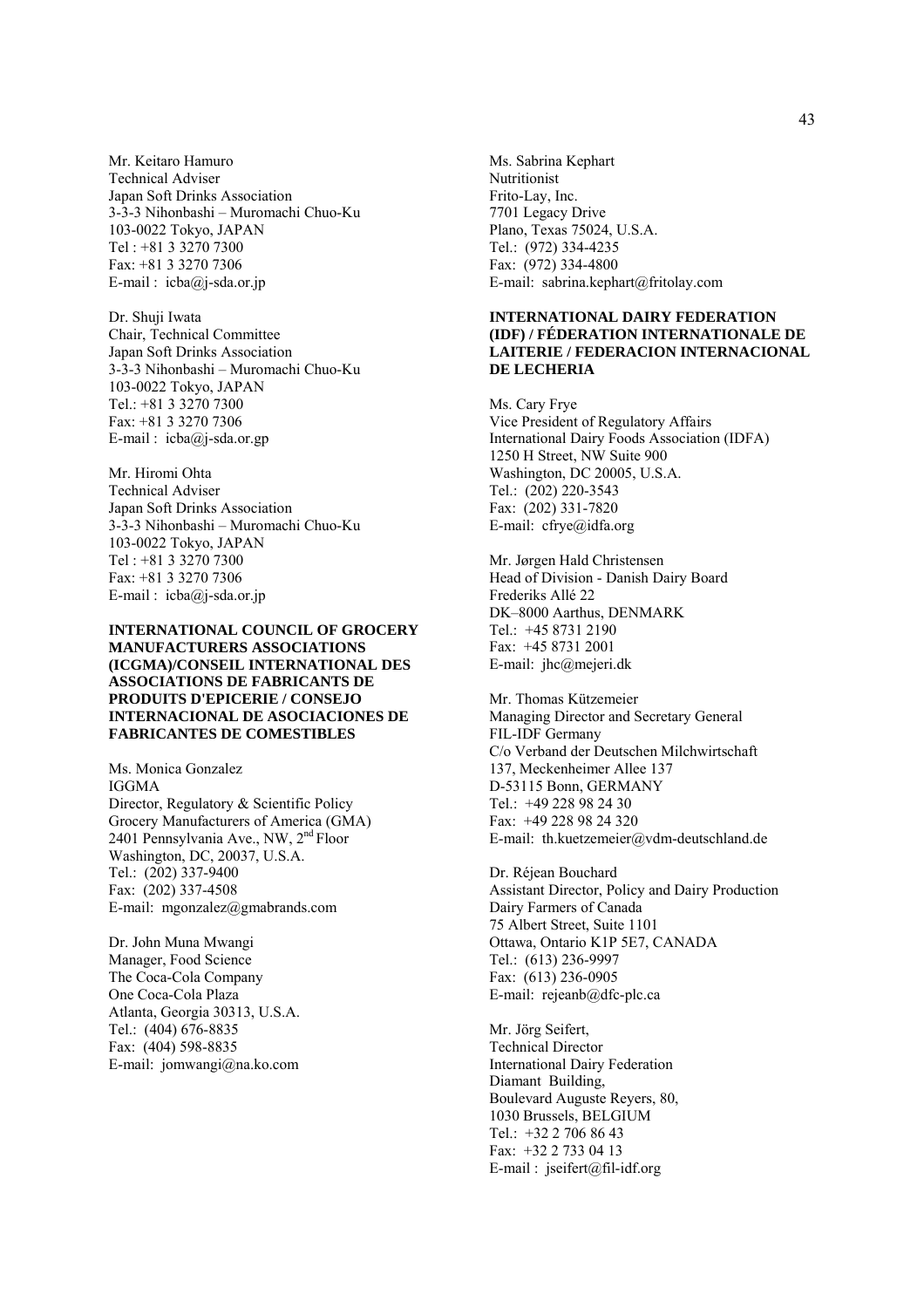Mr. Keitaro Hamuro
Technical Adviser
Japan Soft Drinks Association
3-3-3 Nihonbashi – Muromachi Chuo-Ku
103-0022 Tokyo, JAPAN
Tel : +81 3 3270 7300
Fax: +81 3 3270 7306
E-mail : icba@j-sda.or.jp

Dr. Shuji Iwata
Chair, Technical Committee
Japan Soft Drinks Association
3-3-3 Nihonbashi – Muromachi Chuo-Ku
103-0022 Tokyo, JAPAN
Tel.: +81 3 3270 7300
Fax: +81 3 3270 7306
E-mail : icba@j-sda.or.gp

Mr. Hiromi Ohta
Technical Adviser
Japan Soft Drinks Association
3-3-3 Nihonbashi – Muromachi Chuo-Ku
103-0022 Tokyo, JAPAN
Tel : +81 3 3270 7300
Fax: +81 3 3270 7306
E-mail : icba@j-sda.or.jp

**INTERNATIONAL COUNCIL OF GROCERY MANUFACTURERS ASSOCIATIONS (ICGMA)/CONSEIL INTERNATIONAL DES ASSOCIATIONS DE FABRICANTS DE PRODUITS D'EPICERIE / CONSEJO INTERNACIONAL DE ASOCIACIONES DE FABRICANTES DE COMESTIBLES**

Ms. Monica Gonzalez
IGGMA
Director, Regulatory & Scientific Policy
Grocery Manufacturers of America (GMA)
2401 Pennsylvania Ave., NW, 2nd Floor
Washington, DC, 20037, U.S.A.
Tel.: (202) 337-9400
Fax: (202) 337-4508
E-mail: mgonzalez@gmabrands.com

Dr. John Muna Mwangi
Manager, Food Science
The Coca-Cola Company
One Coca-Cola Plaza
Atlanta, Georgia 30313, U.S.A.
Tel.: (404) 676-8835
Fax: (404) 598-8835
E-mail: jomwangi@na.ko.com

Ms. Sabrina Kephart
Nutritionist
Frito-Lay, Inc.
7701 Legacy Drive
Plano, Texas 75024, U.S.A.
Tel.: (972) 334-4235
Fax: (972) 334-4800
E-mail: sabrina.kephart@fritolay.com

**INTERNATIONAL DAIRY FEDERATION (IDF) / FÉDERATION INTERNATIONALE DE LAITERIE / FEDERACION INTERNACIONAL DE LECHERIA**

Ms. Cary Frye
Vice President of Regulatory Affairs
International Dairy Foods Association (IDFA)
1250 H Street, NW Suite 900
Washington, DC 20005, U.S.A.
Tel.: (202) 220-3543
Fax: (202) 331-7820
E-mail: cfrye@idfa.org

Mr. Jørgen Hald Christensen
Head of Division - Danish Dairy Board
Frederiks Allé 22
DK–8000 Aarthus, DENMARK
Tel.: +45 8731 2190
Fax: +45 8731 2001
E-mail: jhc@mejeri.dk

Mr. Thomas Kützemeier
Managing Director and Secretary General
FIL-IDF Germany
C/o Verband der Deutschen Milchwirtschaft
137, Meckenheimer Allee 137
D-53115 Bonn, GERMANY
Tel.: +49 228 98 24 30
Fax: +49 228 98 24 320
E-mail: th.kuetzemeier@vdm-deutschland.de

Dr. Réjean Bouchard
Assistant Director, Policy and Dairy Production
Dairy Farmers of Canada
75 Albert Street, Suite 1101
Ottawa, Ontario K1P 5E7, CANADA
Tel.: (613) 236-9997
Fax: (613) 236-0905
E-mail: rejeanb@dfc-plc.ca

Mr. Jörg Seifert,
Technical Director
International Dairy Federation
Diamant Building,
Boulevard Auguste Reyers, 80,
1030 Brussels, BELGIUM
Tel.: +32 2 706 86 43
Fax: +32 2 733 04 13
E-mail : jseifert@fil-idf.org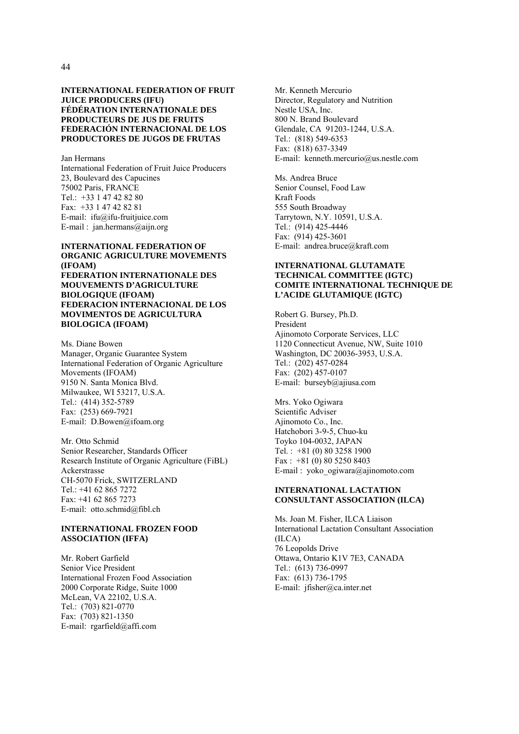**INTERNATIONAL FEDERATION OF FRUIT JUICE PRODUCERS (IFU)**
**FÉDÉRATION INTERNATIONALE DES PRODUCTEURS DE JUS DE FRUITS**
**FEDERACIÓN INTERNACIONAL DE LOS PRODUCTORES DE JUGOS DE FRUTAS**

Jan Hermans
International Federation of Fruit Juice Producers
23, Boulevard des Capucines
75002 Paris, FRANCE
Tel.: +33 1 47 42 82 80
Fax: +33 1 47 42 82 81
E-mail: ifu@ifu-fruitjuice.com
E-mail : jan.hermans@aijn.org

**INTERNATIONAL FEDERATION OF ORGANIC AGRICULTURE MOVEMENTS (IFOAM)**
**FEDERATION INTERNATIONALE DES MOUVEMENTS D'AGRICULTURE BIOLOGIQUE (IFOAM)**
**FEDERACION INTERNACIONAL DE LOS MOVIMENTOS DE AGRICULTURA BIOLOGICA (IFOAM)**

Ms. Diane Bowen
Manager, Organic Guarantee System
International Federation of Organic Agriculture Movements (IFOAM)
9150 N. Santa Monica Blvd.
Milwaukee, WI 53217, U.S.A.
Tel.: (414) 352-5789
Fax: (253) 669-7921
E-mail: D.Bowen@ifoam.org

Mr. Otto Schmid
Senior Researcher, Standards Officer
Research Institute of Organic Agriculture (FiBL)
Ackerstrasse
CH-5070 Frick, SWITZERLAND
Tel.: +41 62 865 7272
Fax: +41 62 865 7273
E-mail: otto.schmid@fibl.ch

**INTERNATIONAL FROZEN FOOD ASSOCIATION (IFFA)**

Mr. Robert Garfield
Senior Vice President
International Frozen Food Association
2000 Corporate Ridge, Suite 1000
McLean, VA 22102, U.S.A.
Tel.: (703) 821-0770
Fax: (703) 821-1350
E-mail: rgarfield@affi.com

Mr. Kenneth Mercurio
Director, Regulatory and Nutrition
Nestle USA, Inc.
800 N. Brand Boulevard
Glendale, CA 91203-1244, U.S.A.
Tel.: (818) 549-6353
Fax: (818) 637-3349
E-mail: kenneth.mercurio@us.nestle.com

Ms. Andrea Bruce
Senior Counsel, Food Law
Kraft Foods
555 South Broadway
Tarrytown, N.Y. 10591, U.S.A.
Tel.: (914) 425-4446
Fax: (914) 425-3601
E-mail: andrea.bruce@kraft.com

**INTERNATIONAL GLUTAMATE TECHNICAL COMMITTEE (IGTC)**
**COMITE INTERNATIONAL TECHNIQUE DE L'ACIDE GLUTAMIQUE (IGTC)**

Robert G. Bursey, Ph.D.
President
Ajinomoto Corporate Services, LLC
1120 Connecticut Avenue, NW, Suite 1010
Washington, DC 20036-3953, U.S.A.
Tel.: (202) 457-0284
Fax: (202) 457-0107
E-mail: burseyb@ajiusa.com

Mrs. Yoko Ogiwara
Scientific Adviser
Ajinomoto Co., Inc.
Hatchobori 3-9-5, Chuo-ku
Toyko 104-0032, JAPAN
Tel. : +81 (0) 80 3258 1900
Fax : +81 (0) 80 5250 8403
E-mail : yoko_ogiwara@ajinomoto.com

**INTERNATIONAL LACTATION CONSULTANT ASSOCIATION (ILCA)**

Ms. Joan M. Fisher, ILCA Liaison
International Lactation Consultant Association (ILCA)
76 Leopolds Drive
Ottawa, Ontario K1V 7E3, CANADA
Tel.: (613) 736-0997
Fax: (613) 736-1795
E-mail: jfisher@ca.inter.net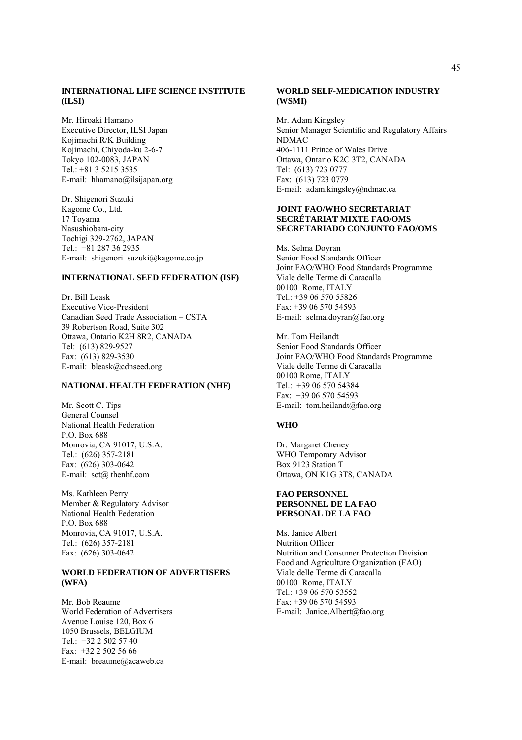**INTERNATIONAL LIFE SCIENCE INSTITUTE (ILSI)**

Mr. Hiroaki Hamano
Executive Director, ILSI Japan
Kojimachi R/K Building
Kojimachi, Chiyoda-ku 2-6-7
Tokyo 102-0083, JAPAN
Tel.: +81 3 5215 3535
E-mail: hhamano@ilsijapan.org

Dr. Shigenori Suzuki
Kagome Co., Ltd.
17 Toyama
Nasushiobara-city
Tochigi 329-2762, JAPAN
Tel.: +81 287 36 2935
E-mail: shigenori_suzuki@kagome.co.jp

**INTERNATIONAL SEED FEDERATION (ISF)**

Dr. Bill Leask
Executive Vice-President
Canadian Seed Trade Association – CSTA
39 Robertson Road, Suite 302
Ottawa, Ontario K2H 8R2, CANADA
Tel: (613) 829-9527
Fax: (613) 829-3530
E-mail: bleask@cdnseed.org

**NATIONAL HEALTH FEDERATION (NHF)**

Mr. Scott C. Tips
General Counsel
National Health Federation
P.O. Box 688
Monrovia, CA 91017, U.S.A.
Tel.: (626) 357-2181
Fax: (626) 303-0642
E-mail: sct@ thenhf.com

Ms. Kathleen Perry
Member & Regulatory Advisor
National Health Federation
P.O. Box 688
Monrovia, CA 91017, U.S.A.
Tel.: (626) 357-2181
Fax: (626) 303-0642

**WORLD FEDERATION OF ADVERTISERS (WFA)**

Mr. Bob Reaume
World Federation of Advertisers
Avenue Louise 120, Box 6
1050 Brussels, BELGIUM
Tel.: +32 2 502 57 40
Fax: +32 2 502 56 66
E-mail: breaume@acaweb.ca

**WORLD SELF-MEDICATION INDUSTRY (WSMI)**

Mr. Adam Kingsley
Senior Manager Scientific and Regulatory Affairs
NDMAC
406-1111 Prince of Wales Drive
Ottawa, Ontario K2C 3T2, CANADA
Tel: (613) 723 0777
Fax: (613) 723 0779
E-mail: adam.kingsley@ndmac.ca

**JOINT FAO/WHO SECRETARIAT**
**SECRÉTARIAT MIXTE FAO/OMS**
**SECRETARIADO CONJUNTO FAO/OMS**

Ms. Selma Doyran
Senior Food Standards Officer
Joint FAO/WHO Food Standards Programme
Viale delle Terme di Caracalla
00100 Rome, ITALY
Tel.: +39 06 570 55826
Fax: +39 06 570 54593
E-mail: selma.doyran@fao.org

Mr. Tom Heilandt
Senior Food Standards Officer
Joint FAO/WHO Food Standards Programme
Viale delle Terme di Caracalla
00100 Rome, ITALY
Tel.: +39 06 570 54384
Fax: +39 06 570 54593
E-mail: tom.heilandt@fao.org

**WHO**

Dr. Margaret Cheney
WHO Temporary Advisor
Box 9123 Station T
Ottawa, ON K1G 3T8, CANADA

**FAO PERSONNEL**
**PERSONNEL DE LA FAO**
**PERSONAL DE LA FAO**

Ms. Janice Albert
Nutrition Officer
Nutrition and Consumer Protection Division
Food and Agriculture Organization (FAO)
Viale delle Terme di Caracalla
00100 Rome, ITALY
Tel.: +39 06 570 53552
Fax: +39 06 570 54593
E-mail: Janice.Albert@fao.org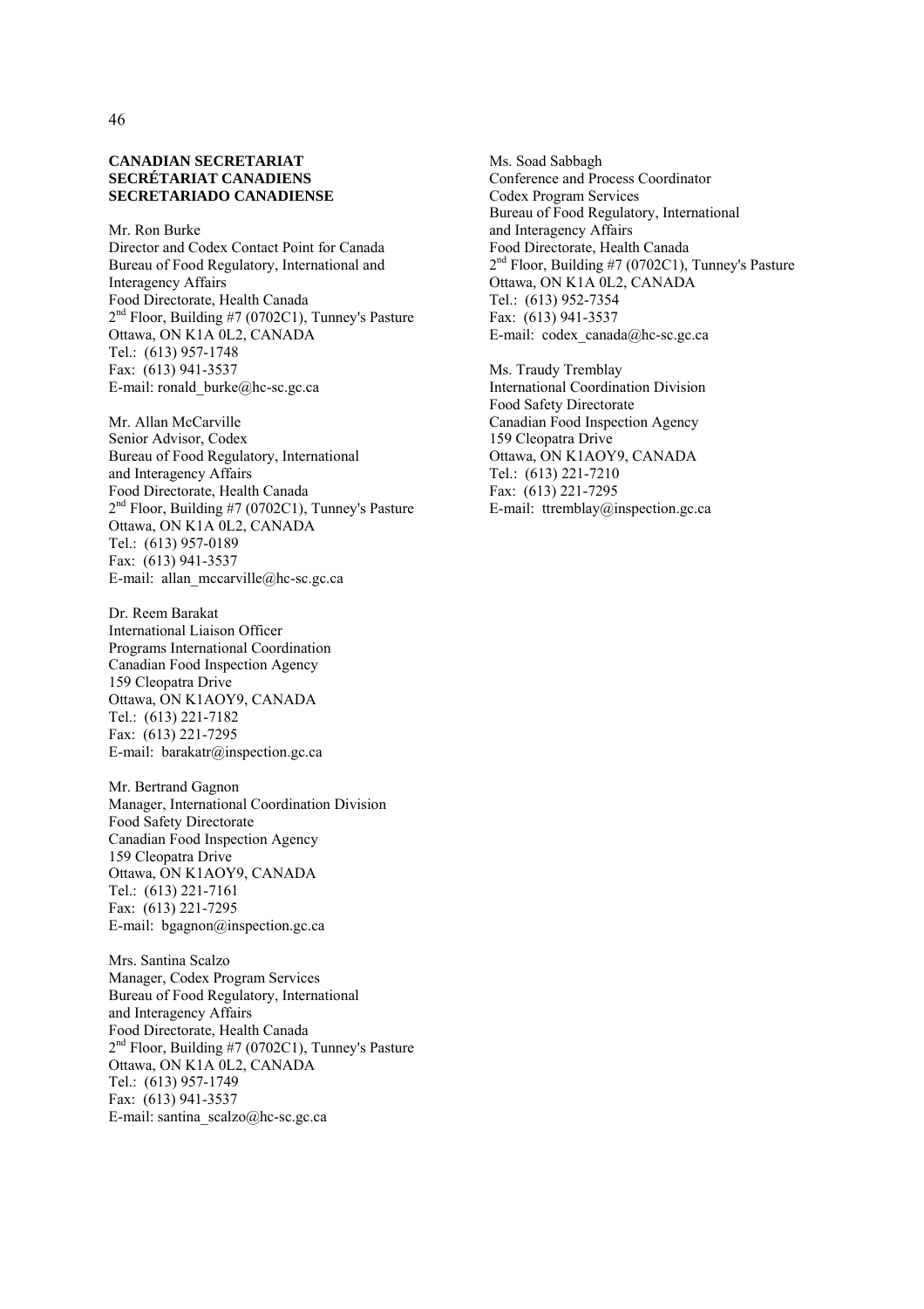**CANADIAN SECRETARIAT**
**SECRÉTARIAT CANADIENS**
**SECRETARIADO CANADIENSE**

Mr. Ron Burke
Director and Codex Contact Point for Canada
Bureau of Food Regulatory, International and Interagency Affairs
Food Directorate, Health Canada
2nd Floor, Building #7 (0702C1), Tunney's Pasture
Ottawa, ON K1A 0L2, CANADA
Tel.: (613) 957-1748
Fax: (613) 941-3537
E-mail: ronald_burke@hc-sc.gc.ca

Mr. Allan McCarville
Senior Advisor, Codex
Bureau of Food Regulatory, International and Interagency Affairs
Food Directorate, Health Canada
2nd Floor, Building #7 (0702C1), Tunney's Pasture
Ottawa, ON K1A 0L2, CANADA
Tel.: (613) 957-0189
Fax: (613) 941-3537
E-mail: allan_mccarville@hc-sc.gc.ca

Dr. Reem Barakat
International Liaison Officer
Programs International Coordination
Canadian Food Inspection Agency
159 Cleopatra Drive
Ottawa, ON K1AOY9, CANADA
Tel.: (613) 221-7182
Fax: (613) 221-7295
E-mail: barakatr@inspection.gc.ca

Mr. Bertrand Gagnon
Manager, International Coordination Division
Food Safety Directorate
Canadian Food Inspection Agency
159 Cleopatra Drive
Ottawa, ON K1AOY9, CANADA
Tel.: (613) 221-7161
Fax: (613) 221-7295
E-mail: bgagnon@inspection.gc.ca

Mrs. Santina Scalzo
Manager, Codex Program Services
Bureau of Food Regulatory, International and Interagency Affairs
Food Directorate, Health Canada
2nd Floor, Building #7 (0702C1), Tunney's Pasture
Ottawa, ON K1A 0L2, CANADA
Tel.: (613) 957-1749
Fax: (613) 941-3537
E-mail: santina_scalzo@hc-sc.gc.ca

Ms. Soad Sabbagh
Conference and Process Coordinator
Codex Program Services
Bureau of Food Regulatory, International and Interagency Affairs
Food Directorate, Health Canada
2nd Floor, Building #7 (0702C1), Tunney's Pasture
Ottawa, ON K1A 0L2, CANADA
Tel.: (613) 952-7354
Fax: (613) 941-3537
E-mail: codex_canada@hc-sc.gc.ca

Ms. Traudy Tremblay
International Coordination Division
Food Safety Directorate
Canadian Food Inspection Agency
159 Cleopatra Drive
Ottawa, ON K1AOY9, CANADA
Tel.: (613) 221-7210
Fax: (613) 221-7295
E-mail: ttremblay@inspection.gc.ca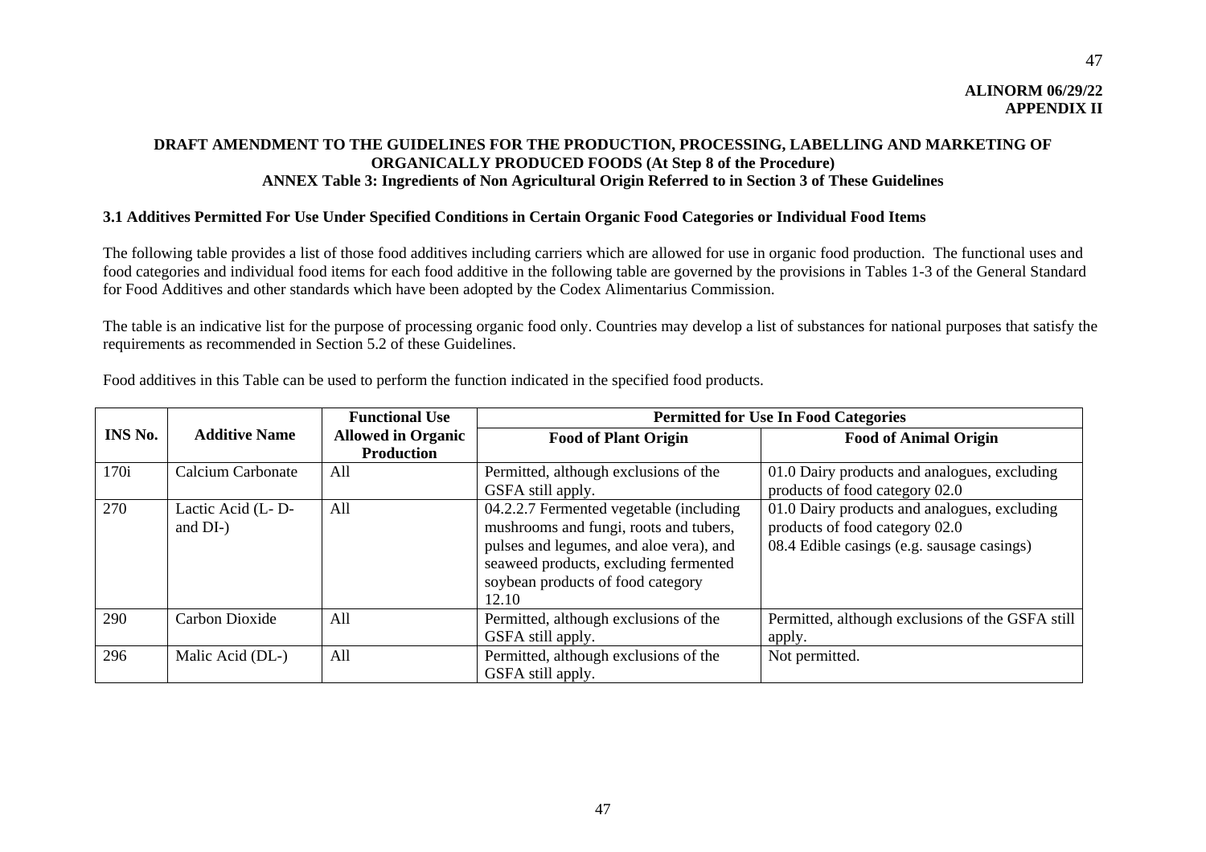**ALINORM 06/29/22**
**APPENDIX II**

**DRAFT AMENDMENT TO THE GUIDELINES FOR THE PRODUCTION, PROCESSING, LABELLING AND MARKETING OF ORGANICALLY PRODUCED FOODS (At Step 8 of the Procedure)**
**ANNEX Table 3: Ingredients of Non Agricultural Origin Referred to in Section 3 of These Guidelines**

**3.1 Additives Permitted For Use Under Specified Conditions in Certain Organic Food Categories or Individual Food Items**

The following table provides a list of those food additives including carriers which are allowed for use in organic food production. The functional uses and food categories and individual food items for each food additive in the following table are governed by the provisions in Tables 1-3 of the General Standard for Food Additives and other standards which have been adopted by the Codex Alimentarius Commission.

The table is an indicative list for the purpose of processing organic food only. Countries may develop a list of substances for national purposes that satisfy the requirements as recommended in Section 5.2 of these Guidelines.

Food additives in this Table can be used to perform the function indicated in the specified food products.

| INS No. | Additive Name | Functional Use Allowed in Organic Production | Permitted for Use In Food Categories | |
|---|---|---|---|---|
| | | | **Food of Plant Origin** | **Food of Animal Origin** |
| 170i | Calcium Carbonate | All | Permitted, although exclusions of the GSFA still apply. | 01.0 Dairy products and analogues, excluding products of food category 02.0 |
| 270 | Lactic Acid (L- D- and DI-) | All | 04.2.2.7 Fermented vegetable (including mushrooms and fungi, roots and tubers, pulses and legumes, and aloe vera), and seaweed products, excluding fermented soybean products of food category 12.10 | 01.0 Dairy products and analogues, excluding products of food category 02.0<br>08.4 Edible casings (e.g. sausage casings) |
| 290 | Carbon Dioxide | All | Permitted, although exclusions of the GSFA still apply. | Permitted, although exclusions of the GSFA still apply. |
| 296 | Malic Acid (DL-) | All | Permitted, although exclusions of the GSFA still apply. | Not permitted. |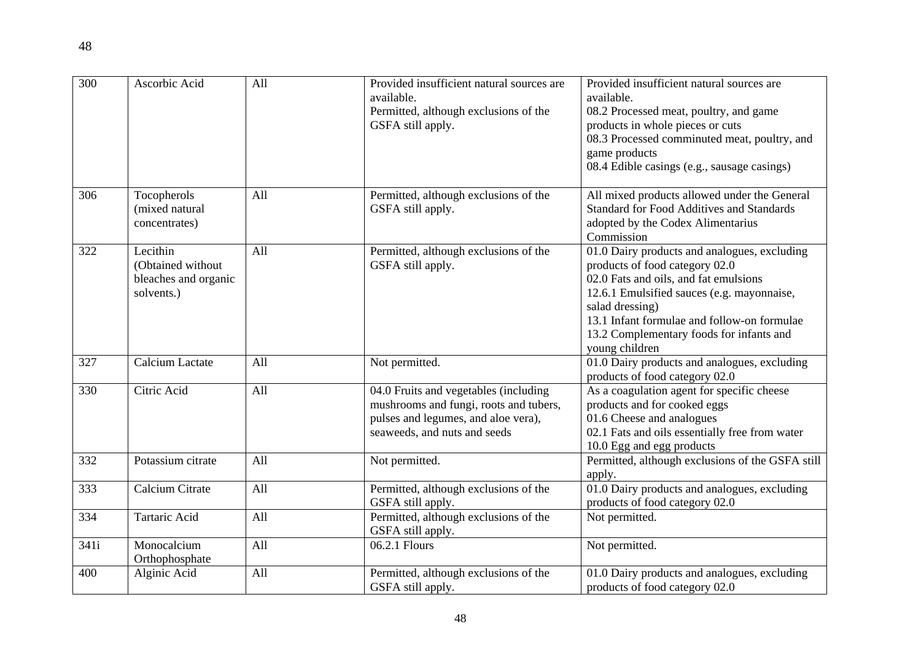| | | | | |
|---|---|---|---|---|
| 300 | Ascorbic Acid | All | Provided insufficient natural sources are available.<br>Permitted, although exclusions of the GSFA still apply. | Provided insufficient natural sources are available.<br>08.2 Processed meat, poultry, and game products in whole pieces or cuts<br>08.3 Processed comminuted meat, poultry, and game products<br>08.4 Edible casings (e.g., sausage casings) |
| 306 | Tocopherols (mixed natural concentrates) | All | Permitted, although exclusions of the GSFA still apply. | All mixed products allowed under the General Standard for Food Additives and Standards adopted by the Codex Alimentarius Commission |
| 322 | Lecithin (Obtained without bleaches and organic solvents.) | All | Permitted, although exclusions of the GSFA still apply. | 01.0 Dairy products and analogues, excluding products of food category 02.0<br>02.0 Fats and oils, and fat emulsions<br>12.6.1 Emulsified sauces (e.g. mayonnaise, salad dressing)<br>13.1 Infant formulae and follow-on formulae<br>13.2 Complementary foods for infants and young children |
| 327 | Calcium Lactate | All | Not permitted. | 01.0 Dairy products and analogues, excluding products of food category 02.0 |
| 330 | Citric Acid | All | 04.0 Fruits and vegetables (including mushrooms and fungi, roots and tubers, pulses and legumes, and aloe vera), seaweeds, and nuts and seeds | As a coagulation agent for specific cheese products and for cooked eggs<br>01.6 Cheese and analogues<br>02.1 Fats and oils essentially free from water<br>10.0 Egg and egg products |
| 332 | Potassium citrate | All | Not permitted. | Permitted, although exclusions of the GSFA still apply. |
| 333 | Calcium Citrate | All | Permitted, although exclusions of the GSFA still apply. | 01.0 Dairy products and analogues, excluding products of food category 02.0 |
| 334 | Tartaric Acid | All | Permitted, although exclusions of the GSFA still apply. | Not permitted. |
| 341i | Monocalcium Orthophosphate | All | 06.2.1 Flours | Not permitted. |
| 400 | Alginic Acid | All | Permitted, although exclusions of the GSFA still apply. | 01.0 Dairy products and analogues, excluding products of food category 02.0 |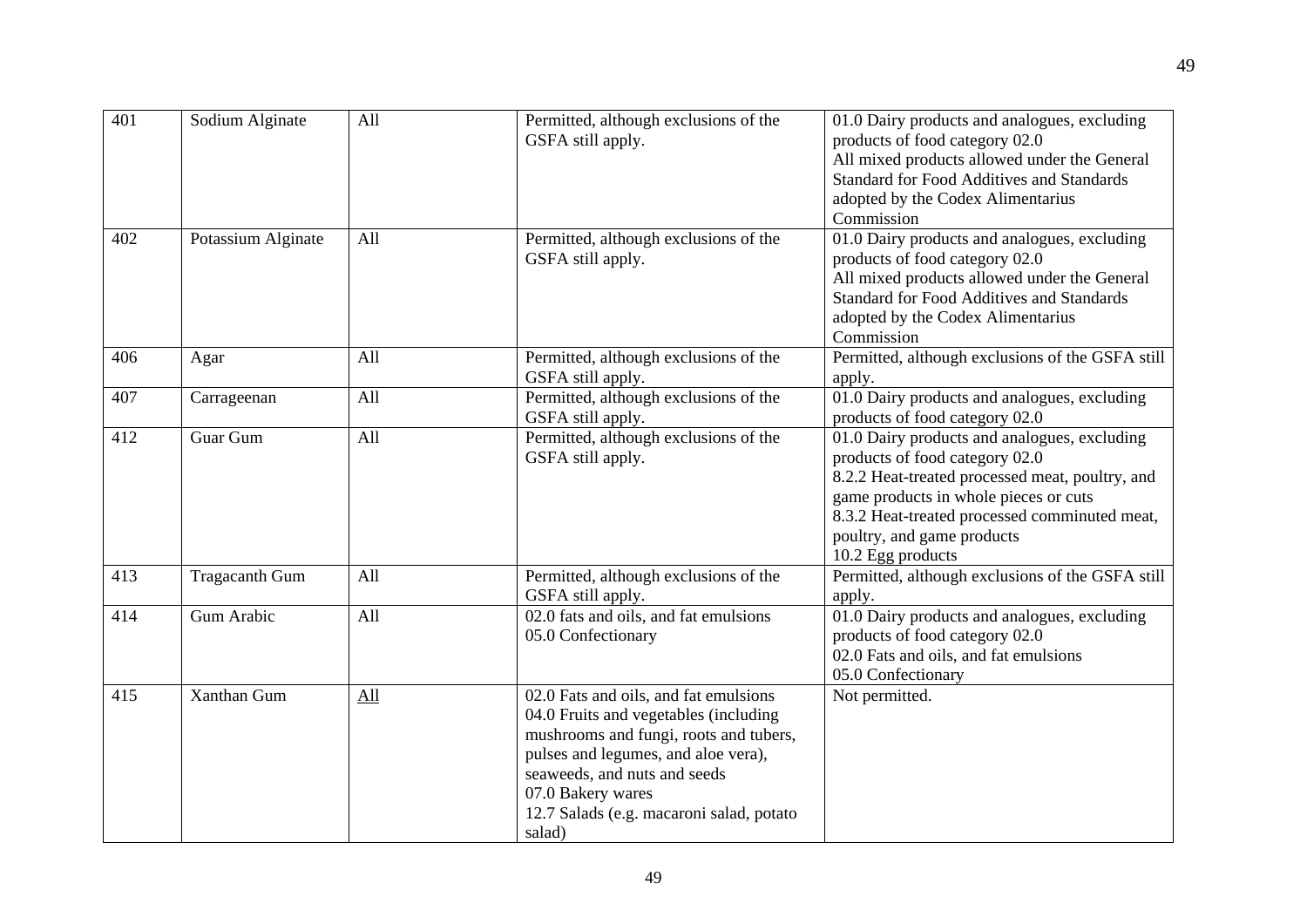| | | | | |
|---|---|---|---|---|
| 401 | Sodium Alginate | All | Permitted, although exclusions of the GSFA still apply. | 01.0 Dairy products and analogues, excluding products of food category 02.0<br>All mixed products allowed under the General Standard for Food Additives and Standards adopted by the Codex Alimentarius Commission |
| 402 | Potassium Alginate | All | Permitted, although exclusions of the GSFA still apply. | 01.0 Dairy products and analogues, excluding products of food category 02.0<br>All mixed products allowed under the General Standard for Food Additives and Standards adopted by the Codex Alimentarius Commission |
| 406 | Agar | All | Permitted, although exclusions of the GSFA still apply. | Permitted, although exclusions of the GSFA still apply. |
| 407 | Carrageenan | All | Permitted, although exclusions of the GSFA still apply. | 01.0 Dairy products and analogues, excluding products of food category 02.0 |
| 412 | Guar Gum | All | Permitted, although exclusions of the GSFA still apply. | 01.0 Dairy products and analogues, excluding products of food category 02.0<br>8.2.2 Heat-treated processed meat, poultry, and game products in whole pieces or cuts<br>8.3.2 Heat-treated processed comminuted meat, poultry, and game products<br>10.2 Egg products |
| 413 | Tragacanth Gum | All | Permitted, although exclusions of the GSFA still apply. | Permitted, although exclusions of the GSFA still apply. |
| 414 | Gum Arabic | All | 02.0 fats and oils, and fat emulsions<br>05.0 Confectionary | 01.0 Dairy products and analogues, excluding products of food category 02.0<br>02.0 Fats and oils, and fat emulsions<br>05.0 Confectionary |
| 415 | Xanthan Gum | All | 02.0 Fats and oils, and fat emulsions<br>04.0 Fruits and vegetables (including mushrooms and fungi, roots and tubers, pulses and legumes, and aloe vera), seaweeds, and nuts and seeds<br>07.0 Bakery wares<br>12.7 Salads (e.g. macaroni salad, potato salad) | Not permitted. |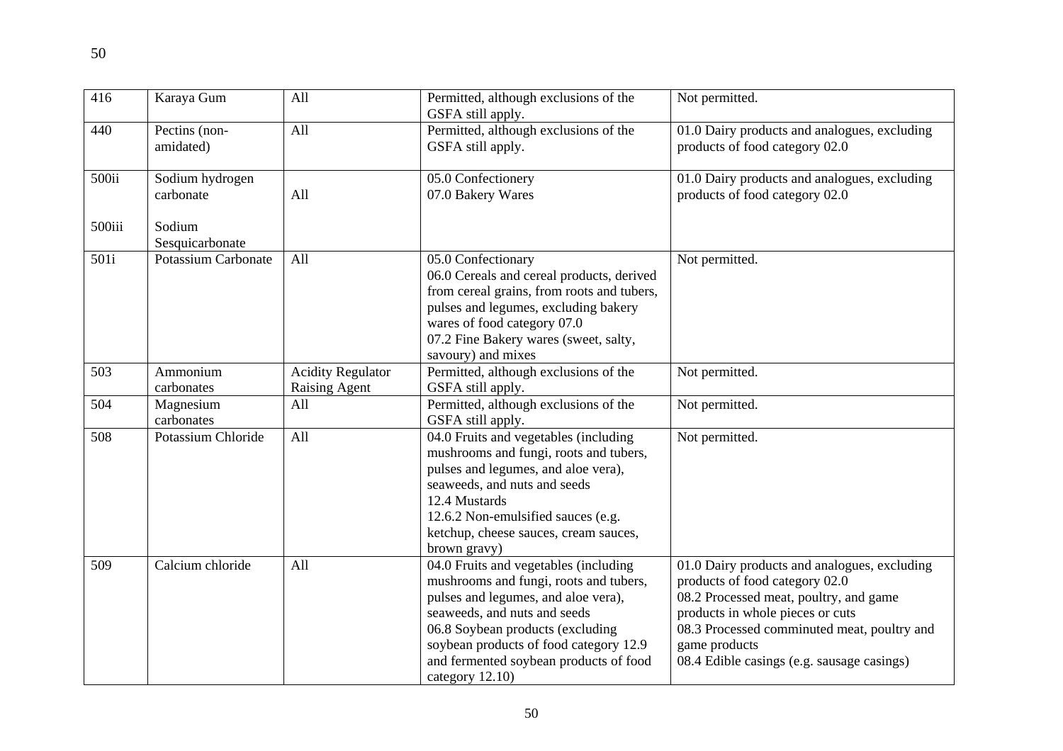| | | | | |
|---|---|---|---|---|
| 416 | Karaya Gum | All | Permitted, although exclusions of the GSFA still apply. | Not permitted. |
| 440 | Pectins (non-amidated) | All | Permitted, although exclusions of the GSFA still apply. | 01.0 Dairy products and analogues, excluding products of food category 02.0 |
| 500ii<br><br>500iii | Sodium hydrogen carbonate<br><br>Sodium Sesquicarbonate | All | 05.0 Confectionery<br>07.0 Bakery Wares | 01.0 Dairy products and analogues, excluding products of food category 02.0 |
| 501i | Potassium Carbonate | All | 05.0 Confectionary<br>06.0 Cereals and cereal products, derived from cereal grains, from roots and tubers, pulses and legumes, excluding bakery wares of food category 07.0<br>07.2 Fine Bakery wares (sweet, salty, savoury) and mixes | Not permitted. |
| 503 | Ammonium carbonates | Acidity Regulator<br>Raising Agent | Permitted, although exclusions of the GSFA still apply. | Not permitted. |
| 504 | Magnesium carbonates | All | Permitted, although exclusions of the GSFA still apply. | Not permitted. |
| 508 | Potassium Chloride | All | 04.0 Fruits and vegetables (including mushrooms and fungi, roots and tubers, pulses and legumes, and aloe vera), seaweeds, and nuts and seeds<br>12.4 Mustards<br>12.6.2 Non-emulsified sauces (e.g. ketchup, cheese sauces, cream sauces, brown gravy) | Not permitted. |
| 509 | Calcium chloride | All | 04.0 Fruits and vegetables (including mushrooms and fungi, roots and tubers, pulses and legumes, and aloe vera), seaweeds, and nuts and seeds<br>06.8 Soybean products (excluding soybean products of food category 12.9 and fermented soybean products of food category 12.10) | 01.0 Dairy products and analogues, excluding products of food category 02.0<br>08.2 Processed meat, poultry, and game products in whole pieces or cuts<br>08.3 Processed comminuted meat, poultry and game products<br>08.4 Edible casings (e.g. sausage casings) |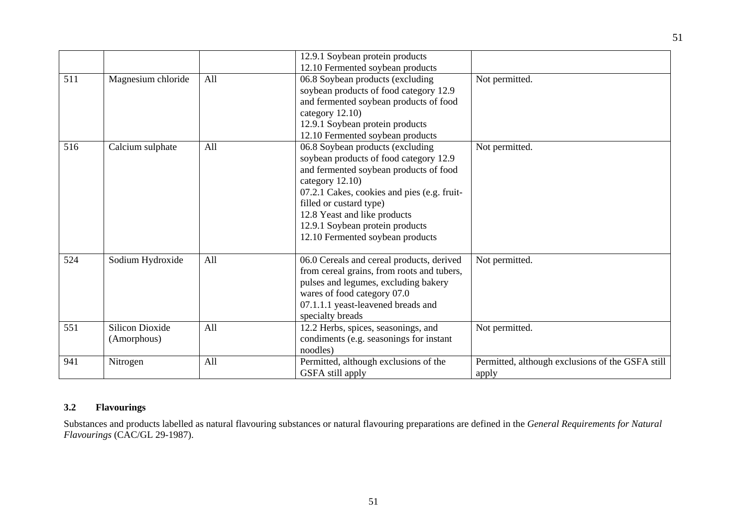| | | | | |
|---|---|---|---|---|
| | | | 12.9.1 Soybean protein products<br>12.10 Fermented soybean products | |
| 511 | Magnesium chloride | All | 06.8 Soybean products (excluding soybean products of food category 12.9 and fermented soybean products of food category 12.10)<br>12.9.1 Soybean protein products<br>12.10 Fermented soybean products | Not permitted. |
| 516 | Calcium sulphate | All | 06.8 Soybean products (excluding soybean products of food category 12.9 and fermented soybean products of food category 12.10)<br>07.2.1 Cakes, cookies and pies (e.g. fruit-filled or custard type)<br>12.8 Yeast and like products<br>12.9.1 Soybean protein products<br>12.10 Fermented soybean products | Not permitted. |
| 524 | Sodium Hydroxide | All | 06.0 Cereals and cereal products, derived from cereal grains, from roots and tubers, pulses and legumes, excluding bakery wares of food category 07.0<br>07.1.1.1 yeast-leavened breads and specialty breads | Not permitted. |
| 551 | Silicon Dioxide (Amorphous) | All | 12.2 Herbs, spices, seasonings, and condiments (e.g. seasonings for instant noodles) | Not permitted. |
| 941 | Nitrogen | All | Permitted, although exclusions of the GSFA still apply | Permitted, although exclusions of the GSFA still apply |

### 3.2 Flavourings

Substances and products labelled as natural flavouring substances or natural flavouring preparations are defined in the *General Requirements for Natural Flavourings* (CAC/GL 29-1987).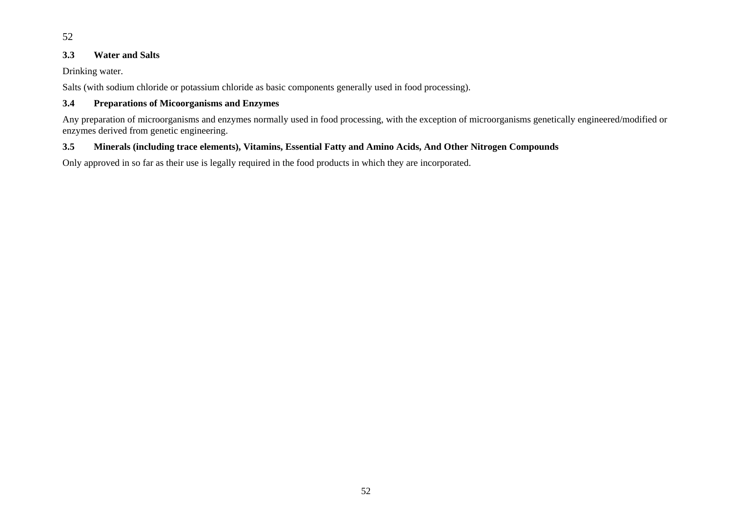### 3.3 Water and Salts

Drinking water.

Salts (with sodium chloride or potassium chloride as basic components generally used in food processing).

### 3.4 Preparations of Micoorganisms and Enzymes

Any preparation of microorganisms and enzymes normally used in food processing, with the exception of microorganisms genetically engineered/modified or enzymes derived from genetic engineering.

### 3.5 Minerals (including trace elements), Vitamins, Essential Fatty and Amino Acids, And Other Nitrogen Compounds

Only approved in so far as their use is legally required in the food products in which they are incorporated.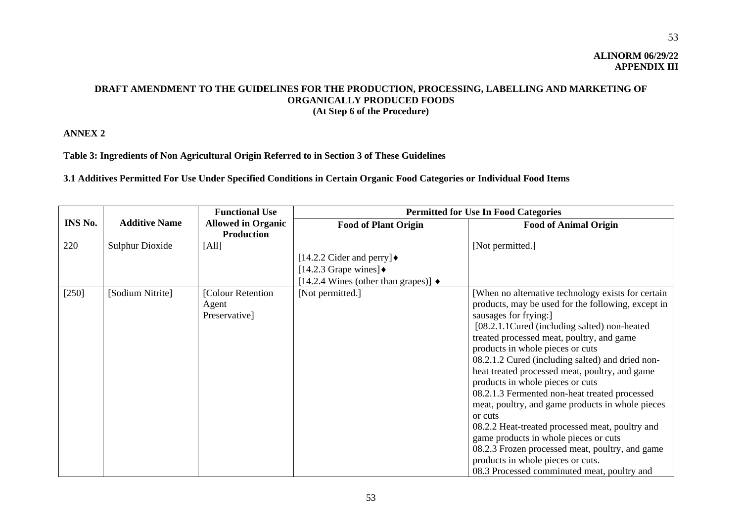**ALINORM 06/29/22**
**APPENDIX III**

**DRAFT AMENDMENT TO THE GUIDELINES FOR THE PRODUCTION, PROCESSING, LABELLING AND MARKETING OF ORGANICALLY PRODUCED FOODS**
**(At Step 6 of the Procedure)**

**ANNEX 2**

**Table 3: Ingredients of Non Agricultural Origin Referred to in Section 3 of These Guidelines**

**3.1 Additives Permitted For Use Under Specified Conditions in Certain Organic Food Categories or Individual Food Items**

| INS No. | Additive Name | Functional Use Allowed in Organic Production | Permitted for Use In Food Categories | |
|---|---|---|---|---|
| | | | Food of Plant Origin | Food of Animal Origin |
| 220 | Sulphur Dioxide | [All] | [14.2.2 Cider and perry]♦<br>[14.2.3 Grape wines]♦<br>[14.2.4 Wines (other than grapes)] ♦ | [Not permitted.] |
| [250] | [Sodium Nitrite] | [Colour Retention Agent Preservative] | [Not permitted.] | [When no alternative technology exists for certain products, may be used for the following, except in sausages for frying:]<br>[08.2.1.1Cured (including salted) non-heated treated processed meat, poultry, and game products in whole pieces or cuts<br>08.2.1.2 Cured (including salted) and dried non-heat treated processed meat, poultry, and game products in whole pieces or cuts<br>08.2.1.3 Fermented non-heat treated processed meat, poultry, and game products in whole pieces or cuts<br>08.2.2 Heat-treated processed meat, poultry and game products in whole pieces or cuts<br>08.2.3 Frozen processed meat, poultry, and game products in whole pieces or cuts.<br>08.3 Processed comminuted meat, poultry and |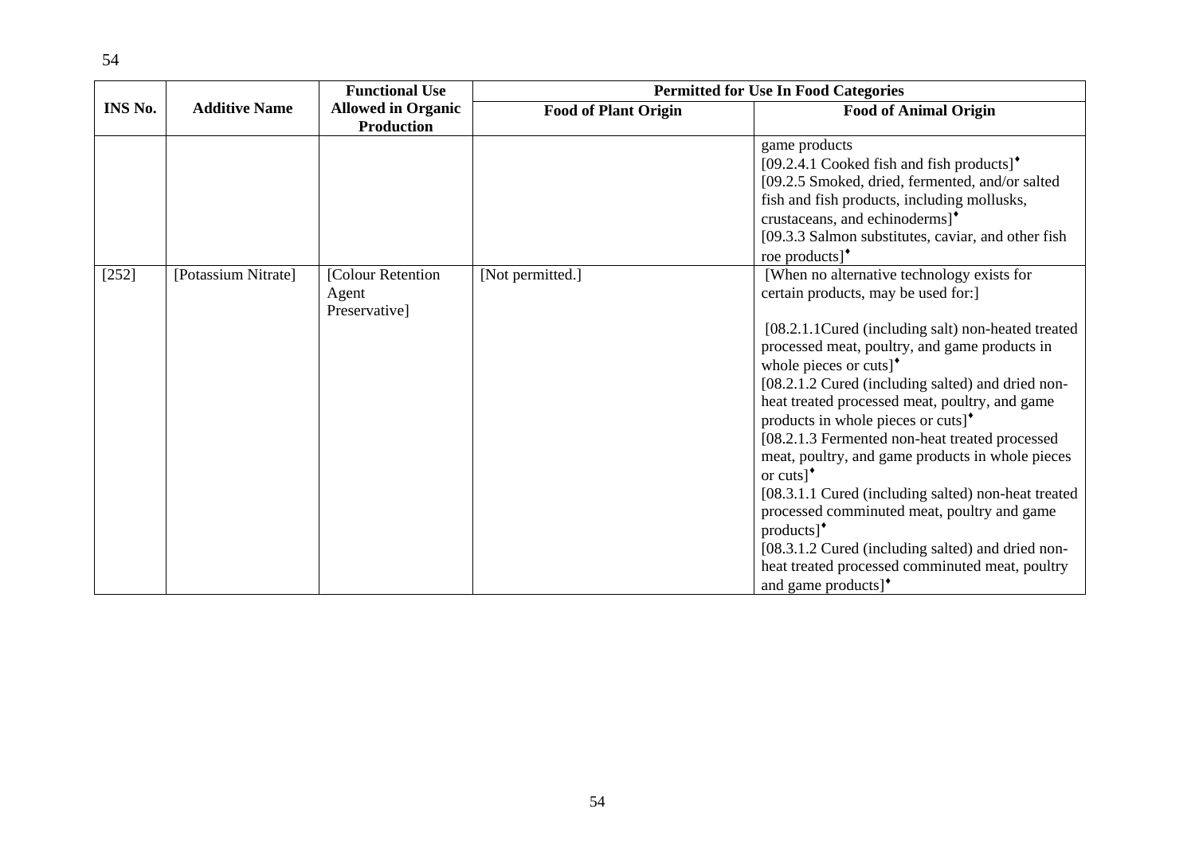| INS No. | Additive Name | Functional Use Allowed in Organic Production | Permitted for Use In Food Categories | |
|---|---|---|---|---|
| | | | Food of Plant Origin | Food of Animal Origin |
| | | | | game products<br>[09.2.4.1 Cooked fish and fish products]♦<br>[09.2.5 Smoked, dried, fermented, and/or salted fish and fish products, including mollusks, crustaceans, and echinoderms]♦<br>[09.3.3 Salmon substitutes, caviar, and other fish roe products]♦ |
| [252] | [Potassium Nitrate] | [Colour Retention Agent Preservative] | [Not permitted.] | [When no alternative technology exists for certain products, may be used for:]<br><br>[08.2.1.1Cured (including salt) non-heated treated processed meat, poultry, and game products in whole pieces or cuts]♦<br>[08.2.1.2 Cured (including salted) and dried non-heat treated processed meat, poultry, and game products in whole pieces or cuts]♦<br>[08.2.1.3 Fermented non-heat treated processed meat, poultry, and game products in whole pieces or cuts]♦<br>[08.3.1.1 Cured (including salted) non-heat treated processed comminuted meat, poultry and game products]♦<br>[08.3.1.2 Cured (including salted) and dried non-heat treated processed comminuted meat, poultry and game products]♦ |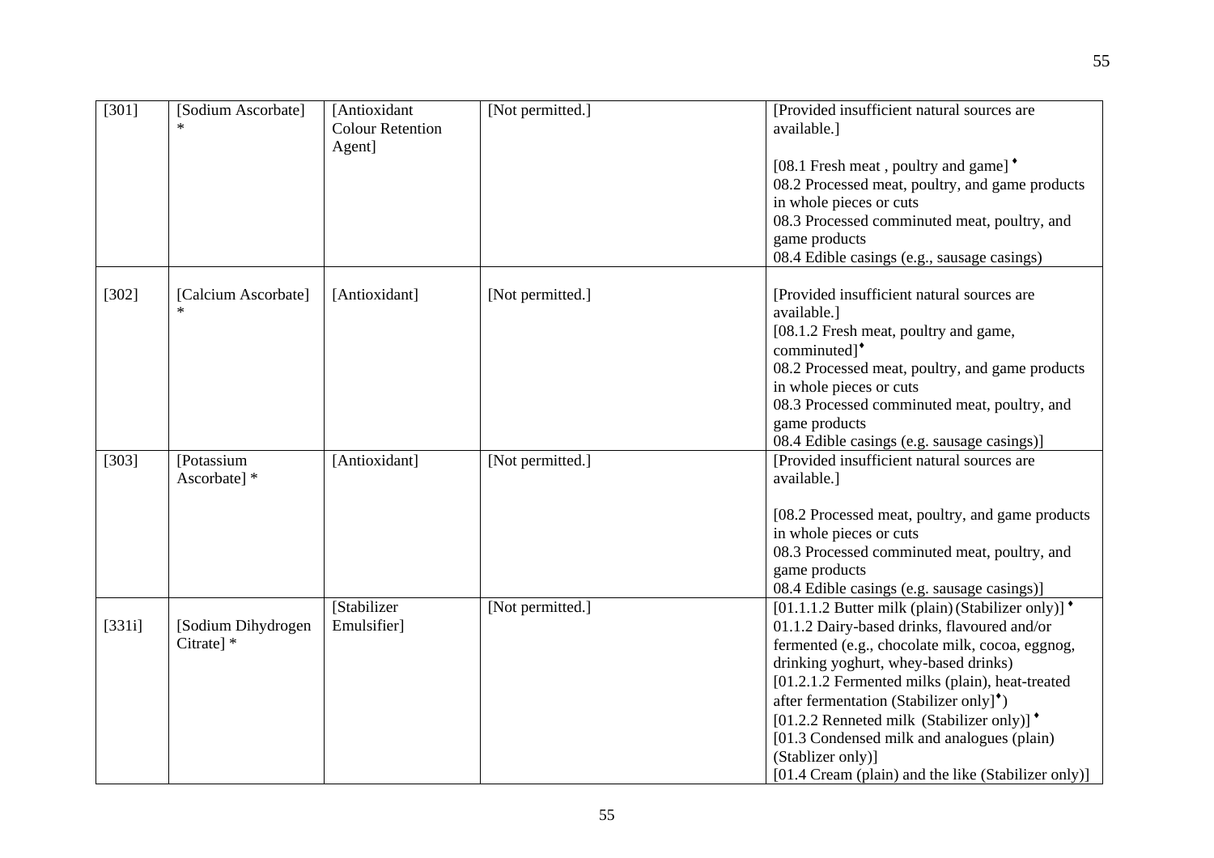| | | | | |
|---|---|---|---|---|
| [301] | [Sodium Ascorbate] * | [Antioxidant Colour Retention Agent] | [Not permitted.] | [Provided insufficient natural sources are available.]<br><br>[08.1 Fresh meat , poultry and game] ♦<br>08.2 Processed meat, poultry, and game products in whole pieces or cuts<br>08.3 Processed comminuted meat, poultry, and game products<br>08.4 Edible casings (e.g., sausage casings) |
| [302] | [Calcium Ascorbate] * | [Antioxidant] | [Not permitted.] | [Provided insufficient natural sources are available.]<br>[08.1.2 Fresh meat, poultry and game, comminuted]♦<br>08.2 Processed meat, poultry, and game products in whole pieces or cuts<br>08.3 Processed comminuted meat, poultry, and game products<br>08.4 Edible casings (e.g. sausage casings)] |
| [303] | [Potassium Ascorbate] * | [Antioxidant] | [Not permitted.] | [Provided insufficient natural sources are available.]<br><br>[08.2 Processed meat, poultry, and game products in whole pieces or cuts<br>08.3 Processed comminuted meat, poultry, and game products<br>08.4 Edible casings (e.g. sausage casings)] |
| [331i] | [Sodium Dihydrogen Citrate] * | [Stabilizer Emulsifier] | [Not permitted.] | [01.1.1.2 Butter milk (plain) (Stabilizer only)] ♦<br>01.1.2 Dairy-based drinks, flavoured and/or fermented (e.g., chocolate milk, cocoa, eggnog, drinking yoghurt, whey-based drinks)<br>[01.2.1.2 Fermented milks (plain), heat-treated after fermentation (Stabilizer only]♦)<br>[01.2.2 Renneted milk (Stabilizer only)] ♦<br>[01.3 Condensed milk and analogues (plain) (Stablizer only)]<br>[01.4 Cream (plain) and the like (Stabilizer only)] |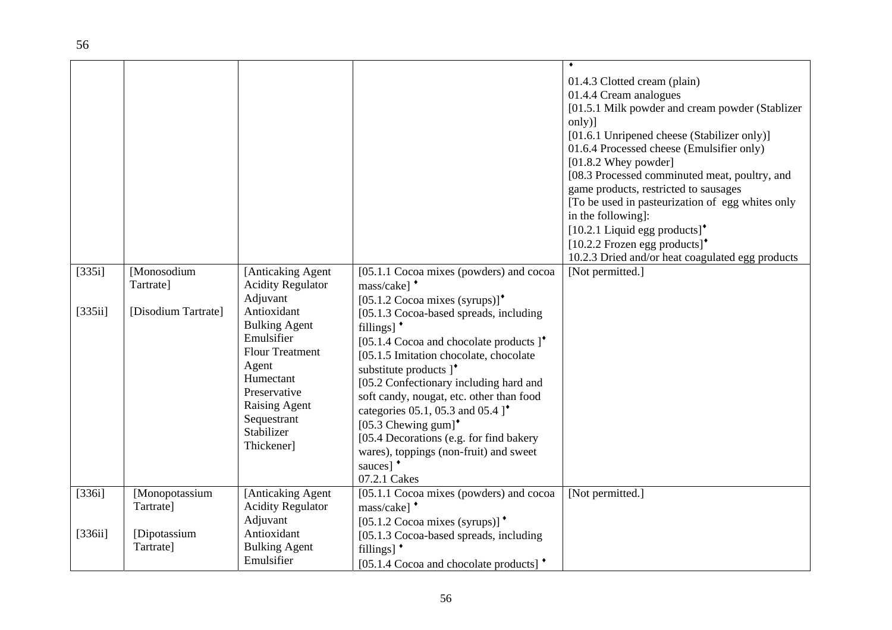| | | | | |
|---|---|---|---|---|
| | | | | ♦<br>01.4.3 Clotted cream (plain)<br>01.4.4 Cream analogues<br>[01.5.1 Milk powder and cream powder (Stablizer only)]<br>[01.6.1 Unripened cheese (Stabilizer only)]<br>01.6.4 Processed cheese (Emulsifier only)<br>[01.8.2 Whey powder]<br>[08.3 Processed comminuted meat, poultry, and game products, restricted to sausages<br>[To be used in pasteurization of egg whites only in the following]:<br>[10.2.1 Liquid egg products]♦<br>[10.2.2 Frozen egg products]♦<br>10.2.3 Dried and/or heat coagulated egg products |
| [335i]<br><br>[335ii] | [Monosodium Tartrate]<br><br>[Disodium Tartrate] | [Anticaking Agent<br>Acidity Regulator<br>Adjuvant<br>Antioxidant<br>Bulking Agent<br>Emulsifier<br>Flour Treatment Agent<br>Humectant<br>Preservative<br>Raising Agent<br>Sequestrant<br>Stabilizer<br>Thickener] | [05.1.1 Cocoa mixes (powders) and cocoa mass/cake] ♦<br>[05.1.2 Cocoa mixes (syrups)]♦<br>[05.1.3 Cocoa-based spreads, including fillings] ♦<br>[05.1.4 Cocoa and chocolate products ]♦<br>[05.1.5 Imitation chocolate, chocolate substitute products ]♦<br>[05.2 Confectionary including hard and soft candy, nougat, etc. other than food categories 05.1, 05.3 and 05.4 ]♦<br>[05.3 Chewing gum]♦<br>[05.4 Decorations (e.g. for find bakery wares), toppings (non-fruit) and sweet sauces] ♦<br>07.2.1 Cakes | [Not permitted.] |
| [336i]<br><br>[336ii] | [Monopotassium Tartrate]<br><br>[Dipotassium Tartrate] | [Anticaking Agent<br>Acidity Regulator<br>Adjuvant<br>Antioxidant<br>Bulking Agent<br>Emulsifier | [05.1.1 Cocoa mixes (powders) and cocoa mass/cake] ♦<br>[05.1.2 Cocoa mixes (syrups)] ♦<br>[05.1.3 Cocoa-based spreads, including fillings] ♦<br>[05.1.4 Cocoa and chocolate products] ♦ | [Not permitted.] |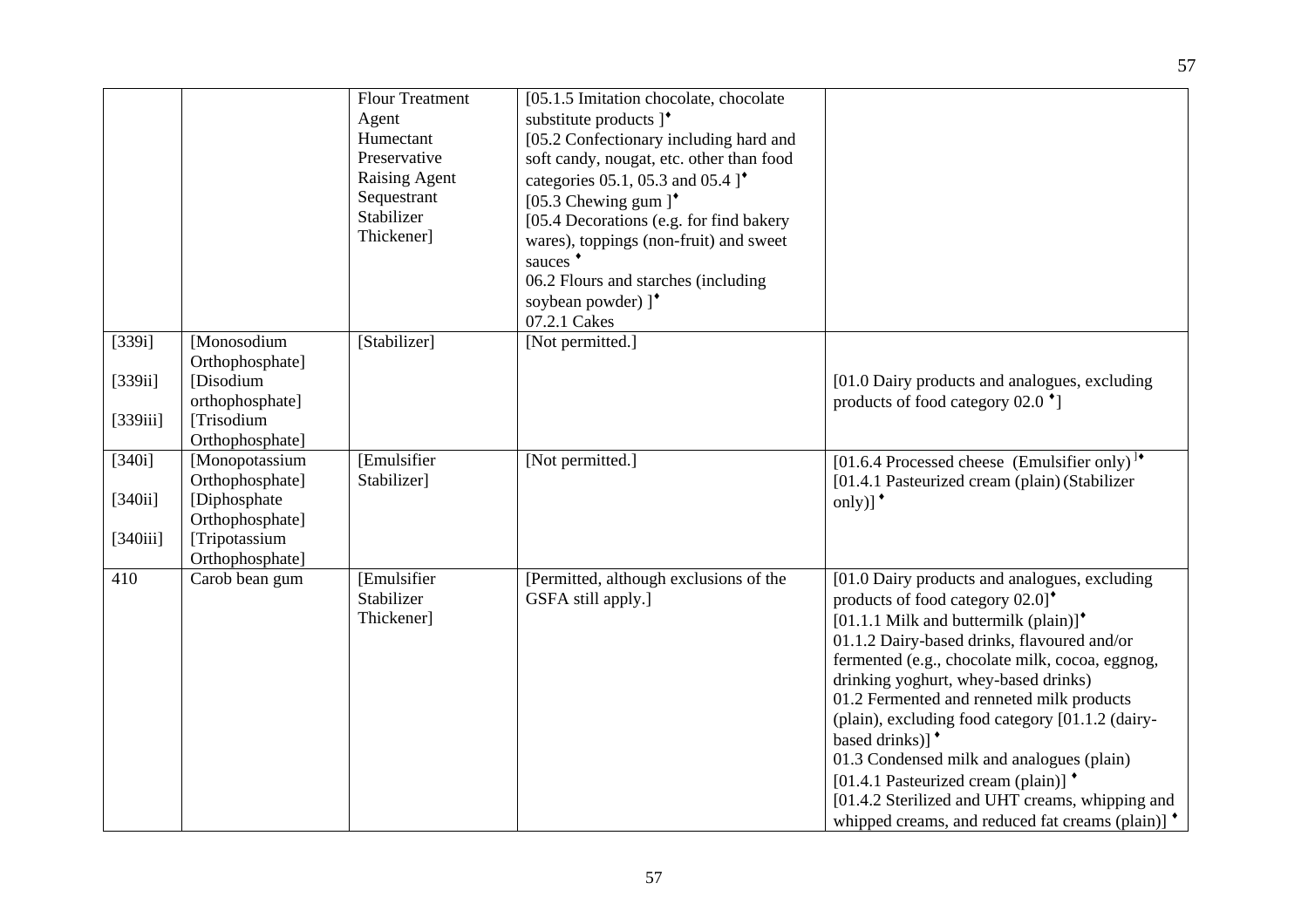| | | | | |
|---|---|---|---|---|
| | | Flour Treatment Agent<br>Humectant<br>Preservative<br>Raising Agent<br>Sequestrant<br>Stabilizer<br>Thickener] | [05.1.5 Imitation chocolate, chocolate substitute products ]♦<br>[05.2 Confectionary including hard and soft candy, nougat, etc. other than food categories 05.1, 05.3 and 05.4 ]♦<br>[05.3 Chewing gum ]♦<br>[05.4 Decorations (e.g. for find bakery wares), toppings (non-fruit) and sweet sauces ♦<br>06.2 Flours and starches (including soybean powder) ]♦<br>07.2.1 Cakes | |
| [339i]<br>[339ii]<br>[339iii] | [Monosodium Orthophosphate]<br>[Disodium orthophosphate]<br>[Trisodium Orthophosphate] | [Stabilizer] | [Not permitted.] | [01.0 Dairy products and analogues, excluding products of food category 02.0 ♦] |
| [340i]<br>[340ii]<br>[340iii] | [Monopotassium Orthophosphate]<br>[Diphosphate Orthophosphate]<br>[Tripotassium Orthophosphate] | [Emulsifier Stabilizer] | [Not permitted.] | [01.6.4 Processed cheese (Emulsifier only) ]♦<br>[01.4.1 Pasteurized cream (plain) (Stabilizer only)] ♦ |
| 410 | Carob bean gum | [Emulsifier Stabilizer Thickener] | [Permitted, although exclusions of the GSFA still apply.] | [01.0 Dairy products and analogues, excluding products of food category 02.0]♦<br>[01.1.1 Milk and buttermilk (plain)]♦<br>01.1.2 Dairy-based drinks, flavoured and/or fermented (e.g., chocolate milk, cocoa, eggnog, drinking yoghurt, whey-based drinks)<br>01.2 Fermented and renneted milk products (plain), excluding food category [01.1.2 (dairy-based drinks)] ♦<br>01.3 Condensed milk and analogues (plain)<br>[01.4.1 Pasteurized cream (plain)] ♦<br>[01.4.2 Sterilized and UHT creams, whipping and whipped creams, and reduced fat creams (plain)] ♦ |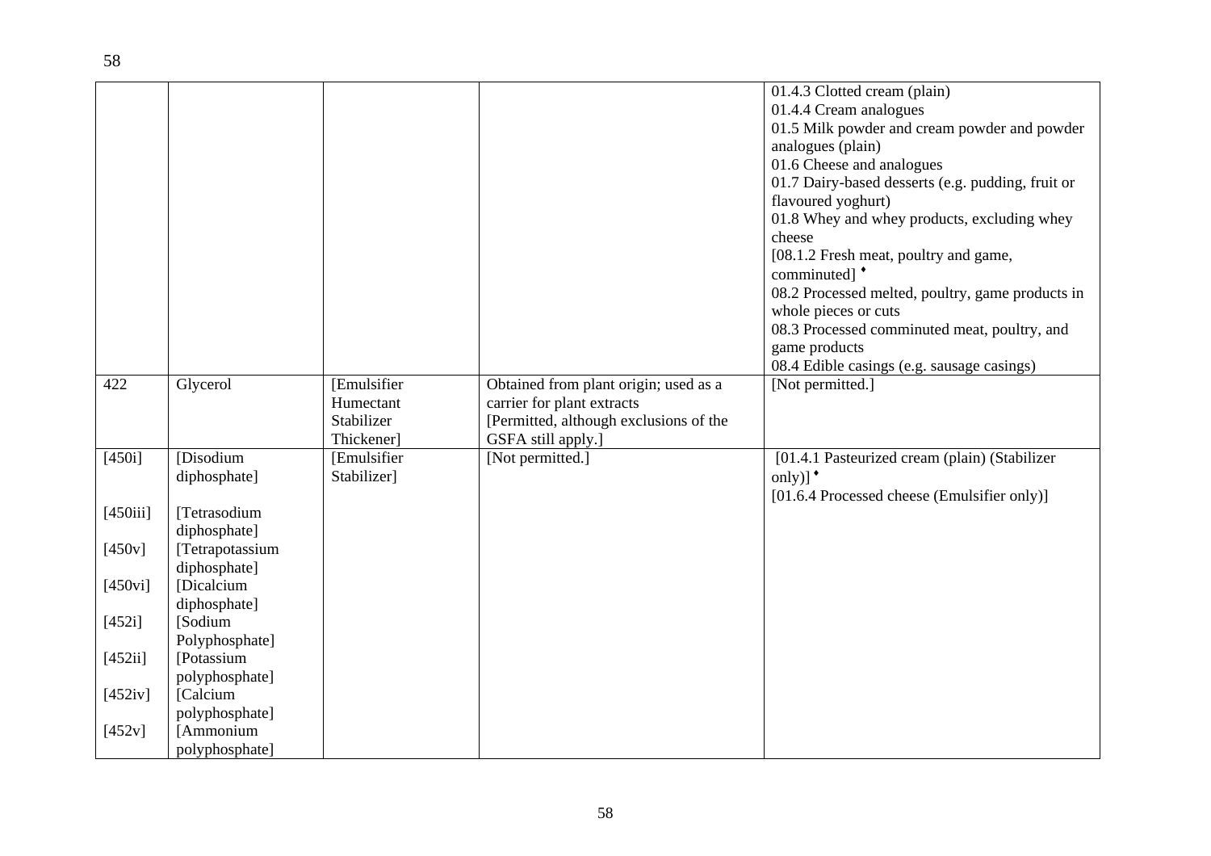| | | | | |
|---|---|---|---|---|
| | | | | 01.4.3 Clotted cream (plain)<br>01.4.4 Cream analogues<br>01.5 Milk powder and cream powder and powder analogues (plain)<br>01.6 Cheese and analogues<br>01.7 Dairy-based desserts (e.g. pudding, fruit or flavoured yoghurt)<br>01.8 Whey and whey products, excluding whey cheese<br>[08.1.2 Fresh meat, poultry and game, comminuted] ⧫<br>08.2 Processed melted, poultry, game products in whole pieces or cuts<br>08.3 Processed comminuted meat, poultry, and game products<br>08.4 Edible casings (e.g. sausage casings) |
| 422 | Glycerol | [Emulsifier<br>Humectant<br>Stabilizer<br>Thickener] | Obtained from plant origin; used as a carrier for plant extracts<br>[Permitted, although exclusions of the GSFA still apply.] | [Not permitted.] |
| [450i]<br><br>[450iii]<br><br>[450v]<br><br>[450vi]<br><br>[452i]<br><br>[452ii]<br><br>[452iv]<br><br>[452v] | [Disodium diphosphate]<br><br>[Tetrasodium diphosphate]<br>[Tetrapotassium diphosphate]<br>[Dicalcium diphosphate]<br>[Sodium Polyphosphate]<br>[Potassium polyphosphate]<br>[Calcium polyphosphate]<br>[Ammonium polyphosphate] | [Emulsifier<br>Stabilizer] | [Not permitted.] | [01.4.1 Pasteurized cream (plain) (Stabilizer only)] ⧫<br>[01.6.4 Processed cheese (Emulsifier only)] |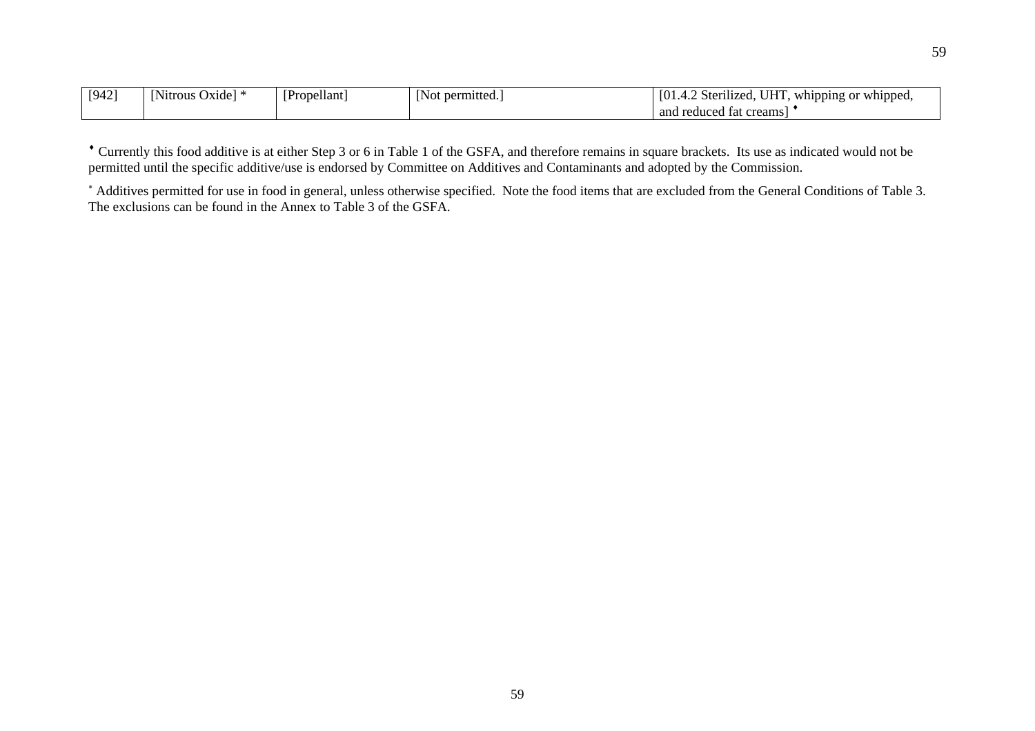| | | | | |
|---|---|---|---|---|
| [942] | [Nitrous Oxide] * | [Propellant] | [Not permitted.] | [01.4.2 Sterilized, UHT, whipping or whipped, and reduced fat creams] ♦ |

♦ Currently this food additive is at either Step 3 or 6 in Table 1 of the GSFA, and therefore remains in square brackets. Its use as indicated would not be permitted until the specific additive/use is endorsed by Committee on Additives and Contaminants and adopted by the Commission.

* Additives permitted for use in food in general, unless otherwise specified. Note the food items that are excluded from the General Conditions of Table 3. The exclusions can be found in the Annex to Table 3 of the GSFA.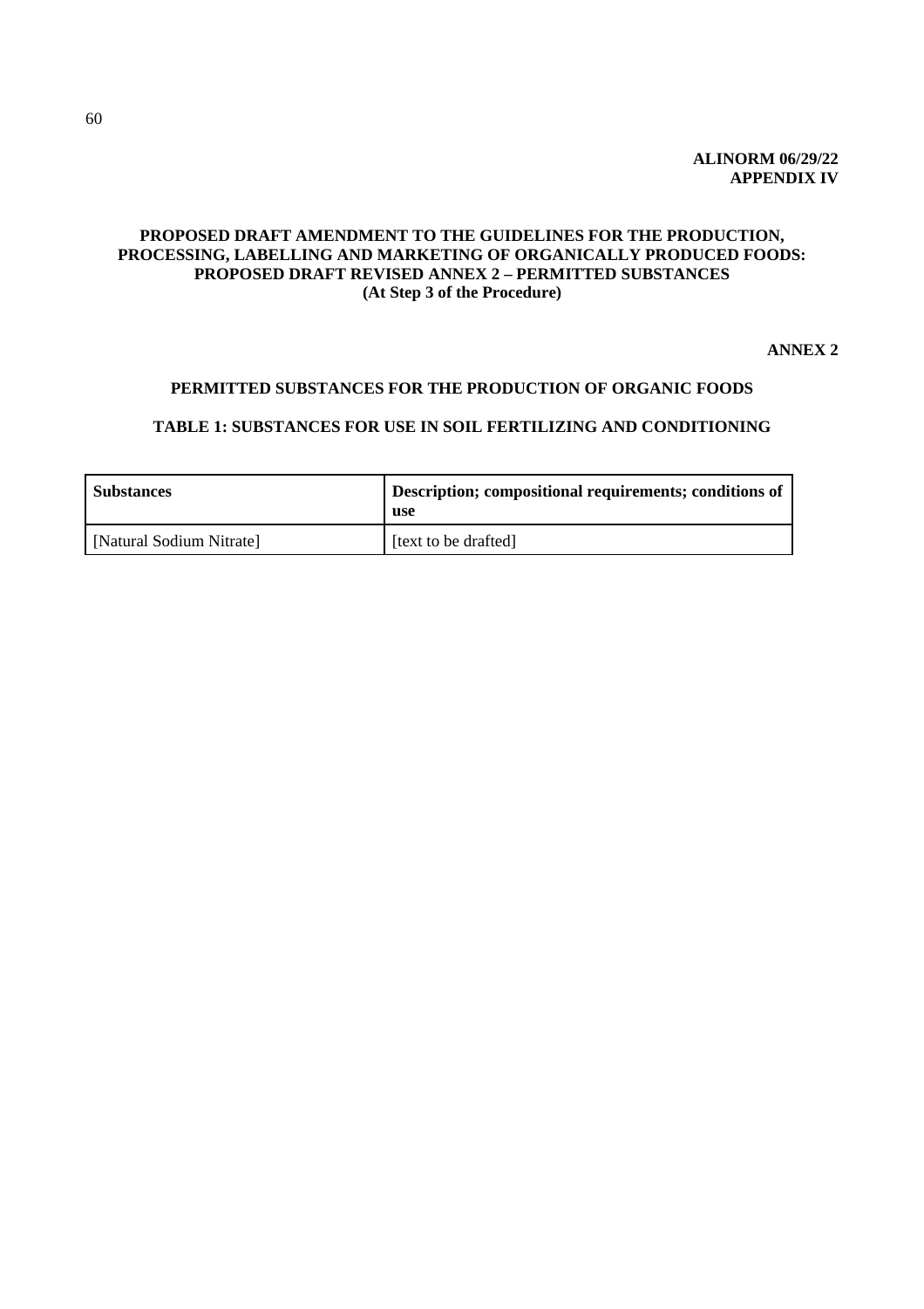**ALINORM 06/29/22**
**APPENDIX IV**

## PROPOSED DRAFT AMENDMENT TO THE GUIDELINES FOR THE PRODUCTION, PROCESSING, LABELLING AND MARKETING OF ORGANICALLY PRODUCED FOODS: PROPOSED DRAFT REVISED ANNEX 2 – PERMITTED SUBSTANCES (At Step 3 of the Procedure)

**ANNEX 2**

### PERMITTED SUBSTANCES FOR THE PRODUCTION OF ORGANIC FOODS

### TABLE 1: SUBSTANCES FOR USE IN SOIL FERTILIZING AND CONDITIONING

| Substances | Description; compositional requirements; conditions of use |
|---|---|
| [Natural Sodium Nitrate] | [text to be drafted] |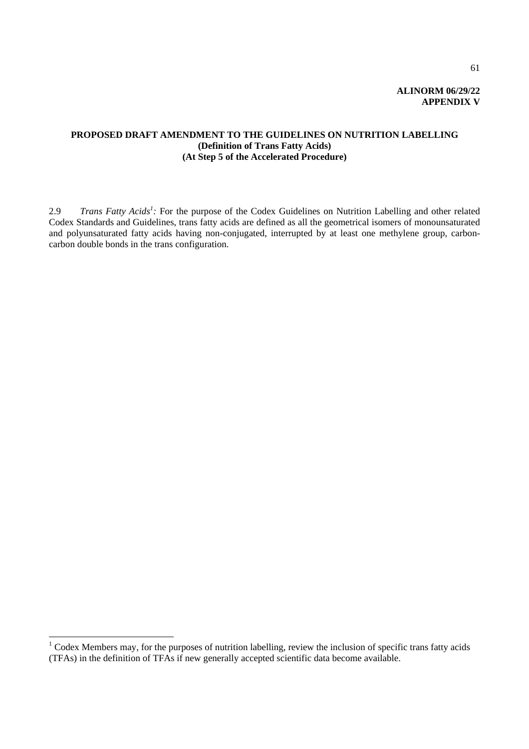**ALINORM 06/29/22**
**APPENDIX V**

# PROPOSED DRAFT AMENDMENT TO THE GUIDELINES ON NUTRITION LABELLING
## (Definition of Trans Fatty Acids)
## (At Step 5 of the Accelerated Procedure)

2.9 *Trans Fatty Acids*[1]*:* For the purpose of the Codex Guidelines on Nutrition Labelling and other related Codex Standards and Guidelines, trans fatty acids are defined as all the geometrical isomers of monounsaturated and polyunsaturated fatty acids having non-conjugated, interrupted by at least one methylene group, carbon-carbon double bonds in the trans configuration.

---

[1] Codex Members may, for the purposes of nutrition labelling, review the inclusion of specific trans fatty acids (TFAs) in the definition of TFAs if new generally accepted scientific data become available.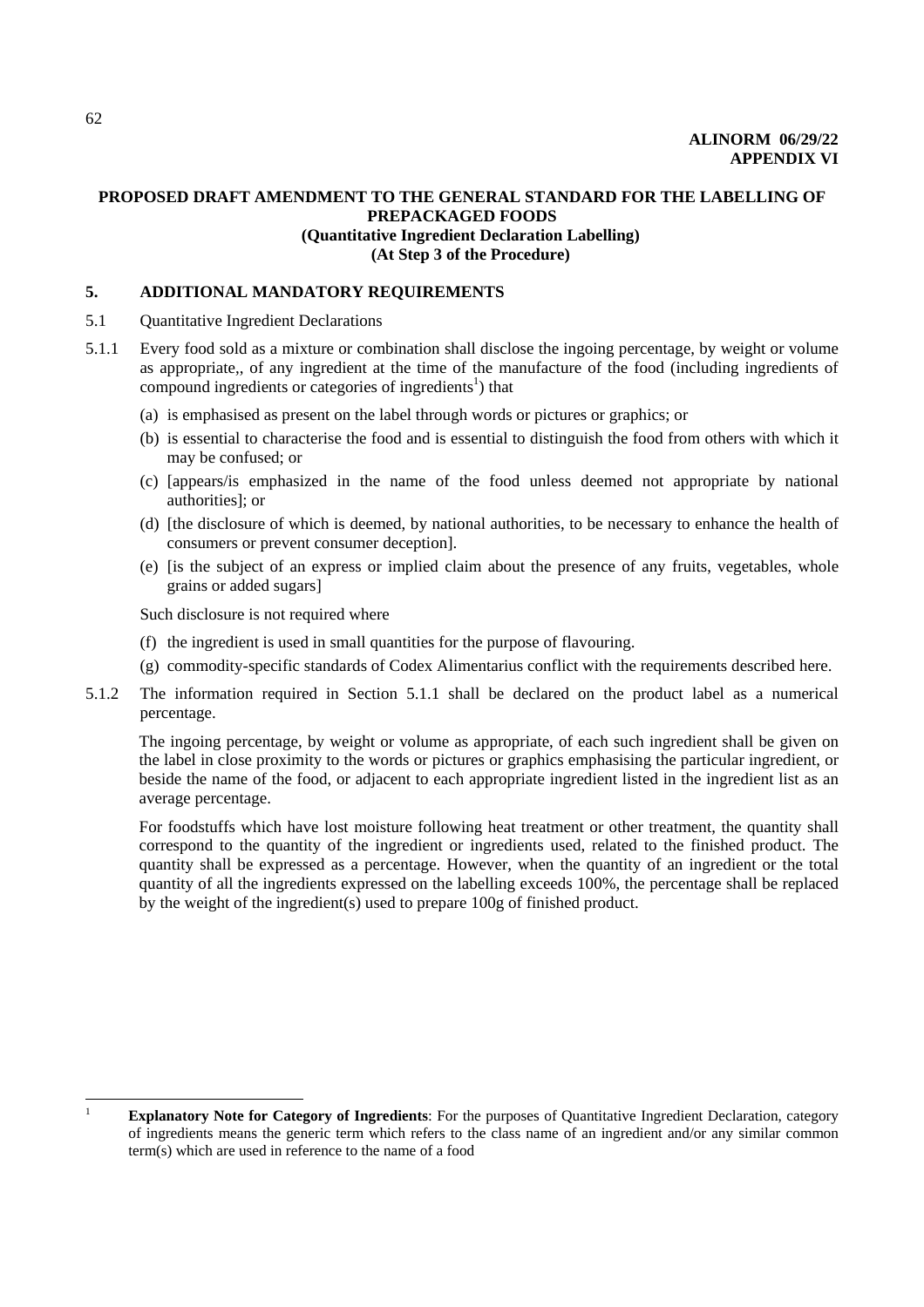**ALINORM 06/29/22**
**APPENDIX VI**

# PROPOSED DRAFT AMENDMENT TO THE GENERAL STANDARD FOR THE LABELLING OF PREPACKAGED FOODS
## (Quantitative Ingredient Declaration Labelling)
## (At Step 3 of the Procedure)

### 5. ADDITIONAL MANDATORY REQUIREMENTS

5.1 Quantitative Ingredient Declarations

5.1.1 Every food sold as a mixture or combination shall disclose the ingoing percentage, by weight or volume as appropriate,, of any ingredient at the time of the manufacture of the food (including ingredients of compound ingredients or categories of ingredients[1]) that

(a) is emphasised as present on the label through words or pictures or graphics; or

(b) is essential to characterise the food and is essential to distinguish the food from others with which it may be confused; or

(c) [appears/is emphasized in the name of the food unless deemed not appropriate by national authorities]; or

(d) [the disclosure of which is deemed, by national authorities, to be necessary to enhance the health of consumers or prevent consumer deception].

(e) [is the subject of an express or implied claim about the presence of any fruits, vegetables, whole grains or added sugars]

Such disclosure is not required where

(f) the ingredient is used in small quantities for the purpose of flavouring.

(g) commodity-specific standards of Codex Alimentarius conflict with the requirements described here.

5.1.2 The information required in Section 5.1.1 shall be declared on the product label as a numerical percentage.

The ingoing percentage, by weight or volume as appropriate, of each such ingredient shall be given on the label in close proximity to the words or pictures or graphics emphasising the particular ingredient, or beside the name of the food, or adjacent to each appropriate ingredient listed in the ingredient list as an average percentage.

For foodstuffs which have lost moisture following heat treatment or other treatment, the quantity shall correspond to the quantity of the ingredient or ingredients used, related to the finished product. The quantity shall be expressed as a percentage. However, when the quantity of an ingredient or the total quantity of all the ingredients expressed on the labelling exceeds 100%, the percentage shall be replaced by the weight of the ingredient(s) used to prepare 100g of finished product.

---

[1] **Explanatory Note for Category of Ingredients**: For the purposes of Quantitative Ingredient Declaration, category of ingredients means the generic term which refers to the class name of an ingredient and/or any similar common term(s) which are used in reference to the name of a food